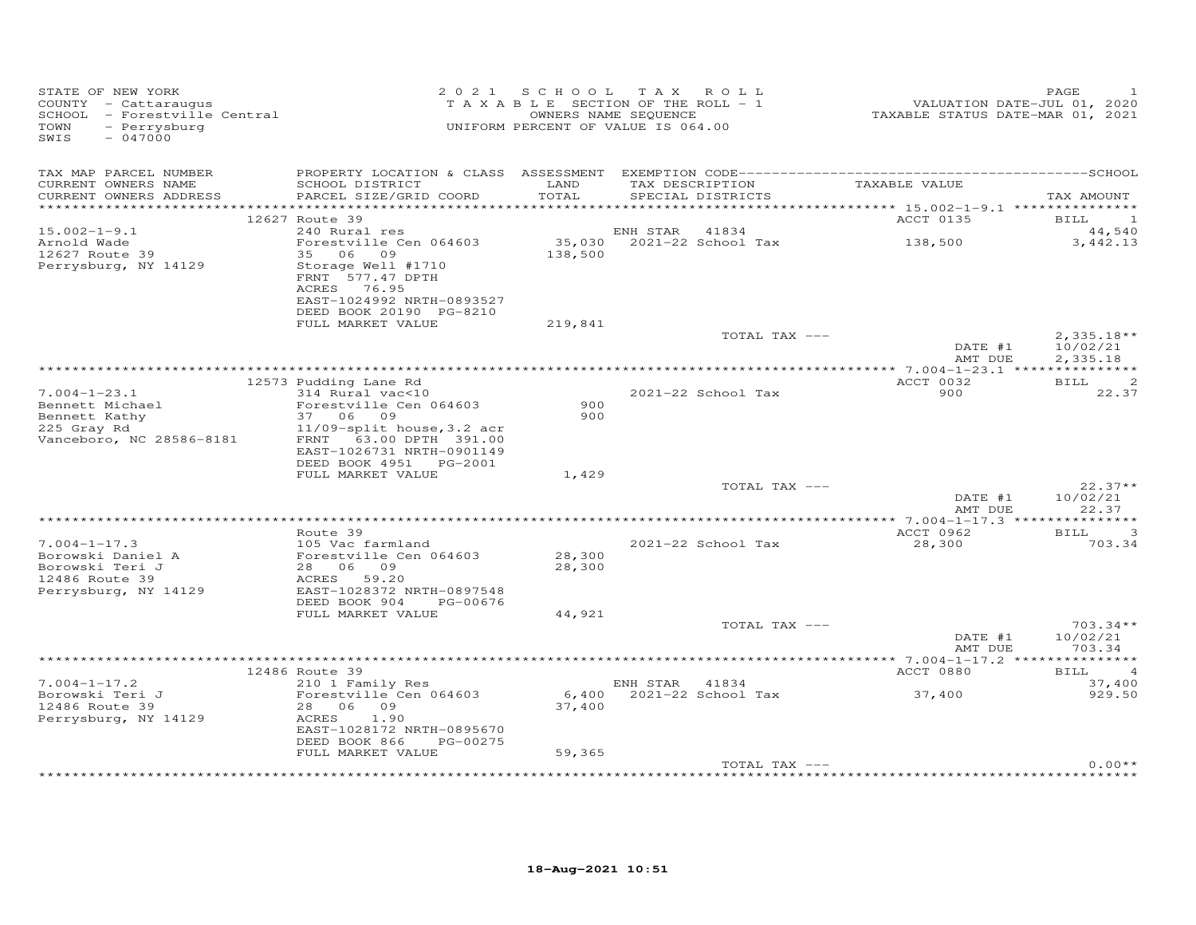STATE OF NEW YORK
COUNTY - Cattaraugus
SCHOOL - Forestville Central
TOWN - Perrysburg
SWIS - 047000

2 0 2 1 S C H O O L T A X R O L L
T A X A B L E SECTION OF THE ROLL - 1
OWNERS NAME SEQUENCE
UNIFORM PERCENT OF VALUE IS 064.00

VALUATION DATE-JUL 01, 2020
TAXABLE STATUS DATE-MAR 01, 2021

| TAX MAP PARCEL NUMBER / CURRENT OWNERS NAME / CURRENT OWNERS ADDRESS | PROPERTY LOCATION & CLASS / SCHOOL DISTRICT / PARCEL SIZE/GRID COORD | ASSESSMENT LAND / TOTAL | EXEMPTION CODE / TAX DESCRIPTION / SPECIAL DISTRICTS | TAXABLE VALUE | TAX AMOUNT |
|---|---|---|---|---|---|
| | 12627 Route 39 | | | ACCT 0135 | BILL 1 |
| 15.002-1-9.1 | 240 Rural res | | ENH STAR 41834 | | 44,540 |
| Arnold Wade | Forestville Cen 064603 | 35,030 | 2021-22 School Tax | 138,500 | 3,442.13 |
| 12627 Route 39 | 35 06 09 | 138,500 | | | |
| Perrysburg, NY 14129 | Storage Well #1710 | | | | |
| | FRNT 577.47 DPTH | | | | |
| | ACRES 76.95 | | | | |
| | EAST-1024992 NRTH-0893527 | | | | |
| | DEED BOOK 20190 PG-8210 | | | | |
| | FULL MARKET VALUE | 219,841 | | | |
| | | | TOTAL TAX --- | | 2,335.18** |
| | | | | DATE #1 | 10/02/21 |
| | | | | AMT DUE | 2,335.18 |
| | 12573 Pudding Lane Rd | | | ACCT 0032 | BILL 2 |
| 7.004-1-23.1 | 314 Rural vac<10 | | 2021-22 School Tax | 900 | 22.37 |
| Bennett Michael | Forestville Cen 064603 | 900 | | | |
| Bennett Kathy | 37 06 09 | 900 | | | |
| 225 Gray Rd | 11/09-split house,3.2 acr | | | | |
| Vanceboro, NC 28586-8181 | FRNT 63.00 DPTH 391.00 | | | | |
| | EAST-1026731 NRTH-0901149 | | | | |
| | DEED BOOK 4951 PG-2001 | | | | |
| | FULL MARKET VALUE | 1,429 | | | |
| | | | TOTAL TAX --- | | 22.37** |
| | | | | DATE #1 | 10/02/21 |
| | | | | AMT DUE | 22.37 |
| | Route 39 | | | ACCT 0962 | BILL 3 |
| 7.004-1-17.3 | 105 Vac farmland | | 2021-22 School Tax | 28,300 | 703.34 |
| Borowski Daniel A | Forestville Cen 064603 | 28,300 | | | |
| Borowski Teri J | 28 06 09 | 28,300 | | | |
| 12486 Route 39 | ACRES 59.20 | | | | |
| Perrysburg, NY 14129 | EAST-1028372 NRTH-0897548 | | | | |
| | DEED BOOK 904 PG-00676 | | | | |
| | FULL MARKET VALUE | 44,921 | | | |
| | | | TOTAL TAX --- | | 703.34** |
| | | | | DATE #1 | 10/02/21 |
| | | | | AMT DUE | 703.34 |
| | 12486 Route 39 | | | ACCT 0880 | BILL 4 |
| 7.004-1-17.2 | 210 1 Family Res | | ENH STAR 41834 | | 37,400 |
| Borowski Teri J | Forestville Cen 064603 | 6,400 | 2021-22 School Tax | 37,400 | 929.50 |
| 12486 Route 39 | 28 06 09 | 37,400 | | | |
| Perrysburg, NY 14129 | ACRES 1.90 | | | | |
| | EAST-1028172 NRTH-0895670 | | | | |
| | DEED BOOK 866 PG-00275 | | | | |
| | FULL MARKET VALUE | 59,365 | | | |
| | | | TOTAL TAX --- | | 0.00** |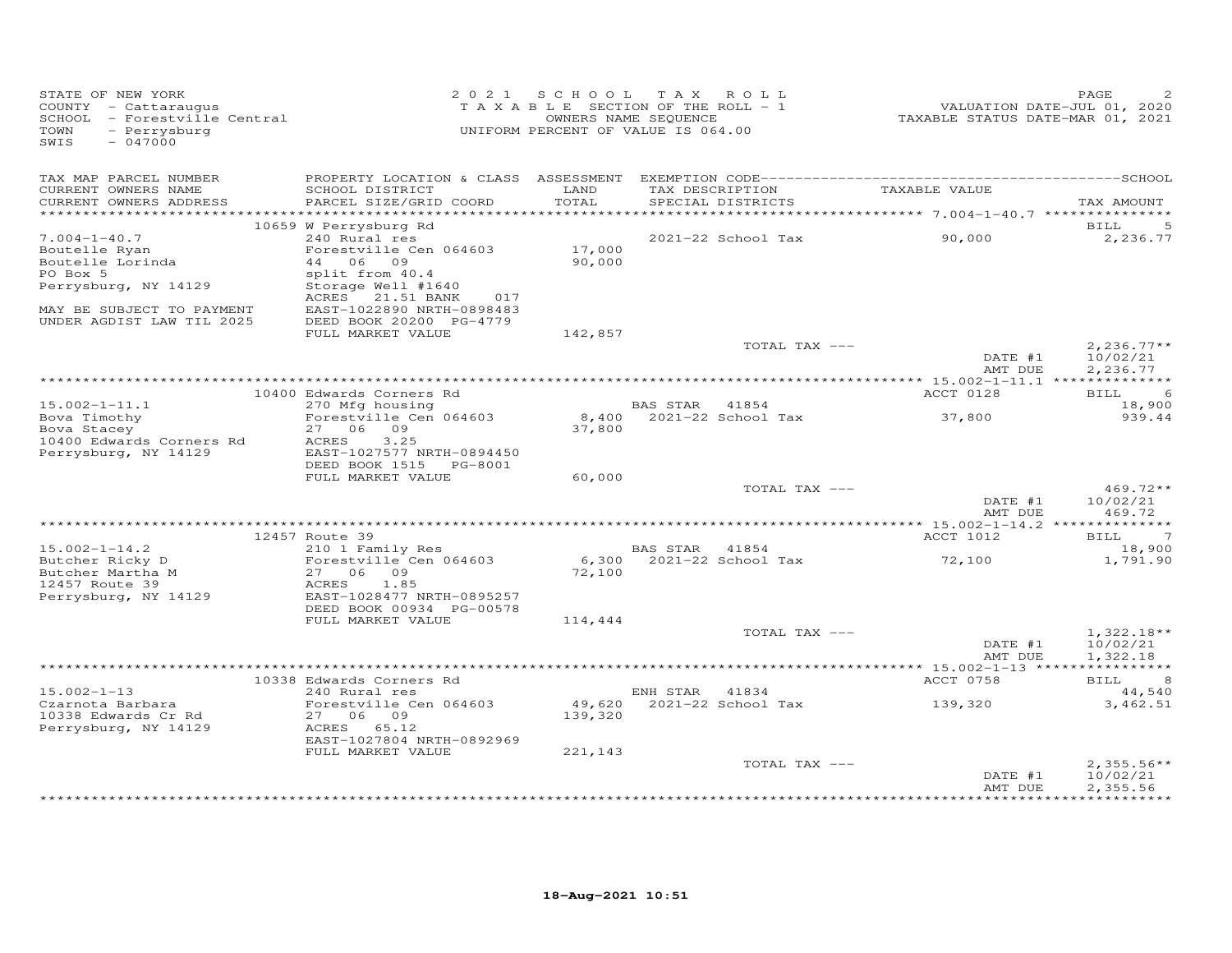STATE OF NEW YORK
COUNTY - Cattaraugus
SCHOOL - Forestville Central
TOWN - Perrysburg
SWIS - 047000

2 0 2 1 S C H O O L T A X R O L L
T A X A B L E SECTION OF THE ROLL - 1
OWNERS NAME SEQUENCE
UNIFORM PERCENT OF VALUE IS 064.00

VALUATION DATE-JUL 01, 2020
TAXABLE STATUS DATE-MAR 01, 2021

| TAX MAP PARCEL NUMBER / CURRENT OWNERS NAME / CURRENT OWNERS ADDRESS | PROPERTY LOCATION & CLASS / SCHOOL DISTRICT / PARCEL SIZE/GRID COORD | ASSESSMENT LAND / TOTAL | EXEMPTION CODE / TAX DESCRIPTION / SPECIAL DISTRICTS | TAXABLE VALUE | TAX AMOUNT |
|---|---|---|---|---|---|
| 7.004-1-40.7 | 10659 W Perrysburg Rd | | | | BILL 5 |
| 7.004-1-40.7 | 240 Rural res | | | | |
| Boutelle Ryan | Forestville Cen 064603 | 17,000 | 2021-22 School Tax | 90,000 | 2,236.77 |
| Boutelle Lorinda | 44 06 09 | 90,000 | | | |
| PO Box 5 | split from 40.4 | | | | |
| Perrysburg, NY 14129 | Storage Well #1640 | | | | |
| | ACRES 21.51 BANK 017 | | | | |
| MAY BE SUBJECT TO PAYMENT | EAST-1022890 NRTH-0898483 | | | | |
| UNDER AGDIST LAW TIL 2025 | DEED BOOK 20200 PG-4779 | | | | |
| | FULL MARKET VALUE | 142,857 | | | |
| | | | TOTAL TAX --- | | 2,236.77** |
| | | | | DATE #1 | 10/02/21 |
| | | | | AMT DUE | 2,236.77 |
| 15.002-1-11.1 | 10400 Edwards Corners Rd | | | ACCT 0128 | BILL 6 |
| 15.002-1-11.1 | 270 Mfg housing | | BAS STAR 41854 | | 18,900 |
| Bova Timothy | Forestville Cen 064603 | 8,400 | 2021-22 School Tax | 37,800 | 939.44 |
| Bova Stacey | 27 06 09 | 37,800 | | | |
| 10400 Edwards Corners Rd | ACRES 3.25 | | | | |
| Perrysburg, NY 14129 | EAST-1027577 NRTH-0894450 | | | | |
| | DEED BOOK 1515 PG-8001 | | | | |
| | FULL MARKET VALUE | 60,000 | | | |
| | | | TOTAL TAX --- | | 469.72** |
| | | | | DATE #1 | 10/02/21 |
| | | | | AMT DUE | 469.72 |
| 15.002-1-14.2 | 12457 Route 39 | | | ACCT 1012 | BILL 7 |
| 15.002-1-14.2 | 210 1 Family Res | | BAS STAR 41854 | | 18,900 |
| Butcher Ricky D | Forestville Cen 064603 | 6,300 | 2021-22 School Tax | 72,100 | 1,791.90 |
| Butcher Martha M | 27 06 09 | 72,100 | | | |
| 12457 Route 39 | ACRES 1.85 | | | | |
| Perrysburg, NY 14129 | EAST-1028477 NRTH-0895257 | | | | |
| | DEED BOOK 00934 PG-00578 | | | | |
| | FULL MARKET VALUE | 114,444 | | | |
| | | | TOTAL TAX --- | | 1,322.18** |
| | | | | DATE #1 | 10/02/21 |
| | | | | AMT DUE | 1,322.18 |
| 15.002-1-13 | 10338 Edwards Corners Rd | | | ACCT 0758 | BILL 8 |
| 15.002-1-13 | 240 Rural res | | ENH STAR 41834 | | 44,540 |
| Czarnota Barbara | Forestville Cen 064603 | 49,620 | 2021-22 School Tax | 139,320 | 3,462.51 |
| 10338 Edwards Cr Rd | 27 06 09 | 139,320 | | | |
| Perrysburg, NY 14129 | ACRES 65.12 | | | | |
| | EAST-1027804 NRTH-0892969 | | | | |
| | FULL MARKET VALUE | 221,143 | | | |
| | | | TOTAL TAX --- | | 2,355.56** |
| | | | | DATE #1 | 10/02/21 |
| | | | | AMT DUE | 2,355.56 |

18-Aug-2021 10:51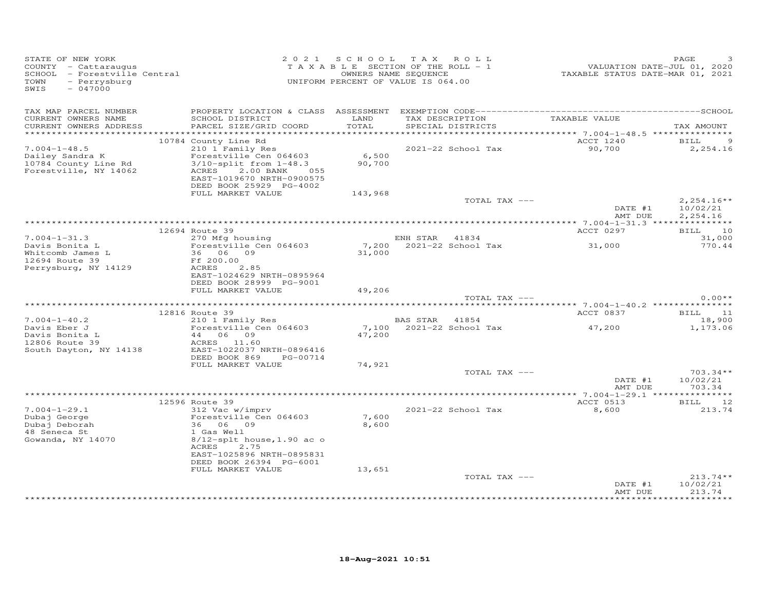STATE OF NEW YORK
COUNTY - Cattaraugus
SCHOOL - Forestville Central
TOWN - Perrysburg
SWIS - 047000

2021 SCHOOL TAX ROLL
TAXABLE SECTION OF THE ROLL - 1
OWNERS NAME SEQUENCE
UNIFORM PERCENT OF VALUE IS 064.00

VALUATION DATE-JUL 01, 2020
TAXABLE STATUS DATE-MAR 01, 2021

| TAX MAP PARCEL NUMBER / CURRENT OWNERS NAME / CURRENT OWNERS ADDRESS | PROPERTY LOCATION & CLASS / SCHOOL DISTRICT / PARCEL SIZE/GRID COORD | ASSESSMENT LAND / TOTAL | EXEMPTION CODE / TAX DESCRIPTION / SPECIAL DISTRICTS | TAXABLE VALUE | TAX AMOUNT |
|---|---|---|---|---|---|
| | 10784 County Line Rd | | | ACCT 1240 | BILL 9 |
| 7.004-1-48.5 | 210 1 Family Res | | 2021-22 School Tax | 90,700 | 2,254.16 |
| Dailey Sandra K | Forestville Cen 064603 | 6,500 | | | |
| 10784 County Line Rd | 3/10-split from 1-48.3 | 90,700 | | | |
| Forestville, NY 14062 | ACRES 2.00 BANK 055 | | | | |
| | EAST-1019670 NRTH-0900575 | | | | |
| | DEED BOOK 25929 PG-4002 | | | | |
| | FULL MARKET VALUE | 143,968 | | | |
| | | | TOTAL TAX --- | | 2,254.16** |
| | | | | DATE #1 | 10/02/21 |
| | | | | AMT DUE | 2,254.16 |
| | 12694 Route 39 | | | ACCT 0297 | BILL 10 |
| 7.004-1-31.3 | 270 Mfg housing | | ENH STAR 41834 | | 31,000 |
| Davis Bonita L | Forestville Cen 064603 | 7,200 | 2021-22 School Tax | 31,000 | 770.44 |
| Whitcomb James L | 36 06 09 | 31,000 | | | |
| 12694 Route 39 | Ff 200.00 | | | | |
| Perrysburg, NY 14129 | ACRES 2.85 | | | | |
| | EAST-1024629 NRTH-0895964 | | | | |
| | DEED BOOK 28999 PG-9001 | | | | |
| | FULL MARKET VALUE | 49,206 | | | |
| | | | TOTAL TAX --- | | 0.00** |
| | 12816 Route 39 | | | ACCT 0837 | BILL 11 |
| 7.004-1-40.2 | 210 1 Family Res | | BAS STAR 41854 | | 18,900 |
| Davis Eber J | Forestville Cen 064603 | 7,100 | 2021-22 School Tax | 47,200 | 1,173.06 |
| Davis Bonita L | 44 06 09 | 47,200 | | | |
| 12806 Route 39 | ACRES 11.60 | | | | |
| South Dayton, NY 14138 | EAST-1022037 NRTH-0896416 | | | | |
| | DEED BOOK 869 PG-00714 | | | | |
| | FULL MARKET VALUE | 74,921 | | | |
| | | | TOTAL TAX --- | | 703.34** |
| | | | | DATE #1 | 10/02/21 |
| | | | | AMT DUE | 703.34 |
| | 12596 Route 39 | | | ACCT 0513 | BILL 12 |
| 7.004-1-29.1 | 312 Vac w/imprv | | 2021-22 School Tax | 8,600 | 213.74 |
| Dubaj George | Forestville Cen 064603 | 7,600 | | | |
| Dubaj Deborah | 36 06 09 | 8,600 | | | |
| 48 Seneca St | 1 Gas Well | | | | |
| Gowanda, NY 14070 | 8/12-splt house,1.90 ac o | | | | |
| | ACRES 2.75 | | | | |
| | EAST-1025896 NRTH-0895831 | | | | |
| | DEED BOOK 26394 PG-6001 | | | | |
| | FULL MARKET VALUE | 13,651 | | | |
| | | | TOTAL TAX --- | | 213.74** |
| | | | | DATE #1 | 10/02/21 |
| | | | | AMT DUE | 213.74 |

18-Aug-2021 10:51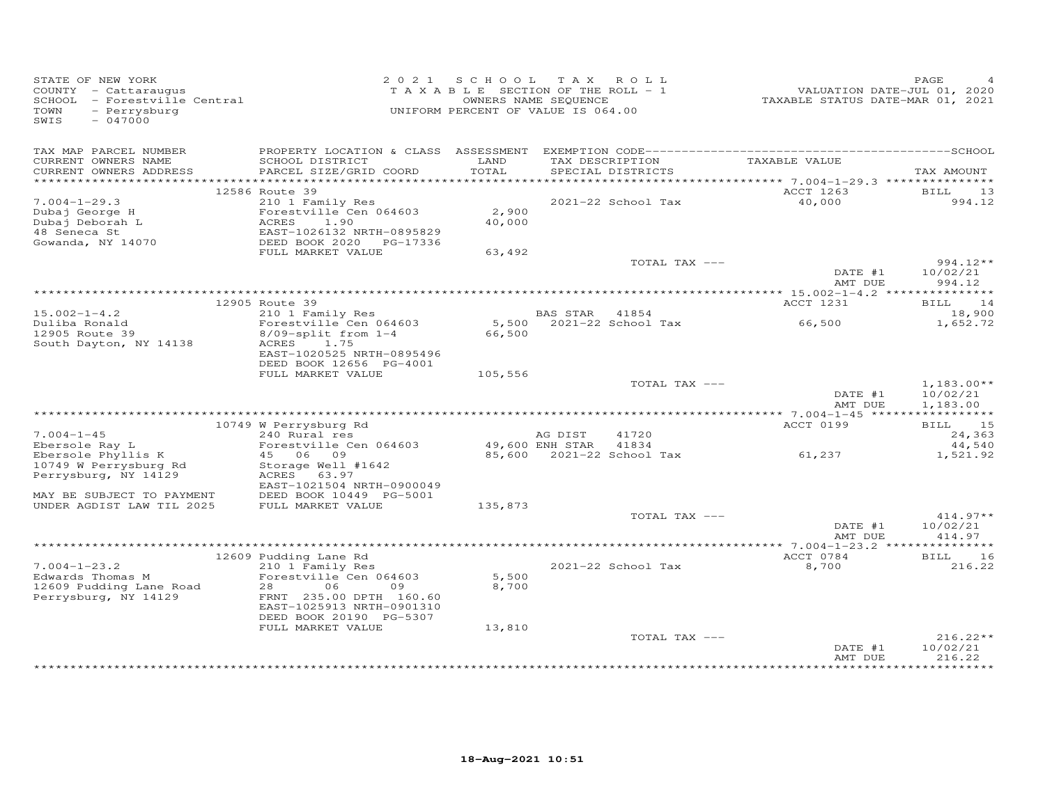STATE OF NEW YORK
COUNTY - Cattaraugus
SCHOOL - Forestville Central
TOWN - Perrysburg
SWIS - 047000

2021 SCHOOL TAX ROLL
TAXABLE SECTION OF THE ROLL - 1
OWNERS NAME SEQUENCE
UNIFORM PERCENT OF VALUE IS 064.00

VALUATION DATE-JUL 01, 2020
TAXABLE STATUS DATE-MAR 01, 2021

| TAX MAP PARCEL NUMBER / CURRENT OWNERS NAME / CURRENT OWNERS ADDRESS | PROPERTY LOCATION & CLASS / SCHOOL DISTRICT / PARCEL SIZE/GRID COORD | ASSESSMENT LAND / TOTAL | EXEMPTION CODE / TAX DESCRIPTION / SPECIAL DISTRICTS | TAXABLE VALUE | TAX AMOUNT |
|---|---|---|---|---|---|
| | 12586 Route 39 | | | ACCT 1263 | BILL 13 |
| 7.004-1-29.3 | 210 1 Family Res | | 2021-22 School Tax | 40,000 | 994.12 |
| Dubaj George H | Forestville Cen 064603 | 2,900 | | | |
| Dubaj Deborah L | ACRES 1.90 | 40,000 | | | |
| 48 Seneca St | EAST-1026132 NRTH-0895829 | | | | |
| Gowanda, NY 14070 | DEED BOOK 2020 PG-17336 | | | | |
| | FULL MARKET VALUE | 63,492 | | | |
| | | | TOTAL TAX --- | | 994.12** |
| | | | | DATE #1 | 10/02/21 |
| | | | | AMT DUE | 994.12 |
| | 12905 Route 39 | | | ACCT 1231 | BILL 14 |
| 15.002-1-4.2 | 210 1 Family Res | | BAS STAR 41854 | | 18,900 |
| Duliba Ronald | Forestville Cen 064603 | 5,500 | 2021-22 School Tax | 66,500 | 1,652.72 |
| 12905 Route 39 | 8/09-split from 1-4 | 66,500 | | | |
| South Dayton, NY 14138 | ACRES 1.75 | | | | |
| | EAST-1020525 NRTH-0895496 | | | | |
| | DEED BOOK 12656 PG-4001 | | | | |
| | FULL MARKET VALUE | 105,556 | | | |
| | | | TOTAL TAX --- | | 1,183.00** |
| | | | | DATE #1 | 10/02/21 |
| | | | | AMT DUE | 1,183.00 |
| | 10749 W Perrysburg Rd | | | ACCT 0199 | BILL 15 |
| 7.004-1-45 | 240 Rural res | | AG DIST 41720 | | 24,363 |
| Ebersole Ray L | Forestville Cen 064603 | 49,600 | ENH STAR 41834 | | 44,540 |
| Ebersole Phyllis K | 45 06 09 | 85,600 | 2021-22 School Tax | 61,237 | 1,521.92 |
| 10749 W Perrysburg Rd | Storage Well #1642 | | | | |
| Perrysburg, NY 14129 | ACRES 63.97 | | | | |
| | EAST-1021504 NRTH-0900049 | | | | |
| MAY BE SUBJECT TO PAYMENT | DEED BOOK 10449 PG-5001 | | | | |
| UNDER AGDIST LAW TIL 2025 | FULL MARKET VALUE | 135,873 | | | |
| | | | TOTAL TAX --- | | 414.97** |
| | | | | DATE #1 | 10/02/21 |
| | | | | AMT DUE | 414.97 |
| | 12609 Pudding Lane Rd | | | ACCT 0784 | BILL 16 |
| 7.004-1-23.2 | 210 1 Family Res | | 2021-22 School Tax | 8,700 | 216.22 |
| Edwards Thomas M | Forestville Cen 064603 | 5,500 | | | |
| 12609 Pudding Lane Road | 28 06 09 | 8,700 | | | |
| Perrysburg, NY 14129 | FRNT 235.00 DPTH 160.60 | | | | |
| | EAST-1025913 NRTH-0901310 | | | | |
| | DEED BOOK 20190 PG-5307 | | | | |
| | FULL MARKET VALUE | 13,810 | | | |
| | | | TOTAL TAX --- | | 216.22** |
| | | | | DATE #1 | 10/02/21 |
| | | | | AMT DUE | 216.22 |

18-Aug-2021 10:51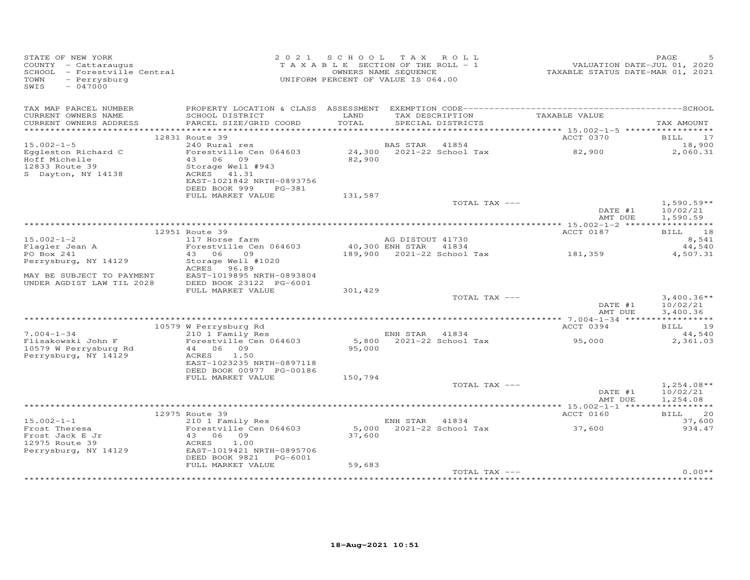STATE OF NEW YORK
COUNTY - Cattaraugus
SCHOOL - Forestville Central
TOWN - Perrysburg
SWIS - 047000

2 0 2 1 S C H O O L T A X R O L L
T A X A B L E SECTION OF THE ROLL - 1
OWNERS NAME SEQUENCE
UNIFORM PERCENT OF VALUE IS 064.00

VALUATION DATE-JUL 01, 2020
TAXABLE STATUS DATE-MAR 01, 2021

| TAX MAP PARCEL NUMBER / CURRENT OWNERS NAME / CURRENT OWNERS ADDRESS | PROPERTY LOCATION & CLASS / SCHOOL DISTRICT / PARCEL SIZE/GRID COORD | ASSESSMENT LAND / TOTAL | EXEMPTION CODE / TAX DESCRIPTION / SPECIAL DISTRICTS | TAXABLE VALUE | TAX AMOUNT |
|---|---|---|---|---|---|
| | 12831 Route 39 | | | ACCT 0370 | BILL 17 |
| 15.002-1-5 | 240 Rural res | | BAS STAR 41854 | | 18,900 |
| Eggleston Richard C | Forestville Cen 064603 | 24,300 | 2021-22 School Tax | 82,900 | 2,060.31 |
| Hoff Michelle | 43 06 09 | 82,900 | | | |
| 12833 Route 39 | Storage Well #943 | | | | |
| S Dayton, NY 14138 | ACRES 41.31 | | | | |
| | EAST-1021842 NRTH-0893756 | | | | |
| | DEED BOOK 999 PG-381 | | | | |
| | FULL MARKET VALUE | 131,587 | | | |
| | | | TOTAL TAX --- | | 1,590.59** |
| | | | | DATE #1 | 10/02/21 |
| | | | | AMT DUE | 1,590.59 |
| | 12951 Route 39 | | | ACCT 0187 | BILL 18 |
| 15.002-1-2 | 117 Horse farm | | AG DISTOUT 41730 | | 8,541 |
| Flagler Jean A | Forestville Cen 064603 | 40,300 | ENH STAR 41834 | | 44,540 |
| PO Box 241 | 43 06 09 | 189,900 | 2021-22 School Tax | 181,359 | 4,507.31 |
| Perrysburg, NY 14129 | Storage Well #1020 | | | | |
| | ACRES 96.89 | | | | |
| MAY BE SUBJECT TO PAYMENT | EAST-1019895 NRTH-0893804 | | | | |
| UNDER AGDIST LAW TIL 2028 | DEED BOOK 23122 PG-6001 | | | | |
| | FULL MARKET VALUE | 301,429 | | | |
| | | | TOTAL TAX --- | | 3,400.36** |
| | | | | DATE #1 | 10/02/21 |
| | | | | AMT DUE | 3,400.36 |
| | 10579 W Perrysburg Rd | | | ACCT 0394 | BILL 19 |
| 7.004-1-34 | 210 1 Family Res | | ENH STAR 41834 | | 44,540 |
| Flisakowski John F | Forestville Cen 064603 | 5,800 | 2021-22 School Tax | 95,000 | 2,361.03 |
| 10579 W Perrysburg Rd | 44 06 09 | 95,000 | | | |
| Perrysburg, NY 14129 | ACRES 1.50 | | | | |
| | EAST-1023235 NRTH-0897118 | | | | |
| | DEED BOOK 00977 PG-00186 | | | | |
| | FULL MARKET VALUE | 150,794 | | | |
| | | | TOTAL TAX --- | | 1,254.08** |
| | | | | DATE #1 | 10/02/21 |
| | | | | AMT DUE | 1,254.08 |
| | 12975 Route 39 | | | ACCT 0160 | BILL 20 |
| 15.002-1-1 | 210 1 Family Res | | ENH STAR 41834 | | 37,600 |
| Frost Theresa | Forestville Cen 064603 | 5,000 | 2021-22 School Tax | 37,600 | 934.47 |
| Frost Jack E Jr | 43 06 09 | 37,600 | | | |
| 12975 Route 39 | ACRES 1.00 | | | | |
| Perrysburg, NY 14129 | EAST-1019421 NRTH-0895706 | | | | |
| | DEED BOOK 9821 PG-6001 | | | | |
| | FULL MARKET VALUE | 59,683 | | | |
| | | | TOTAL TAX --- | | 0.00** |

18-Aug-2021 10:51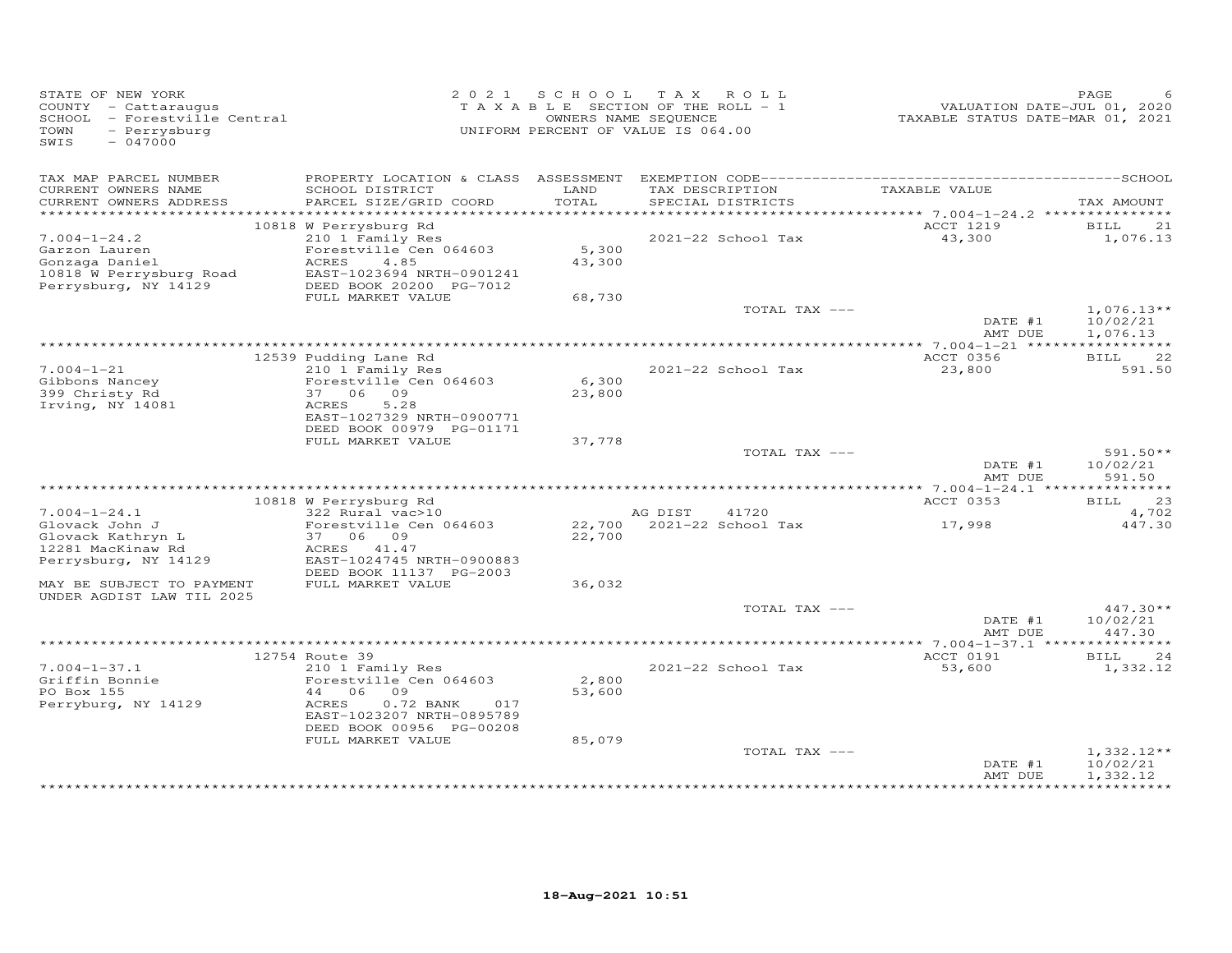STATE OF NEW YORK
COUNTY - Cattaraugus
SCHOOL - Forestville Central
TOWN - Perrysburg
SWIS - 047000

2021 SCHOOL TAX ROLL
TAXABLE SECTION OF THE ROLL - 1
OWNERS NAME SEQUENCE
UNIFORM PERCENT OF VALUE IS 064.00

VALUATION DATE-JUL 01, 2020
TAXABLE STATUS DATE-MAR 01, 2021

| TAX MAP PARCEL NUMBER / CURRENT OWNERS NAME / CURRENT OWNERS ADDRESS | PROPERTY LOCATION & CLASS / SCHOOL DISTRICT / PARCEL SIZE/GRID COORD | ASSESSMENT LAND / TOTAL | EXEMPTION CODE / TAX DESCRIPTION / SPECIAL DISTRICTS | TAXABLE VALUE | TAX AMOUNT |
|---|---|---|---|---|---|
| | 10818 W Perrysburg Rd | | | ACCT 1219 | BILL 21 |
| 7.004-1-24.2 | 210 1 Family Res | | 2021-22 School Tax | 43,300 | 1,076.13 |
| Garzon Lauren | Forestville Cen 064603 | 5,300 | | | |
| Gonzaga Daniel | ACRES 4.85 | 43,300 | | | |
| 10818 W Perrysburg Road | EAST-1023694 NRTH-0901241 | | | | |
| Perrysburg, NY 14129 | DEED BOOK 20200 PG-7012 | | | | |
| | FULL MARKET VALUE | 68,730 | | | |
| | | | TOTAL TAX --- | | 1,076.13** |
| | | | | DATE #1 | 10/02/21 |
| | | | | AMT DUE | 1,076.13 |
| | 12539 Pudding Lane Rd | | | ACCT 0356 | BILL 22 |
| 7.004-1-21 | 210 1 Family Res | | 2021-22 School Tax | 23,800 | 591.50 |
| Gibbons Nancey | Forestville Cen 064603 | 6,300 | | | |
| 399 Christy Rd | 37 06 09 | 23,800 | | | |
| Irving, NY 14081 | ACRES 5.28 | | | | |
| | EAST-1027329 NRTH-0900771 | | | | |
| | DEED BOOK 00979 PG-01171 | | | | |
| | FULL MARKET VALUE | 37,778 | | | |
| | | | TOTAL TAX --- | | 591.50** |
| | | | | DATE #1 | 10/02/21 |
| | | | | AMT DUE | 591.50 |
| | 10818 W Perrysburg Rd | | | ACCT 0353 | BILL 23 |
| 7.004-1-24.1 | 322 Rural vac>10 | | AG DIST 41720 | | 4,702 |
| Glovack John J | Forestville Cen 064603 | 22,700 | 2021-22 School Tax | 17,998 | 447.30 |
| Glovack Kathryn L | 37 06 09 | 22,700 | | | |
| 12281 MacKinaw Rd | ACRES 41.47 | | | | |
| Perrysburg, NY 14129 | EAST-1024745 NRTH-0900883 | | | | |
| | DEED BOOK 11137 PG-2003 | | | | |
| MAY BE SUBJECT TO PAYMENT UNDER AGDIST LAW TIL 2025 | FULL MARKET VALUE | 36,032 | | | |
| | | | TOTAL TAX --- | | 447.30** |
| | | | | DATE #1 | 10/02/21 |
| | | | | AMT DUE | 447.30 |
| | 12754 Route 39 | | | ACCT 0191 | BILL 24 |
| 7.004-1-37.1 | 210 1 Family Res | | 2021-22 School Tax | 53,600 | 1,332.12 |
| Griffin Bonnie | Forestville Cen 064603 | 2,800 | | | |
| PO Box 155 | 44 06 09 | 53,600 | | | |
| Perryburg, NY 14129 | ACRES 0.72 BANK 017 | | | | |
| | EAST-1023207 NRTH-0895789 | | | | |
| | DEED BOOK 00956 PG-00208 | | | | |
| | FULL MARKET VALUE | 85,079 | | | |
| | | | TOTAL TAX --- | | 1,332.12** |
| | | | | DATE #1 | 10/02/21 |
| | | | | AMT DUE | 1,332.12 |

18-Aug-2021 10:51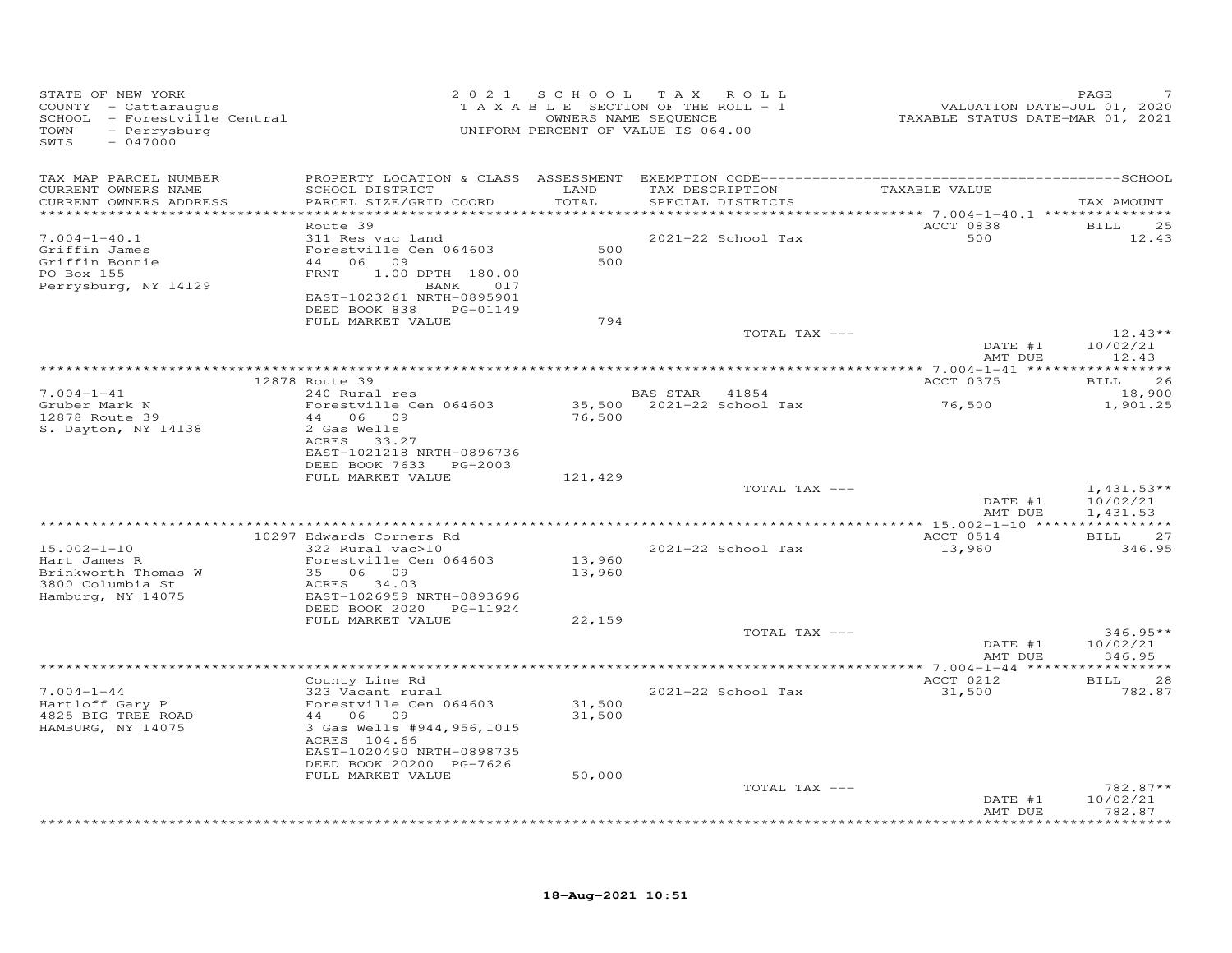STATE OF NEW YORK
COUNTY - Cattaraugus
SCHOOL - Forestville Central
TOWN - Perrysburg
SWIS - 047000

2021 SCHOOL TAX ROLL
TAXABLE SECTION OF THE ROLL - 1
OWNERS NAME SEQUENCE
UNIFORM PERCENT OF VALUE IS 064.00

VALUATION DATE-JUL 01, 2020
TAXABLE STATUS DATE-MAR 01, 2021

| TAX MAP PARCEL NUMBER / CURRENT OWNERS NAME / CURRENT OWNERS ADDRESS | PROPERTY LOCATION & CLASS / SCHOOL DISTRICT / PARCEL SIZE/GRID COORD | ASSESSMENT LAND / TOTAL | EXEMPTION CODE / TAX DESCRIPTION / SPECIAL DISTRICTS | TAXABLE VALUE | TAX AMOUNT |
|---|---|---|---|---|---|
| | Route 39 | | | ACCT 0838 | BILL 25 |
| 7.004-1-40.1 | 311 Res vac land | | 2021-22 School Tax | 500 | 12.43 |
| Griffin James | Forestville Cen 064603 | 500 | | | |
| Griffin Bonnie | 44 06 09 | 500 | | | |
| PO Box 155 | FRNT 1.00 DPTH 180.00 | | | | |
| Perrysburg, NY 14129 | BANK 017 | | | | |
| | EAST-1023261 NRTH-0895901 | | | | |
| | DEED BOOK 838 PG-01149 | | | | |
| | FULL MARKET VALUE | 794 | | | |
| | | | TOTAL TAX --- | | 12.43** |
| | | | | DATE #1 | 10/02/21 |
| | | | | AMT DUE | 12.43 |
| | 12878 Route 39 | | | ACCT 0375 | BILL 26 |
| 7.004-1-41 | 240 Rural res | | BAS STAR 41854 | | 18,900 |
| Gruber Mark N | Forestville Cen 064603 | 35,500 | 2021-22 School Tax | 76,500 | 1,901.25 |
| 12878 Route 39 | 44 06 09 | 76,500 | | | |
| S. Dayton, NY 14138 | 2 Gas Wells | | | | |
| | ACRES 33.27 | | | | |
| | EAST-1021218 NRTH-0896736 | | | | |
| | DEED BOOK 7633 PG-2003 | | | | |
| | FULL MARKET VALUE | 121,429 | | | |
| | | | TOTAL TAX --- | | 1,431.53** |
| | | | | DATE #1 | 10/02/21 |
| | | | | AMT DUE | 1,431.53 |
| | 10297 Edwards Corners Rd | | | ACCT 0514 | BILL 27 |
| 15.002-1-10 | 322 Rural vac>10 | | 2021-22 School Tax | 13,960 | 346.95 |
| Hart James R | Forestville Cen 064603 | 13,960 | | | |
| Brinkworth Thomas W | 35 06 09 | 13,960 | | | |
| 3800 Columbia St | ACRES 34.03 | | | | |
| Hamburg, NY 14075 | EAST-1026959 NRTH-0893696 | | | | |
| | DEED BOOK 2020 PG-11924 | | | | |
| | FULL MARKET VALUE | 22,159 | | | |
| | | | TOTAL TAX --- | | 346.95** |
| | | | | DATE #1 | 10/02/21 |
| | | | | AMT DUE | 346.95 |
| | County Line Rd | | | ACCT 0212 | BILL 28 |
| 7.004-1-44 | 323 Vacant rural | | 2021-22 School Tax | 31,500 | 782.87 |
| Hartloff Gary P | Forestville Cen 064603 | 31,500 | | | |
| 4825 BIG TREE ROAD | 44 06 09 | 31,500 | | | |
| HAMBURG, NY 14075 | 3 Gas Wells #944,956,1015 | | | | |
| | ACRES 104.66 | | | | |
| | EAST-1020490 NRTH-0898735 | | | | |
| | DEED BOOK 20200 PG-7626 | | | | |
| | FULL MARKET VALUE | 50,000 | | | |
| | | | TOTAL TAX --- | | 782.87** |
| | | | | DATE #1 | 10/02/21 |
| | | | | AMT DUE | 782.87 |

18-Aug-2021 10:51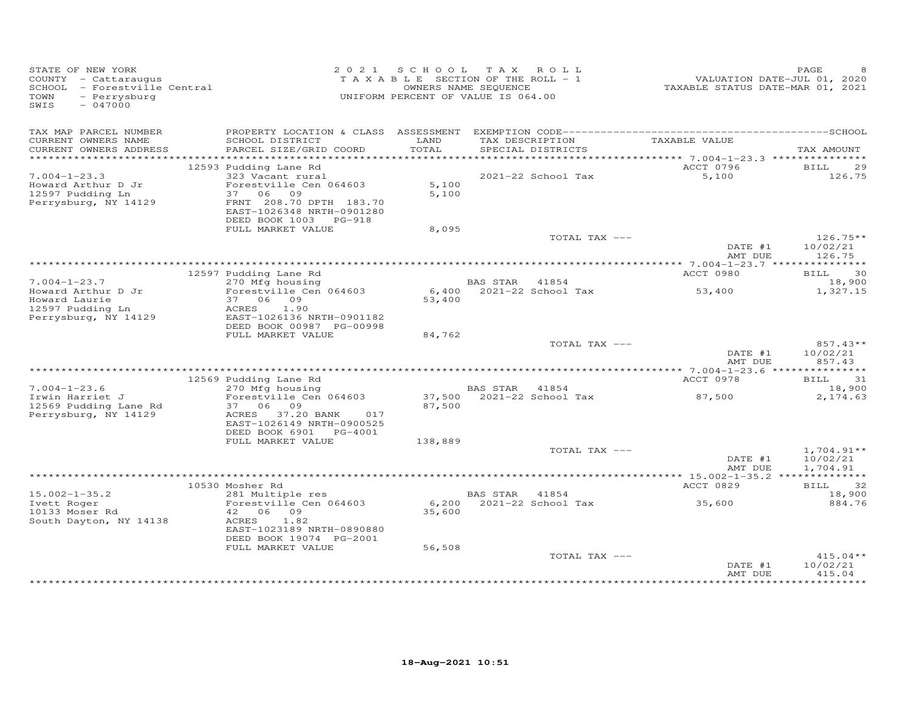STATE OF NEW YORK
COUNTY - Cattaraugus
SCHOOL - Forestville Central
TOWN - Perrysburg
SWIS - 047000

2021 SCHOOL TAX ROLL
TAXABLE SECTION OF THE ROLL - 1
OWNERS NAME SEQUENCE
UNIFORM PERCENT OF VALUE IS 064.00

VALUATION DATE-JUL 01, 2020
TAXABLE STATUS DATE-MAR 01, 2021

| TAX MAP PARCEL NUMBER / CURRENT OWNERS NAME / CURRENT OWNERS ADDRESS | PROPERTY LOCATION & CLASS / SCHOOL DISTRICT / PARCEL SIZE/GRID COORD | ASSESSMENT LAND / TOTAL | EXEMPTION CODE / TAX DESCRIPTION / SPECIAL DISTRICTS | TAXABLE VALUE | TAX AMOUNT |
|---|---|---|---|---|---|
| 7.004-1-23.3 | 12593 Pudding Lane Rd | | | ACCT 0796 | BILL 29 |
| Howard Arthur D Jr | 323 Vacant rural | | | | |
| 12597 Pudding Ln | Forestville Cen 064603 | 5,100 | 2021-22 School Tax | 5,100 | 126.75 |
| Perrysburg, NY 14129 | 37 06 09 | 5,100 | | | |
| | FRNT 208.70 DPTH 183.70 | | | | |
| | EAST-1026348 NRTH-0901280 | | | | |
| | DEED BOOK 1003 PG-918 | | | | |
| | FULL MARKET VALUE | 8,095 | | | |
| | | | TOTAL TAX --- | | 126.75** |
| | | | | DATE #1 | 10/02/21 |
| | | | | AMT DUE | 126.75 |
| 7.004-1-23.7 | 12597 Pudding Lane Rd | | | ACCT 0980 | BILL 30 |
| Howard Arthur D Jr | 270 Mfg housing | | BAS STAR 41854 | | 18,900 |
| Howard Laurie | Forestville Cen 064603 | 6,400 | 2021-22 School Tax | 53,400 | 1,327.15 |
| 12597 Pudding Ln | 37 06 09 | 53,400 | | | |
| Perrysburg, NY 14129 | ACRES 1.90 | | | | |
| | EAST-1026136 NRTH-0901182 | | | | |
| | DEED BOOK 00987 PG-00998 | | | | |
| | FULL MARKET VALUE | 84,762 | | | |
| | | | TOTAL TAX --- | | 857.43** |
| | | | | DATE #1 | 10/02/21 |
| | | | | AMT DUE | 857.43 |
| 7.004-1-23.6 | 12569 Pudding Lane Rd | | | ACCT 0978 | BILL 31 |
| Irwin Harriet J | 270 Mfg housing | | BAS STAR 41854 | | 18,900 |
| 12569 Pudding Lane Rd | Forestville Cen 064603 | 37,500 | 2021-22 School Tax | 87,500 | 2,174.63 |
| Perrysburg, NY 14129 | 37 06 09 | 87,500 | | | |
| | ACRES 37.20 BANK 017 | | | | |
| | EAST-1026149 NRTH-0900525 | | | | |
| | DEED BOOK 6901 PG-4001 | | | | |
| | FULL MARKET VALUE | 138,889 | | | |
| | | | TOTAL TAX --- | | 1,704.91** |
| | | | | DATE #1 | 10/02/21 |
| | | | | AMT DUE | 1,704.91 |
| 15.002-1-35.2 | 10530 Mosher Rd | | | ACCT 0829 | BILL 32 |
| Ivett Roger | 281 Multiple res | | BAS STAR 41854 | | 18,900 |
| 10133 Moser Rd | Forestville Cen 064603 | 6,200 | 2021-22 School Tax | 35,600 | 884.76 |
| South Dayton, NY 14138 | 42 06 09 | 35,600 | | | |
| | ACRES 1.82 | | | | |
| | EAST-1023189 NRTH-0890880 | | | | |
| | DEED BOOK 19074 PG-2001 | | | | |
| | FULL MARKET VALUE | 56,508 | | | |
| | | | TOTAL TAX --- | | 415.04** |
| | | | | DATE #1 | 10/02/21 |
| | | | | AMT DUE | 415.04 |

18-Aug-2021 10:51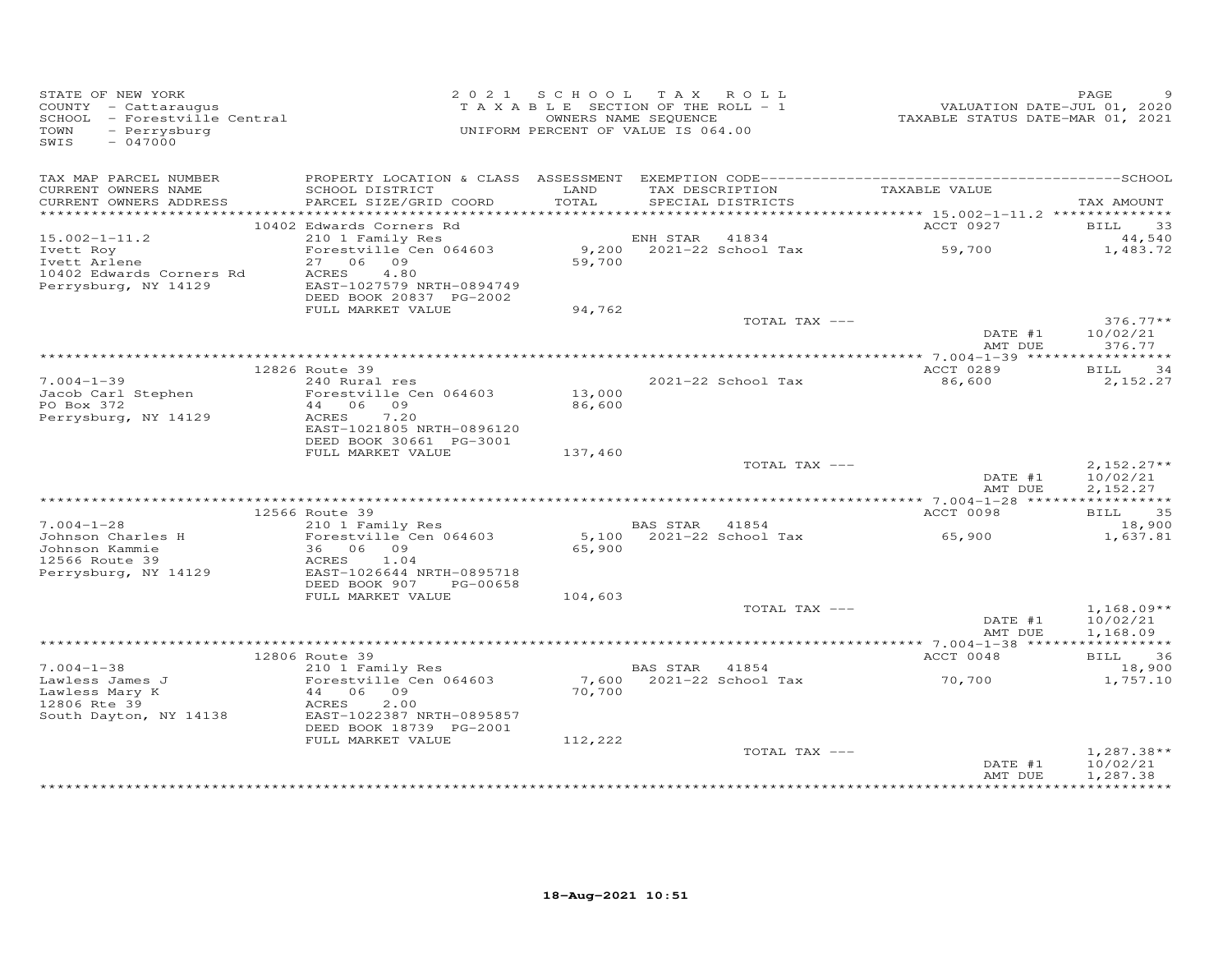STATE OF NEW YORK
COUNTY - Cattaraugus
SCHOOL - Forestville Central
TOWN - Perrysburg
SWIS - 047000

2021 SCHOOL TAX ROLL
TAXABLE SECTION OF THE ROLL - 1
OWNERS NAME SEQUENCE
UNIFORM PERCENT OF VALUE IS 064.00

VALUATION DATE-JUL 01, 2020
TAXABLE STATUS DATE-MAR 01, 2021

| TAX MAP PARCEL NUMBER / CURRENT OWNERS NAME / CURRENT OWNERS ADDRESS | PROPERTY LOCATION & CLASS / SCHOOL DISTRICT / PARCEL SIZE/GRID COORD | ASSESSMENT LAND / TOTAL | EXEMPTION CODE / TAX DESCRIPTION / SPECIAL DISTRICTS | TAXABLE VALUE | SCHOOL TAX AMOUNT |
|---|---|---|---|---|---|
| | 10402 Edwards Corners Rd | | | ACCT 0927 | BILL 33 |
| 15.002-1-11.2 | 210 1 Family Res | | ENH STAR 41834 | | 44,540 |
| Ivett Roy | Forestville Cen 064603 | 9,200 | 2021-22 School Tax | 59,700 | 1,483.72 |
| Ivett Arlene | 27 06 09 | 59,700 | | | |
| 10402 Edwards Corners Rd | ACRES 4.80 | | | | |
| Perrysburg, NY 14129 | EAST-1027579 NRTH-0894749 | | | | |
| | DEED BOOK 20837 PG-2002 | | | | |
| | FULL MARKET VALUE | 94,762 | | | |
| | | | TOTAL TAX --- | | 376.77** |
| | | | | DATE #1 | 10/02/21 |
| | | | | AMT DUE | 376.77 |
| | 12826 Route 39 | | | ACCT 0289 | BILL 34 |
| 7.004-1-39 | 240 Rural res | | 2021-22 School Tax | 86,600 | 2,152.27 |
| Jacob Carl Stephen | Forestville Cen 064603 | 13,000 | | | |
| PO Box 372 | 44 06 09 | 86,600 | | | |
| Perrysburg, NY 14129 | ACRES 7.20 | | | | |
| | EAST-1021805 NRTH-0896120 | | | | |
| | DEED BOOK 30661 PG-3001 | | | | |
| | FULL MARKET VALUE | 137,460 | | | |
| | | | TOTAL TAX --- | | 2,152.27** |
| | | | | DATE #1 | 10/02/21 |
| | | | | AMT DUE | 2,152.27 |
| | 12566 Route 39 | | | ACCT 0098 | BILL 35 |
| 7.004-1-28 | 210 1 Family Res | | BAS STAR 41854 | | 18,900 |
| Johnson Charles H | Forestville Cen 064603 | 5,100 | 2021-22 School Tax | 65,900 | 1,637.81 |
| Johnson Kammie | 36 06 09 | 65,900 | | | |
| 12566 Route 39 | ACRES 1.04 | | | | |
| Perrysburg, NY 14129 | EAST-1026644 NRTH-0895718 | | | | |
| | DEED BOOK 907 PG-00658 | | | | |
| | FULL MARKET VALUE | 104,603 | | | |
| | | | TOTAL TAX --- | | 1,168.09** |
| | | | | DATE #1 | 10/02/21 |
| | | | | AMT DUE | 1,168.09 |
| | 12806 Route 39 | | | ACCT 0048 | BILL 36 |
| 7.004-1-38 | 210 1 Family Res | | BAS STAR 41854 | | 18,900 |
| Lawless James J | Forestville Cen 064603 | 7,600 | 2021-22 School Tax | 70,700 | 1,757.10 |
| Lawless Mary K | 44 06 09 | 70,700 | | | |
| 12806 Rte 39 | ACRES 2.00 | | | | |
| South Dayton, NY 14138 | EAST-1022387 NRTH-0895857 | | | | |
| | DEED BOOK 18739 PG-2001 | | | | |
| | FULL MARKET VALUE | 112,222 | | | |
| | | | TOTAL TAX --- | | 1,287.38** |
| | | | | DATE #1 | 10/02/21 |
| | | | | AMT DUE | 1,287.38 |

18-Aug-2021 10:51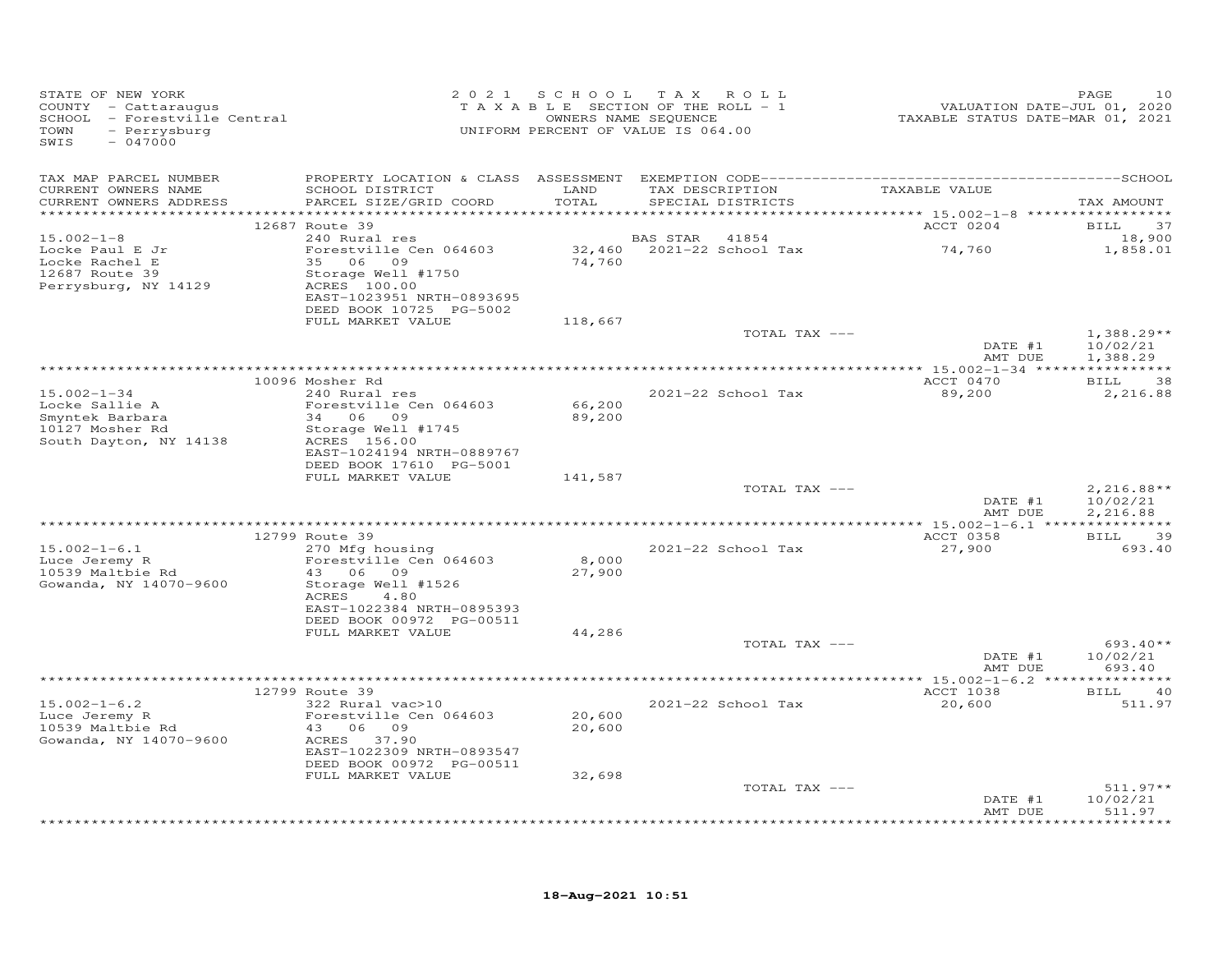STATE OF NEW YORK
COUNTY - Cattaraugus
SCHOOL - Forestville Central
TOWN - Perrysburg
SWIS - 047000

2 0 2 1 S C H O O L T A X R O L L
T A X A B L E SECTION OF THE ROLL - 1
OWNERS NAME SEQUENCE
UNIFORM PERCENT OF VALUE IS 064.00

VALUATION DATE-JUL 01, 2020
TAXABLE STATUS DATE-MAR 01, 2021

| TAX MAP PARCEL NUMBER / CURRENT OWNERS NAME / CURRENT OWNERS ADDRESS | PROPERTY LOCATION & CLASS / SCHOOL DISTRICT / PARCEL SIZE/GRID COORD | ASSESSMENT LAND / TOTAL | EXEMPTION CODE / TAX DESCRIPTION / SPECIAL DISTRICTS | TAXABLE VALUE | TAX AMOUNT |
|---|---|---|---|---|---|
| | 12687 Route 39 | | | ACCT 0204 | BILL 37 |
| 15.002-1-8 | 240 Rural res | | BAS STAR 41854 | | 18,900 |
| Locke Paul E Jr | Forestville Cen 064603 | 32,460 | 2021-22 School Tax | 74,760 | 1,858.01 |
| Locke Rachel E | 35 06 09 | 74,760 | | | |
| 12687 Route 39 | Storage Well #1750 | | | | |
| Perrysburg, NY 14129 | ACRES 100.00 | | | | |
| | EAST-1023951 NRTH-0893695 | | | | |
| | DEED BOOK 10725 PG-5002 | | | | |
| | FULL MARKET VALUE | 118,667 | | | |
| | | | TOTAL TAX --- | | 1,388.29** |
| | | | | DATE #1 | 10/02/21 |
| | | | | AMT DUE | 1,388.29 |
| | 10096 Mosher Rd | | | ACCT 0470 | BILL 38 |
| 15.002-1-34 | 240 Rural res | | 2021-22 School Tax | 89,200 | 2,216.88 |
| Locke Sallie A | Forestville Cen 064603 | 66,200 | | | |
| Smyntek Barbara | 34 06 09 | 89,200 | | | |
| 10127 Mosher Rd | Storage Well #1745 | | | | |
| South Dayton, NY 14138 | ACRES 156.00 | | | | |
| | EAST-1024194 NRTH-0889767 | | | | |
| | DEED BOOK 17610 PG-5001 | | | | |
| | FULL MARKET VALUE | 141,587 | | | |
| | | | TOTAL TAX --- | | 2,216.88** |
| | | | | DATE #1 | 10/02/21 |
| | | | | AMT DUE | 2,216.88 |
| | 12799 Route 39 | | | ACCT 0358 | BILL 39 |
| 15.002-1-6.1 | 270 Mfg housing | | 2021-22 School Tax | 27,900 | 693.40 |
| Luce Jeremy R | Forestville Cen 064603 | 8,000 | | | |
| 10539 Maltbie Rd | 43 06 09 | 27,900 | | | |
| Gowanda, NY 14070-9600 | Storage Well #1526 | | | | |
| | ACRES 4.80 | | | | |
| | EAST-1022384 NRTH-0895393 | | | | |
| | DEED BOOK 00972 PG-00511 | | | | |
| | FULL MARKET VALUE | 44,286 | | | |
| | | | TOTAL TAX --- | | 693.40** |
| | | | | DATE #1 | 10/02/21 |
| | | | | AMT DUE | 693.40 |
| | 12799 Route 39 | | | ACCT 1038 | BILL 40 |
| 15.002-1-6.2 | 322 Rural vac>10 | | 2021-22 School Tax | 20,600 | 511.97 |
| Luce Jeremy R | Forestville Cen 064603 | 20,600 | | | |
| 10539 Maltbie Rd | 43 06 09 | 20,600 | | | |
| Gowanda, NY 14070-9600 | ACRES 37.90 | | | | |
| | EAST-1022309 NRTH-0893547 | | | | |
| | DEED BOOK 00972 PG-00511 | | | | |
| | FULL MARKET VALUE | 32,698 | | | |
| | | | TOTAL TAX --- | | 511.97** |
| | | | | DATE #1 | 10/02/21 |
| | | | | AMT DUE | 511.97 |

18-Aug-2021 10:51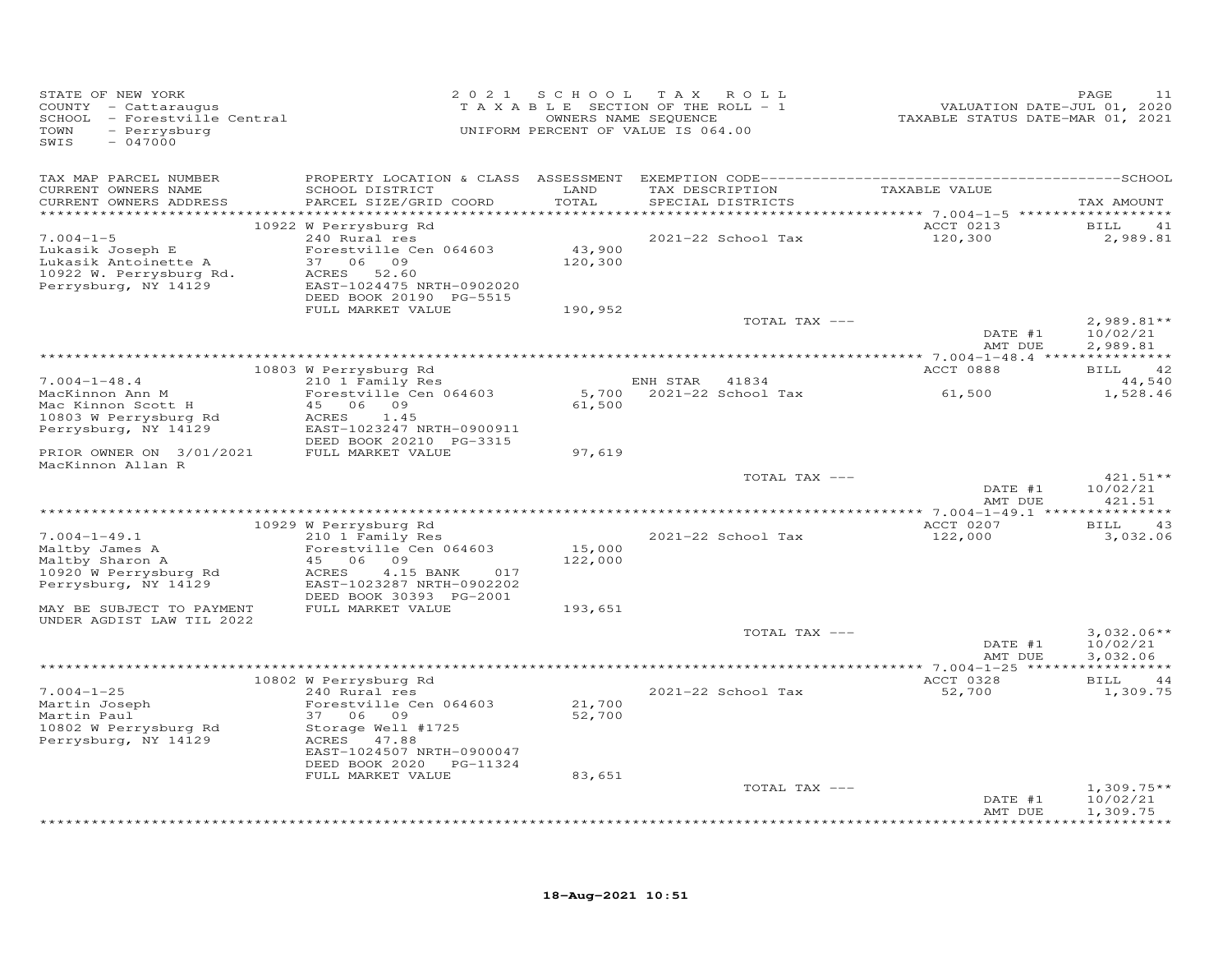STATE OF NEW YORK
COUNTY - Cattaraugus
SCHOOL - Forestville Central
TOWN - Perrysburg
SWIS - 047000

2 0 2 1 S C H O O L T A X R O L L
T A X A B L E SECTION OF THE ROLL - 1
OWNERS NAME SEQUENCE
UNIFORM PERCENT OF VALUE IS 064.00

VALUATION DATE-JUL 01, 2020
TAXABLE STATUS DATE-MAR 01, 2021

| TAX MAP PARCEL NUMBER / CURRENT OWNERS NAME / CURRENT OWNERS ADDRESS | PROPERTY LOCATION & CLASS / SCHOOL DISTRICT / PARCEL SIZE/GRID COORD | ASSESSMENT LAND / TOTAL | EXEMPTION CODE / TAX DESCRIPTION / SPECIAL DISTRICTS | TAXABLE VALUE | TAX AMOUNT |
|---|---|---|---|---|---|
| 7.004-1-5 | 10922 W Perrysburg Rd | | | ACCT 0213 | BILL 41 |
| Lukasik Joseph E | 240 Rural res | | 2021-22 School Tax | 120,300 | 2,989.81 |
| Lukasik Antoinette A | Forestville Cen 064603 | 43,900 | | | |
| 10922 W. Perrysburg Rd. | 37 06 09 | 120,300 | | | |
| Perrysburg, NY 14129 | ACRES 52.60 | | | | |
| | EAST-1024475 NRTH-0902020 | | | | |
| | DEED BOOK 20190 PG-5515 | | | | |
| | FULL MARKET VALUE | 190,952 | | | |
| | | | TOTAL TAX --- | | 2,989.81** |
| | | | | DATE #1 | 10/02/21 |
| | | | | AMT DUE | 2,989.81 |
| 7.004-1-48.4 | 10803 W Perrysburg Rd | | | ACCT 0888 | BILL 42 |
| MacKinnon Ann M | 210 1 Family Res | | ENH STAR 41834 | | 44,540 |
| Mac Kinnon Scott H | Forestville Cen 064603 | 5,700 | 2021-22 School Tax | 61,500 | 1,528.46 |
| 10803 W Perrysburg Rd | 45 06 09 | 61,500 | | | |
| Perrysburg, NY 14129 | ACRES 1.45 | | | | |
| | EAST-1023247 NRTH-0900911 | | | | |
| | DEED BOOK 20210 PG-3315 | | | | |
| PRIOR OWNER ON 3/01/2021 | FULL MARKET VALUE | 97,619 | | | |
| MacKinnon Allan R | | | | | |
| | | | TOTAL TAX --- | | 421.51** |
| | | | | DATE #1 | 10/02/21 |
| | | | | AMT DUE | 421.51 |
| 7.004-1-49.1 | 10929 W Perrysburg Rd | | | ACCT 0207 | BILL 43 |
| Maltby James A | 210 1 Family Res | | 2021-22 School Tax | 122,000 | 3,032.06 |
| Maltby Sharon A | Forestville Cen 064603 | 15,000 | | | |
| 10920 W Perrysburg Rd | 45 06 09 | 122,000 | | | |
| Perrysburg, NY 14129 | ACRES 4.15 BANK 017 | | | | |
| | EAST-1023287 NRTH-0902202 | | | | |
| | DEED BOOK 30393 PG-2001 | | | | |
| MAY BE SUBJECT TO PAYMENT | FULL MARKET VALUE | 193,651 | | | |
| UNDER AGDIST LAW TIL 2022 | | | | | |
| | | | TOTAL TAX --- | | 3,032.06** |
| | | | | DATE #1 | 10/02/21 |
| | | | | AMT DUE | 3,032.06 |
| 7.004-1-25 | 10802 W Perrysburg Rd | | | ACCT 0328 | BILL 44 |
| Martin Joseph | 240 Rural res | | 2021-22 School Tax | 52,700 | 1,309.75 |
| Martin Paul | Forestville Cen 064603 | 21,700 | | | |
| 10802 W Perrysburg Rd | 37 06 09 | 52,700 | | | |
| Perrysburg, NY 14129 | Storage Well #1725 | | | | |
| | ACRES 47.88 | | | | |
| | EAST-1024507 NRTH-0900047 | | | | |
| | DEED BOOK 2020 PG-11324 | | | | |
| | FULL MARKET VALUE | 83,651 | | | |
| | | | TOTAL TAX --- | | 1,309.75** |
| | | | | DATE #1 | 10/02/21 |
| | | | | AMT DUE | 1,309.75 |

18-Aug-2021 10:51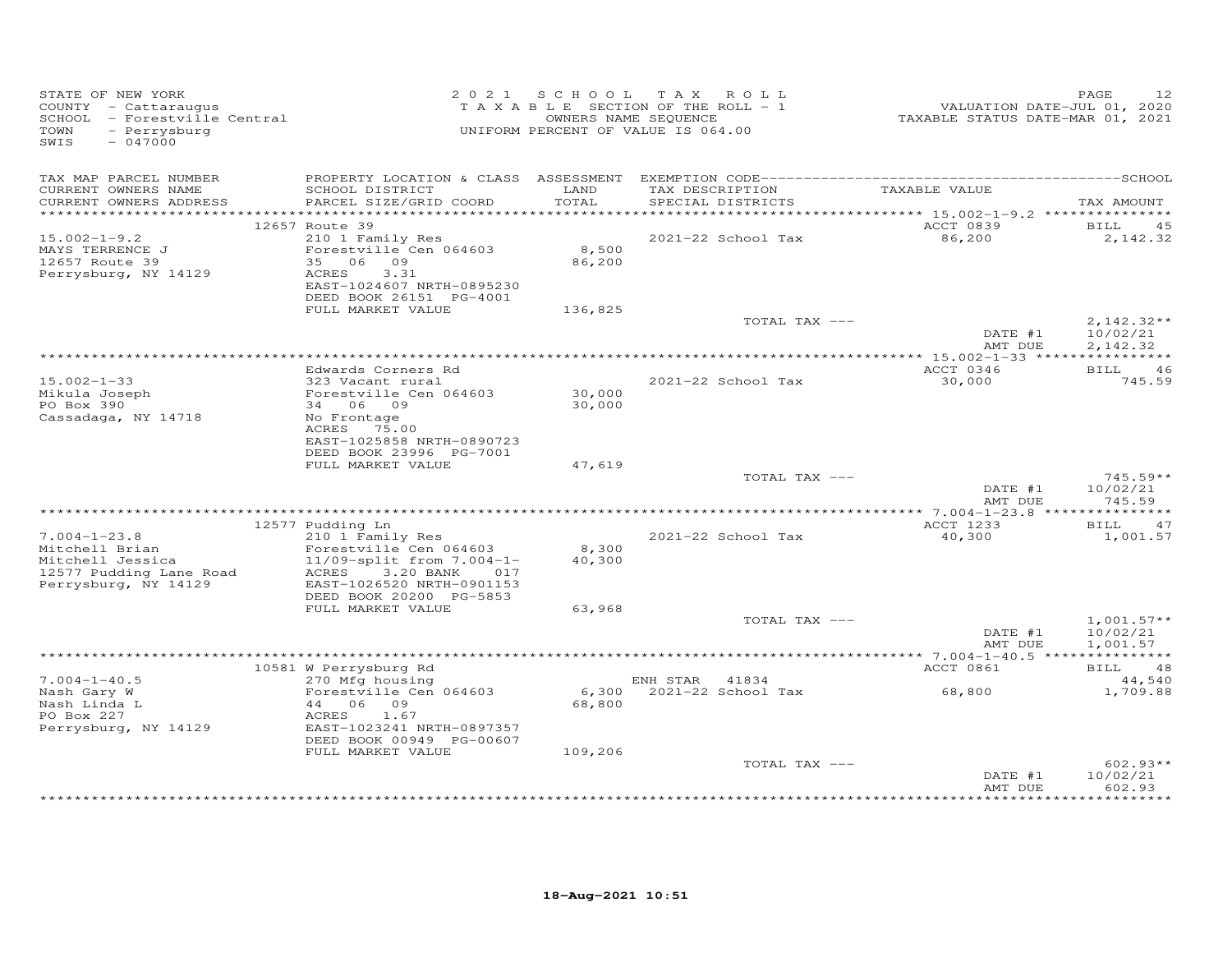STATE OF NEW YORK
COUNTY - Cattaraugus
SCHOOL - Forestville Central
TOWN - Perrysburg
SWIS - 047000

2 0 2 1 S C H O O L T A X R O L L
T A X A B L E SECTION OF THE ROLL - 1
OWNERS NAME SEQUENCE
UNIFORM PERCENT OF VALUE IS 064.00

VALUATION DATE-JUL 01, 2020
TAXABLE STATUS DATE-MAR 01, 2021

| TAX MAP PARCEL NUMBER / CURRENT OWNERS NAME / CURRENT OWNERS ADDRESS | PROPERTY LOCATION & CLASS / SCHOOL DISTRICT / PARCEL SIZE/GRID COORD | ASSESSMENT LAND / TOTAL | EXEMPTION CODE / TAX DESCRIPTION / SPECIAL DISTRICTS | TAXABLE VALUE | TAX AMOUNT |
|---|---|---|---|---|---|
| **15.002-1-9.2** | 12657 Route 39 | | | ACCT 0839 | BILL 45 |
| 15.002-1-9.2 | 210 1 Family Res | | | | |
| MAYS TERRENCE J | Forestville Cen 064603 | 8,500 | 2021-22 School Tax | 86,200 | 2,142.32 |
| 12657 Route 39 | 35 06 09 | 86,200 | | | |
| Perrysburg, NY 14129 | ACRES 3.31 | | | | |
| | EAST-1024607 NRTH-0895230 | | | | |
| | DEED BOOK 26151 PG-4001 | | | | |
| | FULL MARKET VALUE | 136,825 | | | |
| | | | TOTAL TAX --- | | 2,142.32** |
| | | | | DATE #1 | 10/02/21 |
| | | | | AMT DUE | 2,142.32 |
| **15.002-1-33** | Edwards Corners Rd | | | ACCT 0346 | BILL 46 |
| 15.002-1-33 | 323 Vacant rural | | | | |
| Mikula Joseph | Forestville Cen 064603 | 30,000 | 2021-22 School Tax | 30,000 | 745.59 |
| PO Box 390 | 34 06 09 | 30,000 | | | |
| Cassadaga, NY 14718 | No Frontage | | | | |
| | ACRES 75.00 | | | | |
| | EAST-1025858 NRTH-0890723 | | | | |
| | DEED BOOK 23996 PG-7001 | | | | |
| | FULL MARKET VALUE | 47,619 | | | |
| | | | TOTAL TAX --- | | 745.59** |
| | | | | DATE #1 | 10/02/21 |
| | | | | AMT DUE | 745.59 |
| **7.004-1-23.8** | 12577 Pudding Ln | | | ACCT 1233 | BILL 47 |
| 7.004-1-23.8 | 210 1 Family Res | | | | |
| Mitchell Brian | Forestville Cen 064603 | 8,300 | 2021-22 School Tax | 40,300 | 1,001.57 |
| Mitchell Jessica | 11/09-split from 7.004-1- | 40,300 | | | |
| 12577 Pudding Lane Road | ACRES 3.20 BANK 017 | | | | |
| Perrysburg, NY 14129 | EAST-1026520 NRTH-0901153 | | | | |
| | DEED BOOK 20200 PG-5853 | | | | |
| | FULL MARKET VALUE | 63,968 | | | |
| | | | TOTAL TAX --- | | 1,001.57** |
| | | | | DATE #1 | 10/02/21 |
| | | | | AMT DUE | 1,001.57 |
| **7.004-1-40.5** | 10581 W Perrysburg Rd | | | ACCT 0861 | BILL 48 |
| 7.004-1-40.5 | 270 Mfg housing | | ENH STAR 41834 | | 44,540 |
| Nash Gary W | Forestville Cen 064603 | 6,300 | 2021-22 School Tax | 68,800 | 1,709.88 |
| Nash Linda L | 44 06 09 | 68,800 | | | |
| PO Box 227 | ACRES 1.67 | | | | |
| Perrysburg, NY 14129 | EAST-1023241 NRTH-0897357 | | | | |
| | DEED BOOK 00949 PG-00607 | | | | |
| | FULL MARKET VALUE | 109,206 | | | |
| | | | TOTAL TAX --- | | 602.93** |
| | | | | DATE #1 | 10/02/21 |
| | | | | AMT DUE | 602.93 |

18-Aug-2021 10:51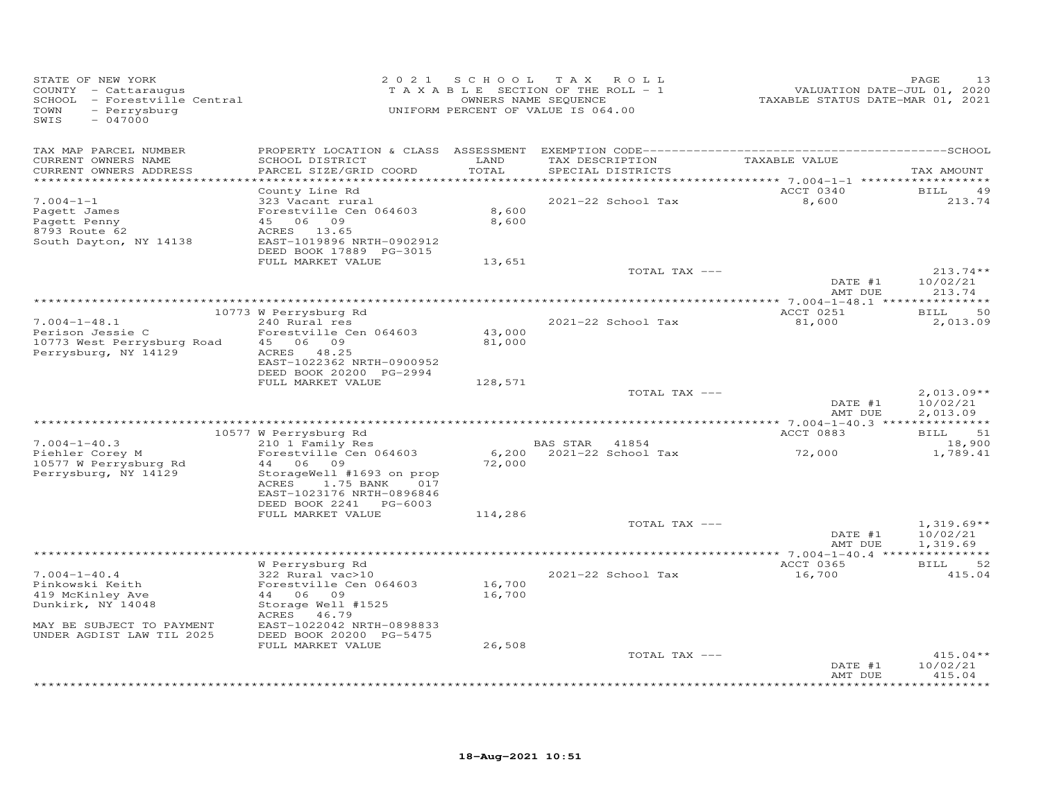STATE OF NEW YORK
COUNTY - Cattaraugus
SCHOOL - Forestville Central
TOWN - Perrysburg
SWIS - 047000

2021 SCHOOL TAX ROLL
TAXABLE SECTION OF THE ROLL - 1
OWNERS NAME SEQUENCE
UNIFORM PERCENT OF VALUE IS 064.00

VALUATION DATE-JUL 01, 2020
TAXABLE STATUS DATE-MAR 01, 2021

| TAX MAP PARCEL NUMBER<br>CURRENT OWNERS NAME<br>CURRENT OWNERS ADDRESS | PROPERTY LOCATION & CLASS<br>SCHOOL DISTRICT<br>PARCEL SIZE/GRID COORD | ASSESSMENT<br>LAND<br>TOTAL | EXEMPTION CODE<br>TAX DESCRIPTION<br>SPECIAL DISTRICTS | TAXABLE VALUE | SCHOOL<br>TAX AMOUNT |
|---|---|---|---|---|---|
| | County Line Rd | | | ACCT 0340 | BILL 49 |
| 7.004-1-1 | 323 Vacant rural | | 2021-22 School Tax | 8,600 | 213.74 |
| Pagett James | Forestville Cen 064603 | 8,600 | | | |
| Pagett Penny | 45 06 09 | 8,600 | | | |
| 8793 Route 62 | ACRES 13.65 | | | | |
| South Dayton, NY 14138 | EAST-1019896 NRTH-0902912 | | | | |
| | DEED BOOK 17889 PG-3015 | | | | |
| | FULL MARKET VALUE | 13,651 | | | |
| | | | TOTAL TAX --- | | 213.74** |
| | | | | DATE #1 | 10/02/21 |
| | | | | AMT DUE | 213.74 |
| | 10773 W Perrysburg Rd | | | ACCT 0251 | BILL 50 |
| 7.004-1-48.1 | 240 Rural res | | 2021-22 School Tax | 81,000 | 2,013.09 |
| Perison Jessie C | Forestville Cen 064603 | 43,000 | | | |
| 10773 West Perrysburg Road | 45 06 09 | 81,000 | | | |
| Perrysburg, NY 14129 | ACRES 48.25 | | | | |
| | EAST-1022362 NRTH-0900952 | | | | |
| | DEED BOOK 20200 PG-2994 | | | | |
| | FULL MARKET VALUE | 128,571 | | | |
| | | | TOTAL TAX --- | | 2,013.09** |
| | | | | DATE #1 | 10/02/21 |
| | | | | AMT DUE | 2,013.09 |
| | 10577 W Perrysburg Rd | | | ACCT 0883 | BILL 51 |
| 7.004-1-40.3 | 210 1 Family Res | | BAS STAR 41854 | | 18,900 |
| Piehler Corey M | Forestville Cen 064603 | 6,200 | 2021-22 School Tax | 72,000 | 1,789.41 |
| 10577 W Perrysburg Rd | 44 06 09 | 72,000 | | | |
| Perrysburg, NY 14129 | StorageWell #1693 on prop | | | | |
| | ACRES 1.75 BANK 017 | | | | |
| | EAST-1023176 NRTH-0896846 | | | | |
| | DEED BOOK 2241 PG-6003 | | | | |
| | FULL MARKET VALUE | 114,286 | | | |
| | | | TOTAL TAX --- | | 1,319.69** |
| | | | | DATE #1 | 10/02/21 |
| | | | | AMT DUE | 1,319.69 |
| | W Perrysburg Rd | | | ACCT 0365 | BILL 52 |
| 7.004-1-40.4 | 322 Rural vac>10 | | 2021-22 School Tax | 16,700 | 415.04 |
| Pinkowski Keith | Forestville Cen 064603 | 16,700 | | | |
| 419 McKinley Ave | 44 06 09 | 16,700 | | | |
| Dunkirk, NY 14048 | Storage Well #1525 | | | | |
| | ACRES 46.79 | | | | |
| MAY BE SUBJECT TO PAYMENT | EAST-1022042 NRTH-0898833 | | | | |
| UNDER AGDIST LAW TIL 2025 | DEED BOOK 20200 PG-5475 | | | | |
| | FULL MARKET VALUE | 26,508 | | | |
| | | | TOTAL TAX --- | | 415.04** |
| | | | | DATE #1 | 10/02/21 |
| | | | | AMT DUE | 415.04 |

18-Aug-2021 10:51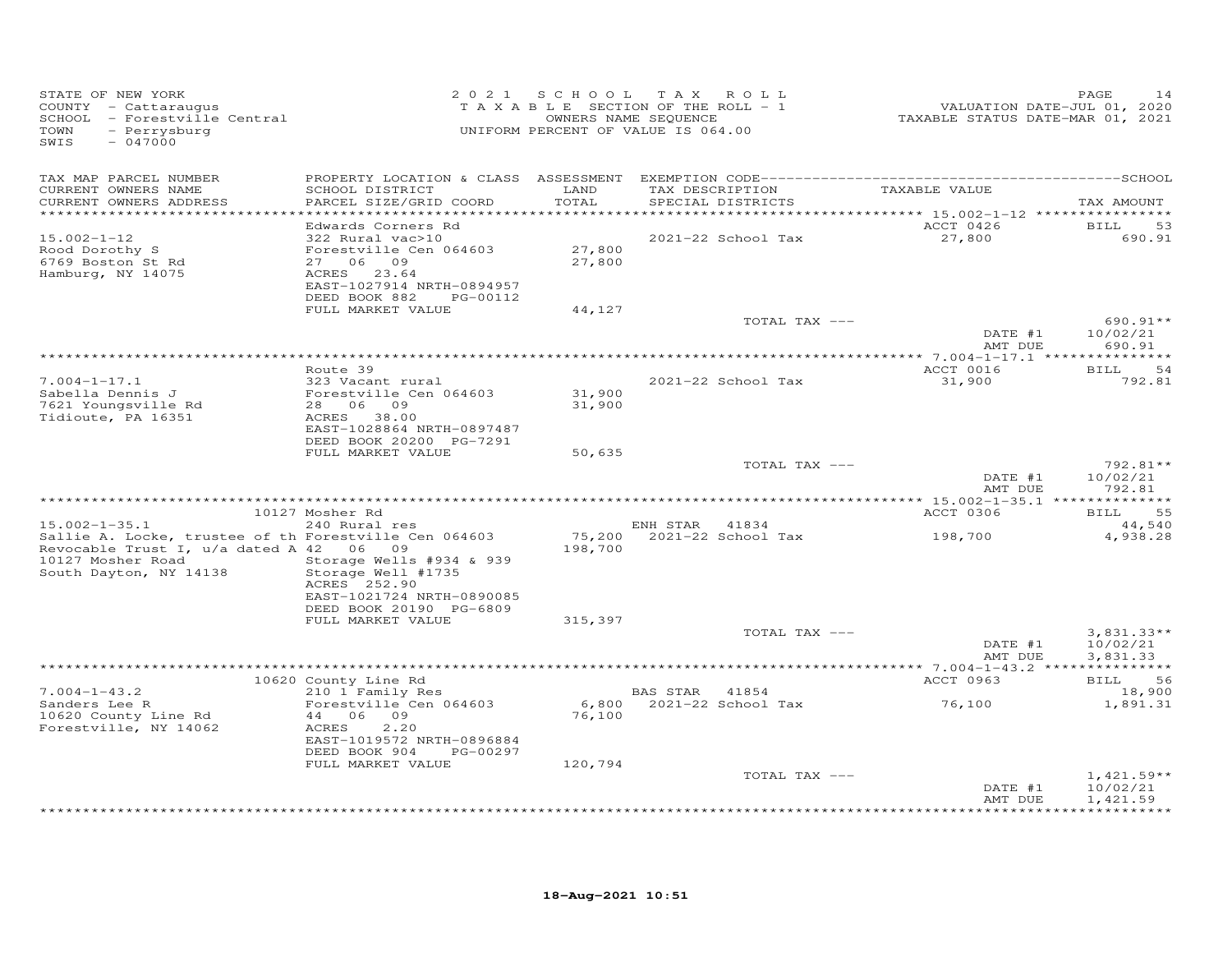STATE OF NEW YORK
COUNTY - Cattaraugus
SCHOOL - Forestville Central
TOWN - Perrysburg
SWIS - 047000

2 0 2 1 S C H O O L T A X R O L L
T A X A B L E SECTION OF THE ROLL - 1
OWNERS NAME SEQUENCE
UNIFORM PERCENT OF VALUE IS 064.00

VALUATION DATE-JUL 01, 2020
TAXABLE STATUS DATE-MAR 01, 2021

| TAX MAP PARCEL NUMBER / CURRENT OWNERS NAME / CURRENT OWNERS ADDRESS | PROPERTY LOCATION & CLASS / SCHOOL DISTRICT / PARCEL SIZE/GRID COORD | ASSESSMENT LAND / TOTAL | EXEMPTION CODE / TAX DESCRIPTION / SPECIAL DISTRICTS | TAXABLE VALUE | SCHOOL TAX AMOUNT |
|---|---|---|---|---|---|
| 15.002-1-12 | Edwards Corners Rd | | | ACCT 0426 | BILL 53 |
| Rood Dorothy S | 322 Rural vac>10 | | 2021-22 School Tax | 27,800 | 690.91 |
| 6769 Boston St Rd | Forestville Cen 064603 | 27,800 | | | |
| Hamburg, NY 14075 | 27 06 09 | 27,800 | | | |
| | ACRES 23.64 | | | | |
| | EAST-1027914 NRTH-0894957 | | | | |
| | DEED BOOK 882 PG-00112 | | | | |
| | FULL MARKET VALUE | 44,127 | | | |
| | | | TOTAL TAX --- | | 690.91** |
| | | | | DATE #1 | 10/02/21 |
| | | | | AMT DUE | 690.91 |
| 7.004-1-17.1 | Route 39 | | | ACCT 0016 | BILL 54 |
| Sabella Dennis J | 323 Vacant rural | | 2021-22 School Tax | 31,900 | 792.81 |
| 7621 Youngsville Rd | Forestville Cen 064603 | 31,900 | | | |
| Tidioute, PA 16351 | 28 06 09 | 31,900 | | | |
| | ACRES 38.00 | | | | |
| | EAST-1028864 NRTH-0897487 | | | | |
| | DEED BOOK 20200 PG-7291 | | | | |
| | FULL MARKET VALUE | 50,635 | | | |
| | | | TOTAL TAX --- | | 792.81** |
| | | | | DATE #1 | 10/02/21 |
| | | | | AMT DUE | 792.81 |
| 15.002-1-35.1 | 10127 Mosher Rd | | | ACCT 0306 | BILL 55 |
| Sallie A. Locke, trustee of th | 240 Rural res | | ENH STAR 41834 | | 44,540 |
| Revocable Trust I, u/a dated A | Forestville Cen 064603 | 75,200 | 2021-22 School Tax | 198,700 | 4,938.28 |
| 10127 Mosher Road | 42 06 09 | 198,700 | | | |
| South Dayton, NY 14138 | Storage Wells #934 & 939 | | | | |
| | Storage Well #1735 | | | | |
| | ACRES 252.90 | | | | |
| | EAST-1021724 NRTH-0890085 | | | | |
| | DEED BOOK 20190 PG-6809 | | | | |
| | FULL MARKET VALUE | 315,397 | | | |
| | | | TOTAL TAX --- | | 3,831.33** |
| | | | | DATE #1 | 10/02/21 |
| | | | | AMT DUE | 3,831.33 |
| 7.004-1-43.2 | 10620 County Line Rd | | | ACCT 0963 | BILL 56 |
| Sanders Lee R | 210 1 Family Res | | BAS STAR 41854 | | 18,900 |
| 10620 County Line Rd | Forestville Cen 064603 | 6,800 | 2021-22 School Tax | 76,100 | 1,891.31 |
| Forestville, NY 14062 | 44 06 09 | 76,100 | | | |
| | ACRES 2.20 | | | | |
| | EAST-1019572 NRTH-0896884 | | | | |
| | DEED BOOK 904 PG-00297 | | | | |
| | FULL MARKET VALUE | 120,794 | | | |
| | | | TOTAL TAX --- | | 1,421.59** |
| | | | | DATE #1 | 10/02/21 |
| | | | | AMT DUE | 1,421.59 |

18-Aug-2021 10:51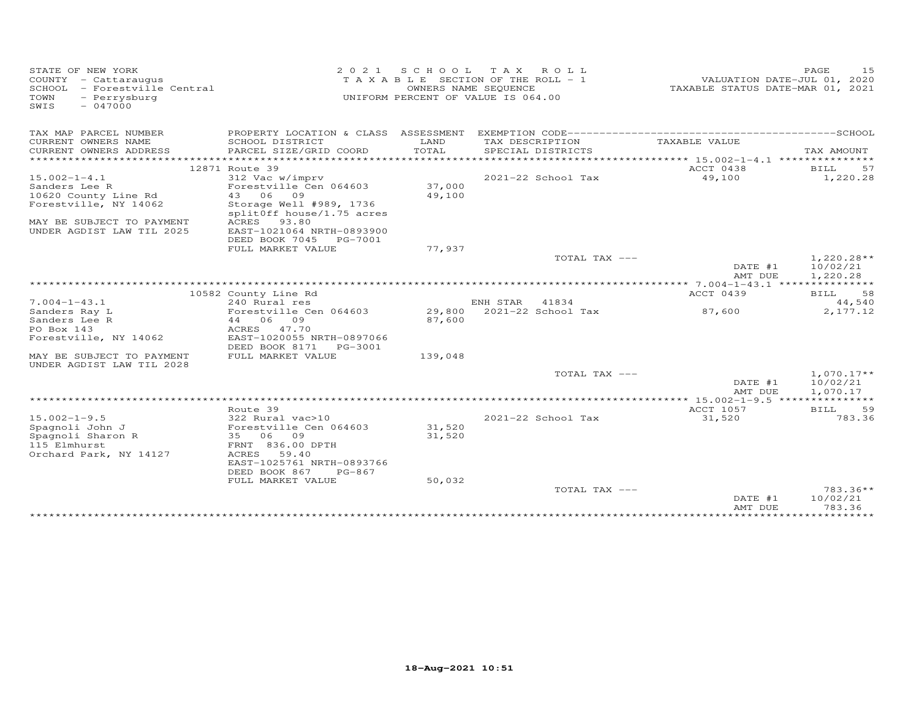STATE OF NEW YORK
COUNTY - Cattaraugus
SCHOOL - Forestville Central
TOWN - Perrysburg
SWIS - 047000

2021 SCHOOL TAX ROLL
TAXABLE SECTION OF THE ROLL - 1
OWNERS NAME SEQUENCE
UNIFORM PERCENT OF VALUE IS 064.00

VALUATION DATE-JUL 01, 2020
TAXABLE STATUS DATE-MAR 01, 2021

| TAX MAP PARCEL NUMBER / CURRENT OWNERS NAME / CURRENT OWNERS ADDRESS | PROPERTY LOCATION & CLASS / SCHOOL DISTRICT / PARCEL SIZE/GRID COORD | ASSESSMENT LAND / TOTAL | EXEMPTION CODE / TAX DESCRIPTION / SPECIAL DISTRICTS | TAXABLE VALUE | TAX AMOUNT |
|---|---|---|---|---|---|
| | 12871 Route 39 | | | ACCT 0438 | BILL 57 |
| 15.002-1-4.1 | 312 Vac w/imprv | | 2021-22 School Tax | 49,100 | 1,220.28 |
| Sanders Lee R | Forestville Cen 064603 | 37,000 | | | |
| 10620 County Line Rd | 43 06 09 | 49,100 | | | |
| Forestville, NY 14062 | Storage Well #989, 1736 | | | | |
| | splitOff house/1.75 acres | | | | |
| MAY BE SUBJECT TO PAYMENT | ACRES 93.80 | | | | |
| UNDER AGDIST LAW TIL 2025 | EAST-1021064 NRTH-0893900 | | | | |
| | DEED BOOK 7045 PG-7001 | | | | |
| | FULL MARKET VALUE | 77,937 | | | |
| | | | TOTAL TAX --- | | 1,220.28** |
| | | | | DATE #1 | 10/02/21 |
| | | | | AMT DUE | 1,220.28 |
| | 10582 County Line Rd | | | ACCT 0439 | BILL 58 |
| 7.004-1-43.1 | 240 Rural res | | ENH STAR 41834 | | 44,540 |
| Sanders Ray L | Forestville Cen 064603 | 29,800 | 2021-22 School Tax | 87,600 | 2,177.12 |
| Sanders Lee R | 44 06 09 | 87,600 | | | |
| PO Box 143 | ACRES 47.70 | | | | |
| Forestville, NY 14062 | EAST-1020055 NRTH-0897066 | | | | |
| | DEED BOOK 8171 PG-3001 | | | | |
| MAY BE SUBJECT TO PAYMENT | FULL MARKET VALUE | 139,048 | | | |
| UNDER AGDIST LAW TIL 2028 | | | | | |
| | | | TOTAL TAX --- | | 1,070.17** |
| | | | | DATE #1 | 10/02/21 |
| | | | | AMT DUE | 1,070.17 |
| | Route 39 | | | ACCT 1057 | BILL 59 |
| 15.002-1-9.5 | 322 Rural vac>10 | | 2021-22 School Tax | 31,520 | 783.36 |
| Spagnoli John J | Forestville Cen 064603 | 31,520 | | | |
| Spagnoli Sharon R | 35 06 09 | 31,520 | | | |
| 115 Elmhurst | FRNT 836.00 DPTH | | | | |
| Orchard Park, NY 14127 | ACRES 59.40 | | | | |
| | EAST-1025761 NRTH-0893766 | | | | |
| | DEED BOOK 867 PG-867 | | | | |
| | FULL MARKET VALUE | 50,032 | | | |
| | | | TOTAL TAX --- | | 783.36** |
| | | | | DATE #1 | 10/02/21 |
| | | | | AMT DUE | 783.36 |

18-Aug-2021 10:51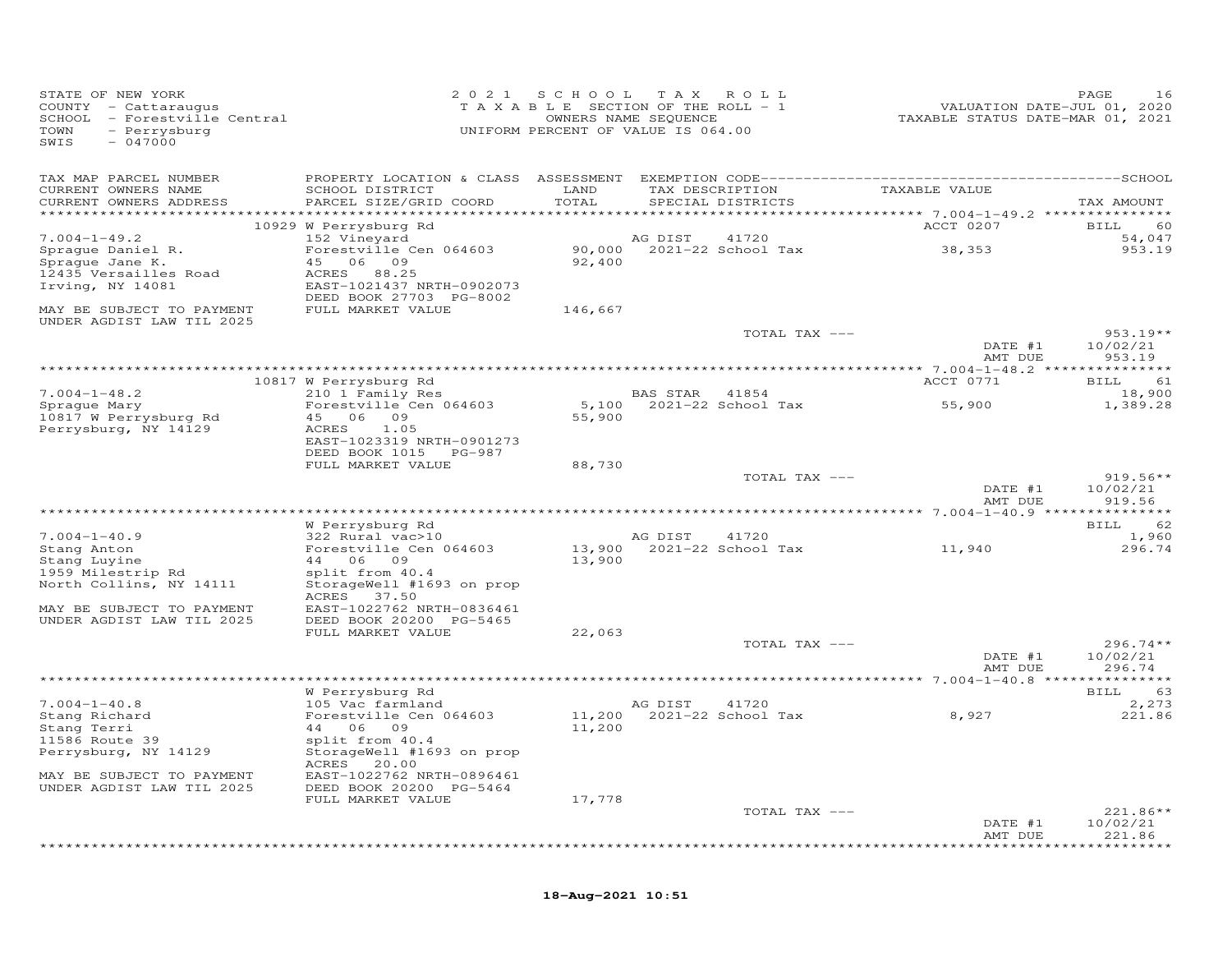STATE OF NEW YORK
COUNTY - Cattaraugus
SCHOOL - Forestville Central
TOWN - Perrysburg
SWIS - 047000

2021 SCHOOL TAX ROLL
TAXABLE SECTION OF THE ROLL - 1
OWNERS NAME SEQUENCE
UNIFORM PERCENT OF VALUE IS 064.00

VALUATION DATE-JUL 01, 2020
TAXABLE STATUS DATE-MAR 01, 2021

| TAX MAP PARCEL NUMBER / CURRENT OWNERS NAME / CURRENT OWNERS ADDRESS | PROPERTY LOCATION & CLASS / SCHOOL DISTRICT / PARCEL SIZE/GRID COORD | ASSESSMENT LAND / TOTAL | EXEMPTION CODE / TAX DESCRIPTION / SPECIAL DISTRICTS | TAXABLE VALUE | SCHOOL / TAX AMOUNT |
|---|---|---|---|---|---|
| **7.004-1-49.2** | 10929 W Perrysburg Rd | | | ACCT 0207 | BILL 60 |
| 7.004-1-49.2 | 152 Vineyard | | AG DIST 41720 | | 54,047 |
| Sprague Daniel R. | Forestville Cen 064603 | 90,000 | 2021-22 School Tax | 38,353 | 953.19 |
| Sprague Jane K. | 45 06 09 | 92,400 | | | |
| 12435 Versailles Road | ACRES 88.25 | | | | |
| Irving, NY 14081 | EAST-1021437 NRTH-0902073 | | | | |
| | DEED BOOK 27703 PG-8002 | | | | |
| MAY BE SUBJECT TO PAYMENT UNDER AGDIST LAW TIL 2025 | FULL MARKET VALUE | 146,667 | | | |
| | | | TOTAL TAX --- | | 953.19** |
| | | | | DATE #1 | 10/02/21 |
| | | | | AMT DUE | 953.19 |
| **7.004-1-48.2** | 10817 W Perrysburg Rd | | | ACCT 0771 | BILL 61 |
| 7.004-1-48.2 | 210 1 Family Res | | BAS STAR 41854 | | 18,900 |
| Sprague Mary | Forestville Cen 064603 | 5,100 | 2021-22 School Tax | 55,900 | 1,389.28 |
| 10817 W Perrysburg Rd | 45 06 09 | 55,900 | | | |
| Perrysburg, NY 14129 | ACRES 1.05 | | | | |
| | EAST-1023319 NRTH-0901273 | | | | |
| | DEED BOOK 1015 PG-987 | | | | |
| | FULL MARKET VALUE | 88,730 | | | |
| | | | TOTAL TAX --- | | 919.56** |
| | | | | DATE #1 | 10/02/21 |
| | | | | AMT DUE | 919.56 |
| **7.004-1-40.9** | W Perrysburg Rd | | | | BILL 62 |
| 7.004-1-40.9 | 322 Rural vac>10 | | AG DIST 41720 | | 1,960 |
| Stang Anton | Forestville Cen 064603 | 13,900 | 2021-22 School Tax | 11,940 | 296.74 |
| Stang Luyine | 44 06 09 | 13,900 | | | |
| 1959 Milestrip Rd | split from 40.4 | | | | |
| North Collins, NY 14111 | StorageWell #1693 on prop | | | | |
| | ACRES 37.50 | | | | |
| MAY BE SUBJECT TO PAYMENT UNDER AGDIST LAW TIL 2025 | EAST-1022762 NRTH-0836461 | | | | |
| | DEED BOOK 20200 PG-5465 | | | | |
| | FULL MARKET VALUE | 22,063 | | | |
| | | | TOTAL TAX --- | | 296.74** |
| | | | | DATE #1 | 10/02/21 |
| | | | | AMT DUE | 296.74 |
| **7.004-1-40.8** | W Perrysburg Rd | | | | BILL 63 |
| 7.004-1-40.8 | 105 Vac farmland | | AG DIST 41720 | | 2,273 |
| Stang Richard | Forestville Cen 064603 | 11,200 | 2021-22 School Tax | 8,927 | 221.86 |
| Stang Terri | 44 06 09 | 11,200 | | | |
| 11586 Route 39 | split from 40.4 | | | | |
| Perrysburg, NY 14129 | StorageWell #1693 on prop | | | | |
| | ACRES 20.00 | | | | |
| MAY BE SUBJECT TO PAYMENT UNDER AGDIST LAW TIL 2025 | EAST-1022762 NRTH-0896461 | | | | |
| | DEED BOOK 20200 PG-5464 | | | | |
| | FULL MARKET VALUE | 17,778 | | | |
| | | | TOTAL TAX --- | | 221.86** |
| | | | | DATE #1 | 10/02/21 |
| | | | | AMT DUE | 221.86 |

18-Aug-2021 10:51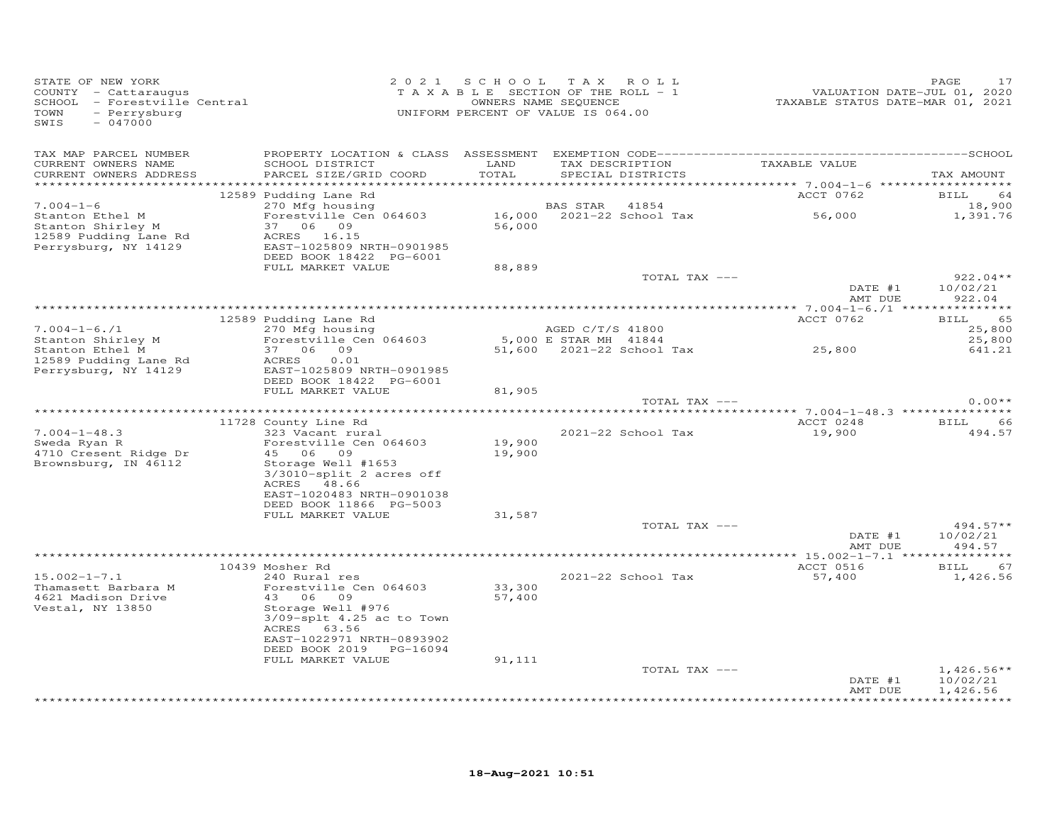STATE OF NEW YORK
COUNTY - Cattaraugus
SCHOOL - Forestville Central
TOWN - Perrysburg
SWIS - 047000

2021 SCHOOL TAX ROLL
TAXABLE SECTION OF THE ROLL - 1
OWNERS NAME SEQUENCE
UNIFORM PERCENT OF VALUE IS 064.00

VALUATION DATE-JUL 01, 2020
TAXABLE STATUS DATE-MAR 01, 2021

| TAX MAP PARCEL NUMBER / CURRENT OWNERS NAME / CURRENT OWNERS ADDRESS | PROPERTY LOCATION & CLASS / SCHOOL DISTRICT / PARCEL SIZE/GRID COORD | ASSESSMENT LAND / TOTAL | EXEMPTION CODE / TAX DESCRIPTION / SPECIAL DISTRICTS | TAXABLE VALUE | SCHOOL / TAX AMOUNT |
|---|---|---|---|---|---|
| | 12589 Pudding Lane Rd | | | ACCT 0762 | BILL 64 |
| 7.004-1-6 | 270 Mfg housing | | BAS STAR 41854 | | 18,900 |
| Stanton Ethel M | Forestville Cen 064603 | 16,000 | 2021-22 School Tax | 56,000 | 1,391.76 |
| Stanton Shirley M | 37 06 09 | 56,000 | | | |
| 12589 Pudding Lane Rd | ACRES 16.15 | | | | |
| Perrysburg, NY 14129 | EAST-1025809 NRTH-0901985 | | | | |
| | DEED BOOK 18422 PG-6001 | | | | |
| | FULL MARKET VALUE | 88,889 | | | |
| | | | TOTAL TAX --- | | 922.04** |
| | | | | DATE #1 | 10/02/21 |
| | | | | AMT DUE | 922.04 |
| | 12589 Pudding Lane Rd | | | ACCT 0762 | BILL 65 |
| 7.004-1-6./1 | 270 Mfg housing | | AGED C/T/S 41800 | | 25,800 |
| Stanton Shirley M | Forestville Cen 064603 | 5,000 | E STAR MH 41844 | | 25,800 |
| Stanton Ethel M | 37 06 09 | 51,600 | 2021-22 School Tax | 25,800 | 641.21 |
| 12589 Pudding Lane Rd | ACRES 0.01 | | | | |
| Perrysburg, NY 14129 | EAST-1025809 NRTH-0901985 | | | | |
| | DEED BOOK 18422 PG-6001 | | | | |
| | FULL MARKET VALUE | 81,905 | | | |
| | | | TOTAL TAX --- | | 0.00** |
| | 11728 County Line Rd | | | ACCT 0248 | BILL 66 |
| 7.004-1-48.3 | 323 Vacant rural | | 2021-22 School Tax | 19,900 | 494.57 |
| Sweda Ryan R | Forestville Cen 064603 | 19,900 | | | |
| 4710 Cresent Ridge Dr | 45 06 09 | 19,900 | | | |
| Brownsburg, IN 46112 | Storage Well #1653 | | | | |
| | 3/3010-split 2 acres off | | | | |
| | ACRES 48.66 | | | | |
| | EAST-1020483 NRTH-0901038 | | | | |
| | DEED BOOK 11866 PG-5003 | | | | |
| | FULL MARKET VALUE | 31,587 | | | |
| | | | TOTAL TAX --- | | 494.57** |
| | | | | DATE #1 | 10/02/21 |
| | | | | AMT DUE | 494.57 |
| | 10439 Mosher Rd | | | ACCT 0516 | BILL 67 |
| 15.002-1-7.1 | 240 Rural res | | 2021-22 School Tax | 57,400 | 1,426.56 |
| Thamasett Barbara M | Forestville Cen 064603 | 33,300 | | | |
| 4621 Madison Drive | 43 06 09 | 57,400 | | | |
| Vestal, NY 13850 | Storage Well #976 | | | | |
| | 3/09-splt 4.25 ac to Town | | | | |
| | ACRES 63.56 | | | | |
| | EAST-1022971 NRTH-0893902 | | | | |
| | DEED BOOK 2019 PG-16094 | | | | |
| | FULL MARKET VALUE | 91,111 | | | |
| | | | TOTAL TAX --- | | 1,426.56** |
| | | | | DATE #1 | 10/02/21 |
| | | | | AMT DUE | 1,426.56 |

18-Aug-2021 10:51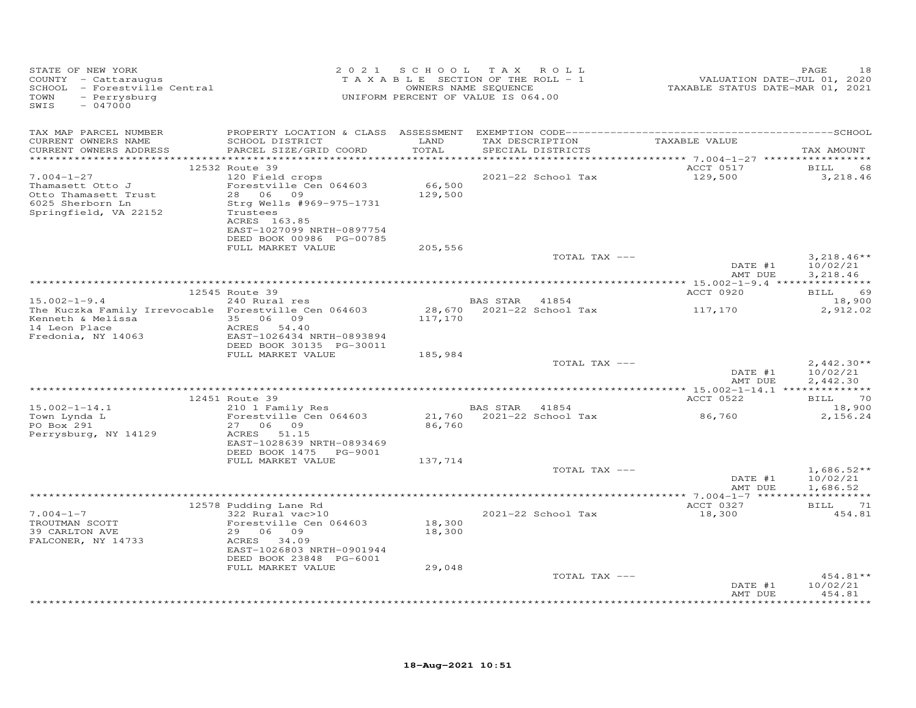STATE OF NEW YORK
COUNTY - Cattaraugus
SCHOOL - Forestville Central
TOWN - Perrysburg
SWIS - 047000

2021 SCHOOL TAX ROLL
TAXABLE SECTION OF THE ROLL - 1
OWNERS NAME SEQUENCE
UNIFORM PERCENT OF VALUE IS 064.00

VALUATION DATE-JUL 01, 2020
TAXABLE STATUS DATE-MAR 01, 2021

| TAX MAP PARCEL NUMBER / CURRENT OWNERS NAME / CURRENT OWNERS ADDRESS | PROPERTY LOCATION & CLASS / SCHOOL DISTRICT / PARCEL SIZE/GRID COORD | ASSESSMENT LAND / TOTAL | EXEMPTION CODE / TAX DESCRIPTION / SPECIAL DISTRICTS | TAXABLE VALUE | TAX AMOUNT |
|---|---|---|---|---|---|
| | 12532 Route 39 | | | ACCT 0517 | BILL 68 |
| 7.004-1-27 | 120 Field crops | | 2021-22 School Tax | 129,500 | 3,218.46 |
| Thamasett Otto J | Forestville Cen 064603 | 66,500 | | | |
| Otto Thamasett Trust | 28 06 09 | 129,500 | | | |
| 6025 Sherborn Ln | Strg Wells #969-975-1731 | | | | |
| Springfield, VA 22152 | Trustees | | | | |
| | ACRES 163.85 | | | | |
| | EAST-1027099 NRTH-0897754 | | | | |
| | DEED BOOK 00986 PG-00785 | | | | |
| | FULL MARKET VALUE | 205,556 | | | |
| | | | TOTAL TAX --- | | 3,218.46** |
| | | | | DATE #1 | 10/02/21 |
| | | | | AMT DUE | 3,218.46 |
| | 12545 Route 39 | | | ACCT 0920 | BILL 69 |
| 15.002-1-9.4 | 240 Rural res | | BAS STAR 41854 | | 18,900 |
| The Kuczka Family Irrevocable | Forestville Cen 064603 | 28,670 | 2021-22 School Tax | 117,170 | 2,912.02 |
| Kenneth & Melissa | 35 06 09 | 117,170 | | | |
| 14 Leon Place | ACRES 54.40 | | | | |
| Fredonia, NY 14063 | EAST-1026434 NRTH-0893894 | | | | |
| | DEED BOOK 30135 PG-30011 | | | | |
| | FULL MARKET VALUE | 185,984 | | | |
| | | | TOTAL TAX --- | | 2,442.30** |
| | | | | DATE #1 | 10/02/21 |
| | | | | AMT DUE | 2,442.30 |
| | 12451 Route 39 | | | ACCT 0522 | BILL 70 |
| 15.002-1-14.1 | 210 1 Family Res | | BAS STAR 41854 | | 18,900 |
| Town Lynda L | Forestville Cen 064603 | 21,760 | 2021-22 School Tax | 86,760 | 2,156.24 |
| PO Box 291 | 27 06 09 | 86,760 | | | |
| Perrysburg, NY 14129 | ACRES 51.15 | | | | |
| | EAST-1028639 NRTH-0893469 | | | | |
| | DEED BOOK 1475 PG-9001 | | | | |
| | FULL MARKET VALUE | 137,714 | | | |
| | | | TOTAL TAX --- | | 1,686.52** |
| | | | | DATE #1 | 10/02/21 |
| | | | | AMT DUE | 1,686.52 |
| | 12578 Pudding Lane Rd | | | ACCT 0327 | BILL 71 |
| 7.004-1-7 | 322 Rural vac>10 | | 2021-22 School Tax | 18,300 | 454.81 |
| TROUTMAN SCOTT | Forestville Cen 064603 | 18,300 | | | |
| 39 CARLTON AVE | 29 06 09 | 18,300 | | | |
| FALCONER, NY 14733 | ACRES 34.09 | | | | |
| | EAST-1026803 NRTH-0901944 | | | | |
| | DEED BOOK 23848 PG-6001 | | | | |
| | FULL MARKET VALUE | 29,048 | | | |
| | | | TOTAL TAX --- | | 454.81** |
| | | | | DATE #1 | 10/02/21 |
| | | | | AMT DUE | 454.81 |

18-Aug-2021 10:51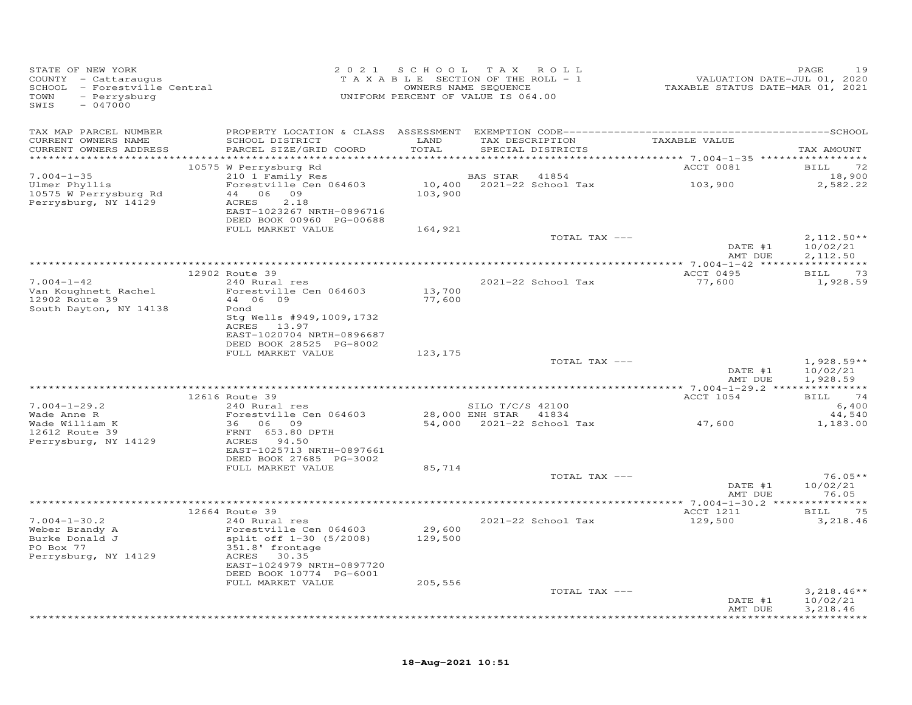STATE OF NEW YORK
COUNTY - Cattaraugus
SCHOOL - Forestville Central
TOWN - Perrysburg
SWIS - 047000

2021 SCHOOL TAX ROLL
TAXABLE SECTION OF THE ROLL - 1
OWNERS NAME SEQUENCE
UNIFORM PERCENT OF VALUE IS 064.00

VALUATION DATE-JUL 01, 2020
TAXABLE STATUS DATE-MAR 01, 2021

| TAX MAP PARCEL NUMBER / CURRENT OWNERS NAME / CURRENT OWNERS ADDRESS | PROPERTY LOCATION & CLASS / SCHOOL DISTRICT / PARCEL SIZE/GRID COORD | ASSESSMENT LAND / TOTAL | EXEMPTION CODE / TAX DESCRIPTION / SPECIAL DISTRICTS | TAXABLE VALUE | TAX AMOUNT |
|---|---|---|---|---|---|
| | 10575 W Perrysburg Rd | | | ACCT 0081 | BILL 72 |
| 7.004-1-35 | 210 1 Family Res | | BAS STAR 41854 | | 18,900 |
| Ulmer Phyllis | Forestville Cen 064603 | 10,400 | 2021-22 School Tax | 103,900 | 2,582.22 |
| 10575 W Perrysburg Rd | 44 06 09 | 103,900 | | | |
| Perrysburg, NY 14129 | ACRES 2.18 | | | | |
| | EAST-1023267 NRTH-0896716 | | | | |
| | DEED BOOK 00960 PG-00688 | | | | |
| | FULL MARKET VALUE | 164,921 | | | |
| | | | TOTAL TAX --- | | 2,112.50** |
| | | | | DATE #1 | 10/02/21 |
| | | | | AMT DUE | 2,112.50 |
| | 12902 Route 39 | | | ACCT 0495 | BILL 73 |
| 7.004-1-42 | 240 Rural res | | 2021-22 School Tax | 77,600 | 1,928.59 |
| Van Koughnett Rachel | Forestville Cen 064603 | 13,700 | | | |
| 12902 Route 39 | 44 06 09 | 77,600 | | | |
| South Dayton, NY 14138 | Pond | | | | |
| | Stg Wells #949,1009,1732 | | | | |
| | ACRES 13.97 | | | | |
| | EAST-1020704 NRTH-0896687 | | | | |
| | DEED BOOK 28525 PG-8002 | | | | |
| | FULL MARKET VALUE | 123,175 | | | |
| | | | TOTAL TAX --- | | 1,928.59** |
| | | | | DATE #1 | 10/02/21 |
| | | | | AMT DUE | 1,928.59 |
| | 12616 Route 39 | | | ACCT 1054 | BILL 74 |
| 7.004-1-29.2 | 240 Rural res | | SILO T/C/S 42100 | | 6,400 |
| Wade Anne R | Forestville Cen 064603 | 28,000 | ENH STAR 41834 | | 44,540 |
| Wade William K | 36 06 09 | 54,000 | 2021-22 School Tax | 47,600 | 1,183.00 |
| 12612 Route 39 | FRNT 653.80 DPTH | | | | |
| Perrysburg, NY 14129 | ACRES 94.50 | | | | |
| | EAST-1025713 NRTH-0897661 | | | | |
| | DEED BOOK 27685 PG-3002 | | | | |
| | FULL MARKET VALUE | 85,714 | | | |
| | | | TOTAL TAX --- | | 76.05** |
| | | | | DATE #1 | 10/02/21 |
| | | | | AMT DUE | 76.05 |
| | 12664 Route 39 | | | ACCT 1211 | BILL 75 |
| 7.004-1-30.2 | 240 Rural res | | 2021-22 School Tax | 129,500 | 3,218.46 |
| Weber Brandy A | Forestville Cen 064603 | 29,600 | | | |
| Burke Donald J | split off 1-30 (5/2008) | 129,500 | | | |
| PO Box 77 | 351.8' frontage | | | | |
| Perrysburg, NY 14129 | ACRES 30.35 | | | | |
| | EAST-1024979 NRTH-0897720 | | | | |
| | DEED BOOK 10774 PG-6001 | | | | |
| | FULL MARKET VALUE | 205,556 | | | |
| | | | TOTAL TAX --- | | 3,218.46** |
| | | | | DATE #1 | 10/02/21 |
| | | | | AMT DUE | 3,218.46 |

18-Aug-2021 10:51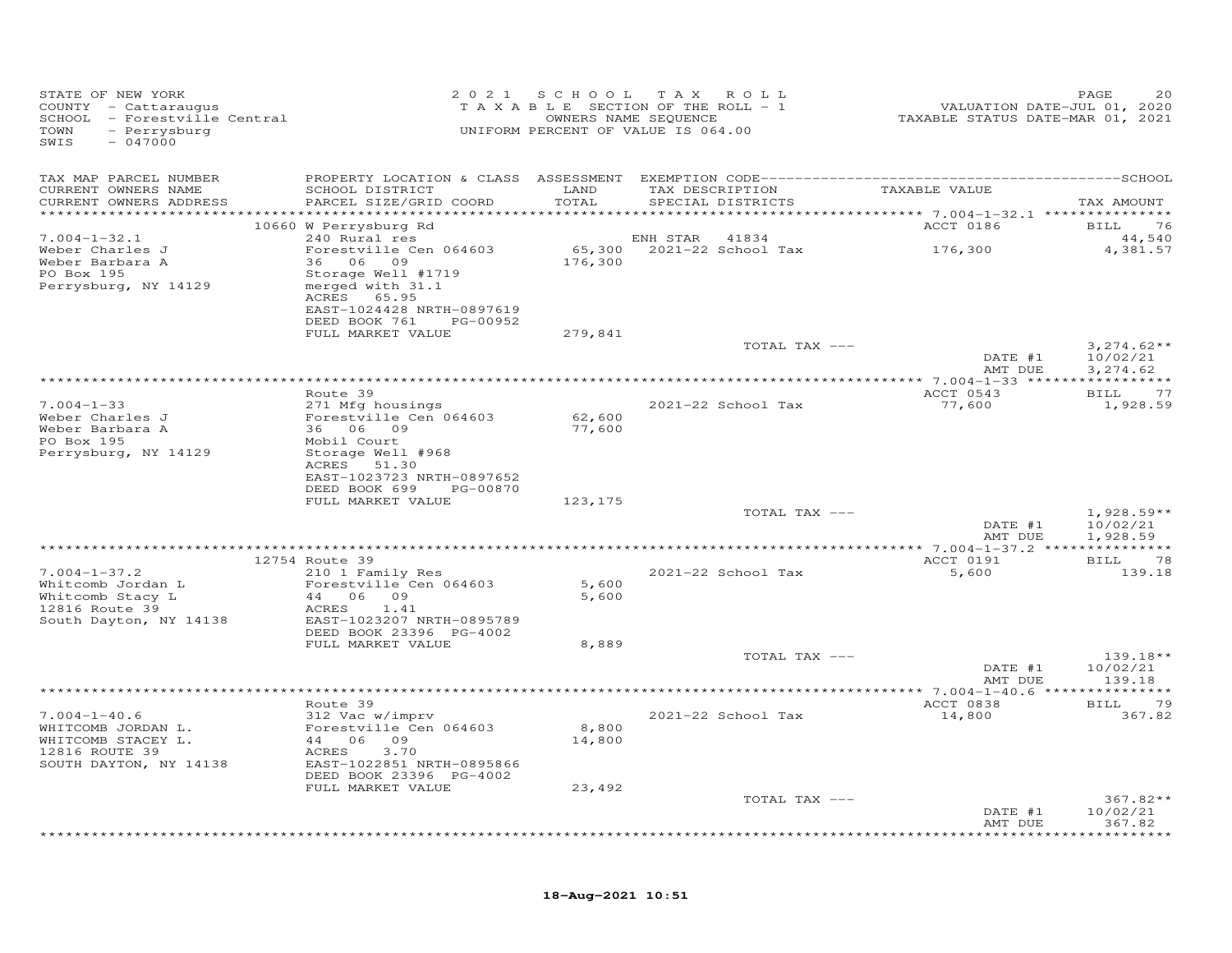STATE OF NEW YORK
COUNTY - Cattaraugus
SCHOOL - Forestville Central
TOWN - Perrysburg
SWIS - 047000

2021 SCHOOL TAX ROLL
TAXABLE SECTION OF THE ROLL - 1
OWNERS NAME SEQUENCE
UNIFORM PERCENT OF VALUE IS 064.00

VALUATION DATE-JUL 01, 2020
TAXABLE STATUS DATE-MAR 01, 2021

| TAX MAP PARCEL NUMBER / CURRENT OWNERS NAME / CURRENT OWNERS ADDRESS | PROPERTY LOCATION & CLASS / SCHOOL DISTRICT / PARCEL SIZE/GRID COORD | ASSESSMENT LAND / TOTAL | EXEMPTION CODE / TAX DESCRIPTION / SPECIAL DISTRICTS | TAXABLE VALUE | TAX AMOUNT |
|---|---|---|---|---|---|
| | 10660 W Perrysburg Rd | | | ACCT 0186 | BILL 76 |
| 7.004-1-32.1 | 240 Rural res | | ENH STAR 41834 | | 44,540 |
| Weber Charles J | Forestville Cen 064603 | 65,300 | 2021-22 School Tax | 176,300 | 4,381.57 |
| Weber Barbara A | 36 06 09 | 176,300 | | | |
| PO Box 195 | Storage Well #1719 | | | | |
| Perrysburg, NY 14129 | merged with 31.1 | | | | |
| | ACRES 65.95 | | | | |
| | EAST-1024428 NRTH-0897619 | | | | |
| | DEED BOOK 761 PG-00952 | | | | |
| | FULL MARKET VALUE | 279,841 | | | |
| | | | TOTAL TAX --- | | 3,274.62** |
| | | | | DATE #1 | 10/02/21 |
| | | | | AMT DUE | 3,274.62 |
| | Route 39 | | | ACCT 0543 | BILL 77 |
| 7.004-1-33 | 271 Mfg housings | | 2021-22 School Tax | 77,600 | 1,928.59 |
| Weber Charles J | Forestville Cen 064603 | 62,600 | | | |
| Weber Barbara A | 36 06 09 | 77,600 | | | |
| PO Box 195 | Mobil Court | | | | |
| Perrysburg, NY 14129 | Storage Well #968 | | | | |
| | ACRES 51.30 | | | | |
| | EAST-1023723 NRTH-0897652 | | | | |
| | DEED BOOK 699 PG-00870 | | | | |
| | FULL MARKET VALUE | 123,175 | | | |
| | | | TOTAL TAX --- | | 1,928.59** |
| | | | | DATE #1 | 10/02/21 |
| | | | | AMT DUE | 1,928.59 |
| | 12754 Route 39 | | | ACCT 0191 | BILL 78 |
| 7.004-1-37.2 | 210 1 Family Res | | 2021-22 School Tax | 5,600 | 139.18 |
| Whitcomb Jordan L | Forestville Cen 064603 | 5,600 | | | |
| Whitcomb Stacy L | 44 06 09 | 5,600 | | | |
| 12816 Route 39 | ACRES 1.41 | | | | |
| South Dayton, NY 14138 | EAST-1023207 NRTH-0895789 | | | | |
| | DEED BOOK 23396 PG-4002 | | | | |
| | FULL MARKET VALUE | 8,889 | | | |
| | | | TOTAL TAX --- | | 139.18** |
| | | | | DATE #1 | 10/02/21 |
| | | | | AMT DUE | 139.18 |
| | Route 39 | | | ACCT 0838 | BILL 79 |
| 7.004-1-40.6 | 312 Vac w/imprv | | 2021-22 School Tax | 14,800 | 367.82 |
| WHITCOMB JORDAN L. | Forestville Cen 064603 | 8,800 | | | |
| WHITCOMB STACEY L. | 44 06 09 | 14,800 | | | |
| 12816 ROUTE 39 | ACRES 3.70 | | | | |
| SOUTH DAYTON, NY 14138 | EAST-1022851 NRTH-0895866 | | | | |
| | DEED BOOK 23396 PG-4002 | | | | |
| | FULL MARKET VALUE | 23,492 | | | |
| | | | TOTAL TAX --- | | 367.82** |
| | | | | DATE #1 | 10/02/21 |
| | | | | AMT DUE | 367.82 |

18-Aug-2021 10:51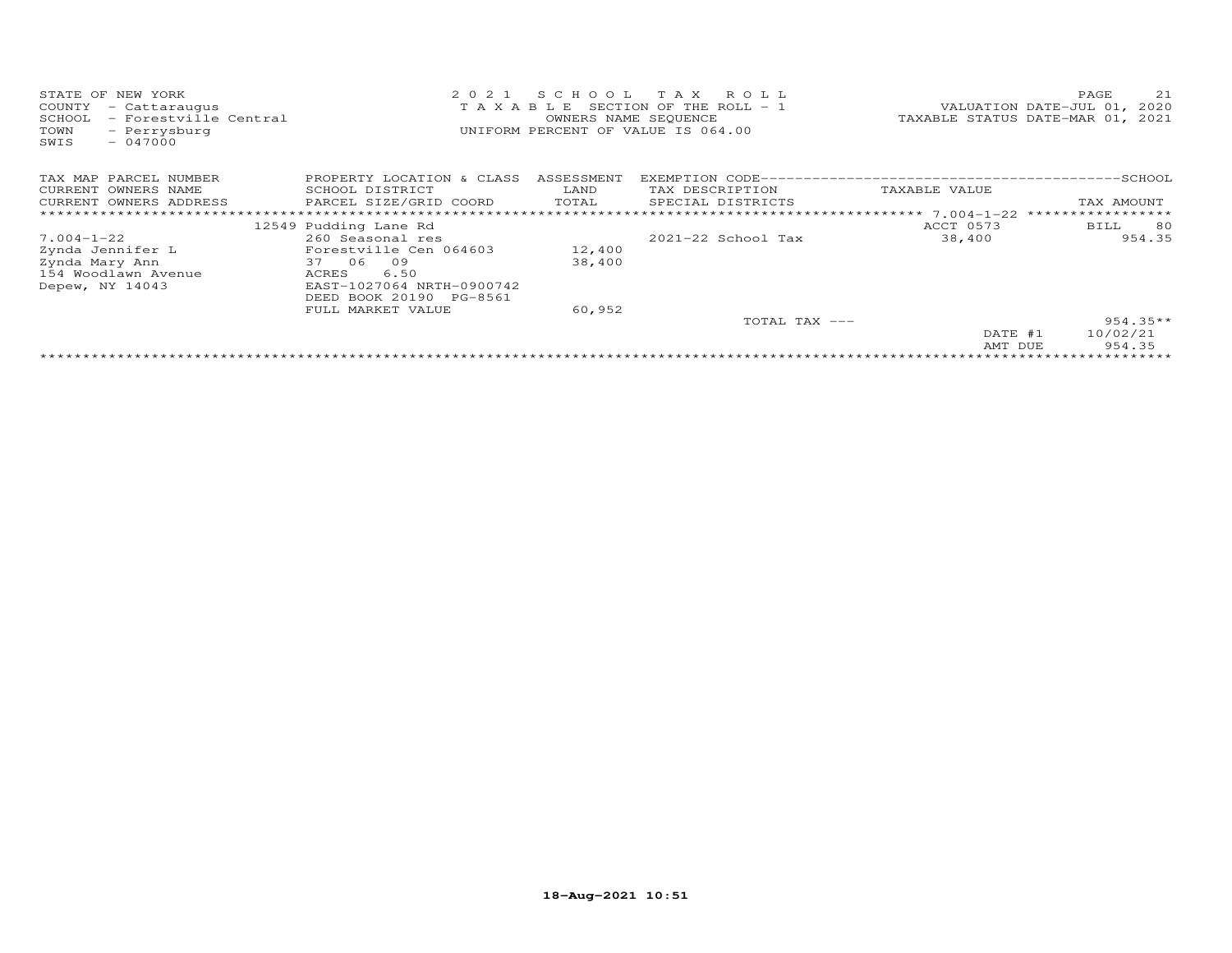STATE OF NEW YORK
COUNTY - Cattaraugus
SCHOOL - Forestville Central
TOWN - Perrysburg
SWIS - 047000

2 0 2 1 S C H O O L T A X R O L L
T A X A B L E SECTION OF THE ROLL - 1
OWNERS NAME SEQUENCE
UNIFORM PERCENT OF VALUE IS 064.00

VALUATION DATE-JUL 01, 2020
TAXABLE STATUS DATE-MAR 01, 2021

| TAX MAP PARCEL NUMBER / CURRENT OWNERS NAME / CURRENT OWNERS ADDRESS | PROPERTY LOCATION & CLASS / SCHOOL DISTRICT / PARCEL SIZE/GRID COORD | ASSESSMENT LAND / TOTAL | EXEMPTION CODE / TAX DESCRIPTION / SPECIAL DISTRICTS | TAXABLE VALUE | TAX AMOUNT |
|---|---|---|---|---|---|
| | 12549 Pudding Lane Rd | | | ACCT 0573 | BILL 80 |
| 7.004-1-22 | 260 Seasonal res | | 2021-22 School Tax | 38,400 | 954.35 |
| Zynda Jennifer L | Forestville Cen 064603 | 12,400 | | | |
| Zynda Mary Ann | 37 06 09 | 38,400 | | | |
| 154 Woodlawn Avenue | ACRES 6.50 | | | | |
| Depew, NY 14043 | EAST-1027064 NRTH-0900742 | | | | |
| | DEED BOOK 20190 PG-8561 | | | | |
| | FULL MARKET VALUE | 60,952 | | | |
| | | | TOTAL TAX --- | | 954.35** |
| | | | | DATE #1 | 10/02/21 |
| | | | | AMT DUE | 954.35 |

18-Aug-2021 10:51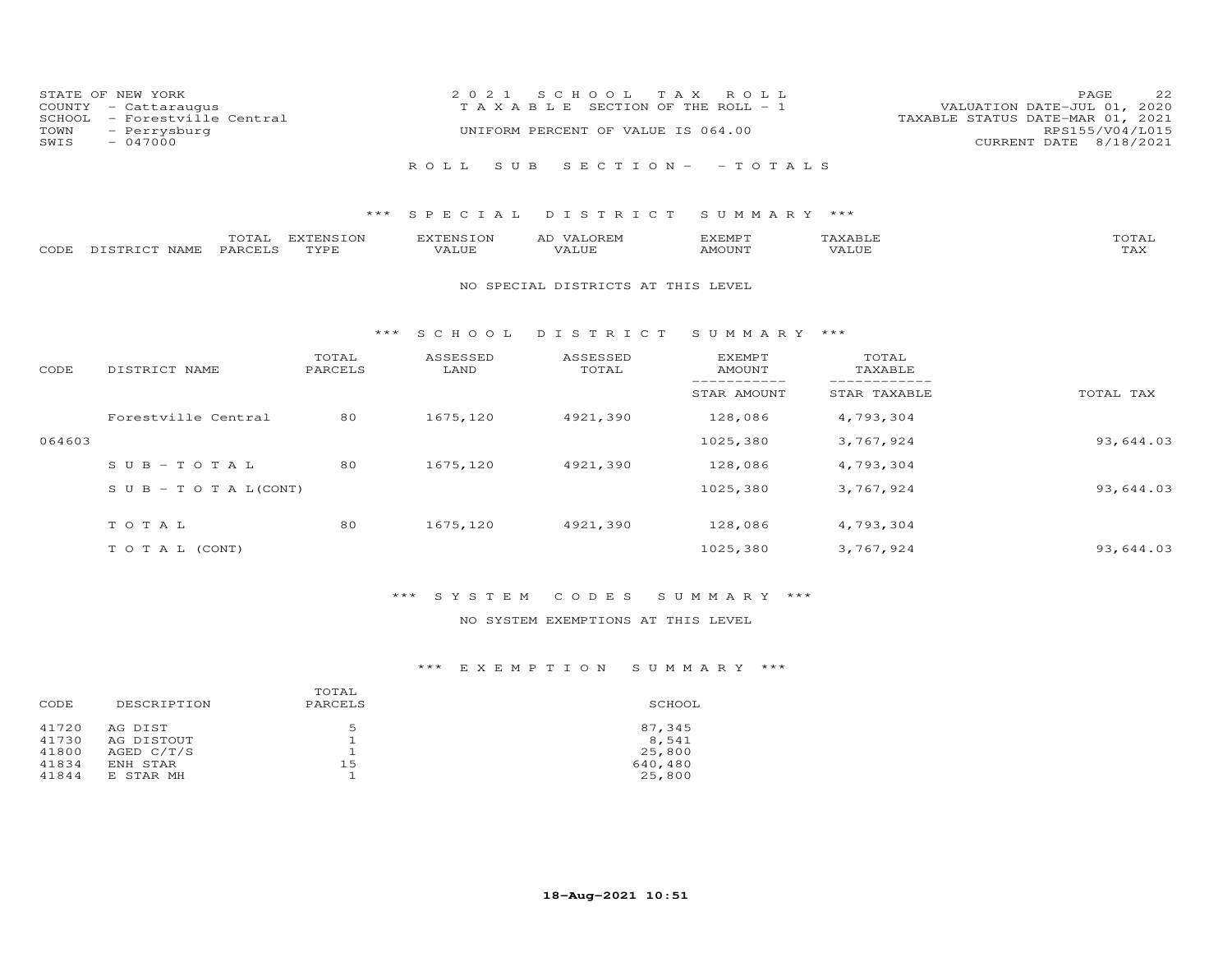STATE OF NEW YORK
COUNTY - Cattaraugus
SCHOOL - Forestville Central
TOWN - Perrysburg
SWIS - 047000

2021 SCHOOL TAX ROLL
TAXABLE SECTION OF THE ROLL - 1
UNIFORM PERCENT OF VALUE IS 064.00

VALUATION DATE-JUL 01, 2020
TAXABLE STATUS DATE-MAR 01, 2021
RPS155/V04/L015
CURRENT DATE 8/18/2021

ROLL SUB SECTION - - TOTALS

### *** SPECIAL DISTRICT SUMMARY ***

| CODE | DISTRICT NAME | TOTAL PARCELS | EXTENSION TYPE | EXTENSION VALUE | AD VALOREM VALUE | EXEMPT AMOUNT | TAXABLE VALUE | TOTAL TAX |
|---|---|---|---|---|---|---|---|---|

NO SPECIAL DISTRICTS AT THIS LEVEL

### *** SCHOOL DISTRICT SUMMARY ***

| CODE | DISTRICT NAME | TOTAL PARCELS | ASSESSED LAND | ASSESSED TOTAL | EXEMPT AMOUNT / STAR AMOUNT | TOTAL TAXABLE / STAR TAXABLE | TOTAL TAX |
|---|---|---|---|---|---|---|---|
| | Forestville Central | 80 | 1675,120 | 4921,390 | 128,086 | 4,793,304 | |
| 064603 | | | | | 1025,380 | 3,767,924 | 93,644.03 |
| | SUB-TOTAL | 80 | 1675,120 | 4921,390 | 128,086 | 4,793,304 | |
| | SUB-TOTAL(CONT) | | | | 1025,380 | 3,767,924 | 93,644.03 |
| | TOTAL | 80 | 1675,120 | 4921,390 | 128,086 | 4,793,304 | |
| | TOTAL (CONT) | | | | 1025,380 | 3,767,924 | 93,644.03 |

### *** SYSTEM CODES SUMMARY ***

NO SYSTEM EXEMPTIONS AT THIS LEVEL

### *** EXEMPTION SUMMARY ***

| CODE | DESCRIPTION | TOTAL PARCELS | SCHOOL |
|---|---|---|---|
| 41720 | AG DIST | 5 | 87,345 |
| 41730 | AG DISTOUT | 1 | 8,541 |
| 41800 | AGED C/T/S | 1 | 25,800 |
| 41834 | ENH STAR | 15 | 640,480 |
| 41844 | E STAR MH | 1 | 25,800 |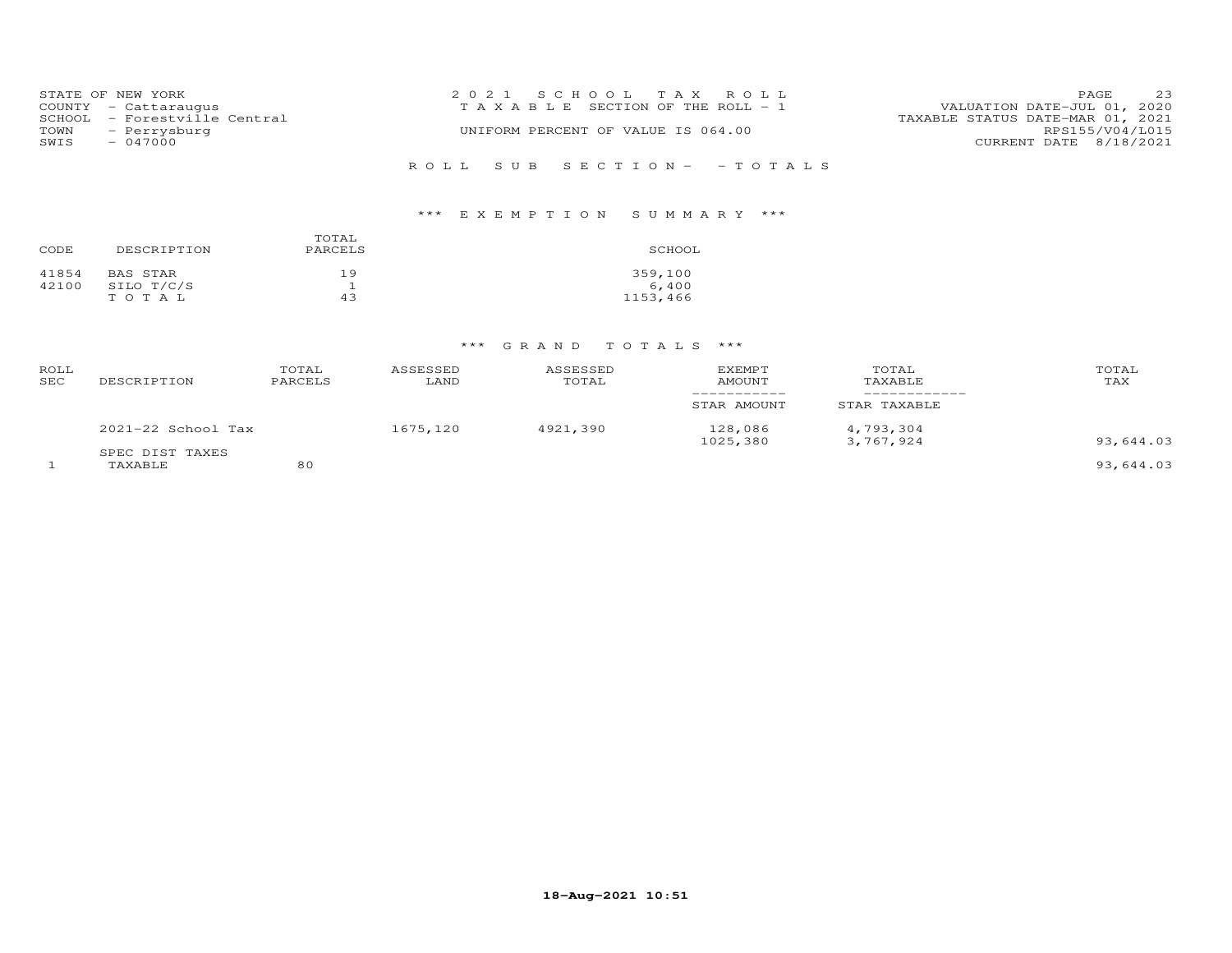STATE OF NEW YORK
COUNTY - Cattaraugus
SCHOOL - Forestville Central
TOWN - Perrysburg
SWIS - 047000

2 0 2 1 S C H O O L T A X R O L L
T A X A B L E SECTION OF THE ROLL - 1
UNIFORM PERCENT OF VALUE IS 064.00

VALUATION DATE-JUL 01, 2020
TAXABLE STATUS DATE-MAR 01, 2021
RPS155/V04/L015
CURRENT DATE 8/18/2021

R O L L S U B S E C T I O N - - T O T A L S

### *** E X E M P T I O N S U M M A R Y ***

| CODE | DESCRIPTION | TOTAL PARCELS | SCHOOL |
|---|---|---|---|
| 41854 | BAS STAR | 19 | 359,100 |
| 42100 | SILO T/C/S | 1 | 6,400 |
| | T O T A L | 43 | 1153,466 |

### *** G R A N D T O T A L S ***

| ROLL SEC | DESCRIPTION | TOTAL PARCELS | ASSESSED LAND | ASSESSED TOTAL | EXEMPT AMOUNT / STAR AMOUNT | TOTAL TAXABLE / STAR TAXABLE | TOTAL TAX |
|---|---|---|---|---|---|---|---|
| | 2021-22 School Tax | | 1675,120 | 4921,390 | 128,086 | 4,793,304 | |
| | | | | | 1025,380 | 3,767,924 | 93,644.03 |
| | SPEC DIST TAXES | | | | | | |
| 1 | TAXABLE | 80 | | | | | 93,644.03 |

18-Aug-2021 10:51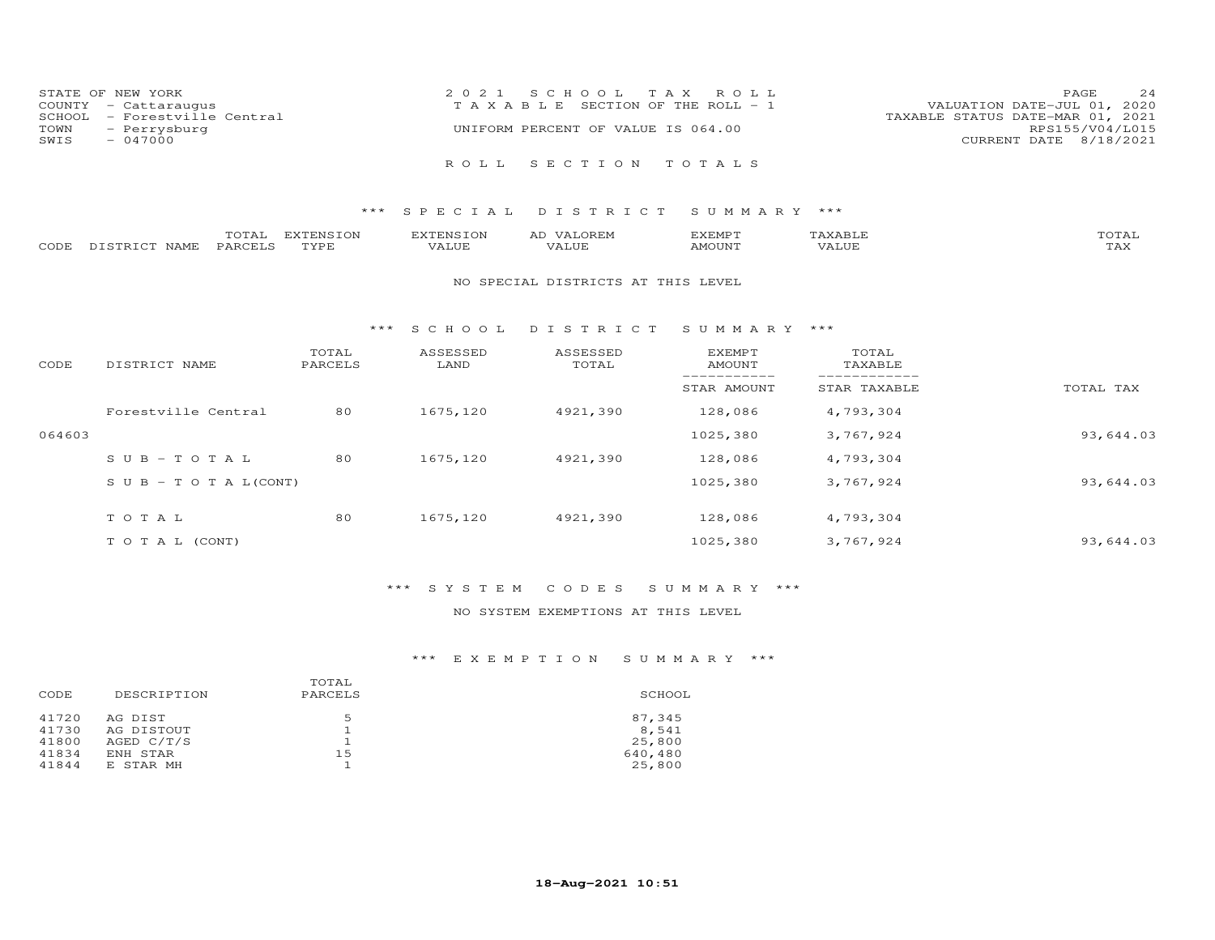STATE OF NEW YORK
COUNTY - Cattaraugus
SCHOOL - Forestville Central
TOWN - Perrysburg
SWIS - 047000

2 0 2 1 S C H O O L T A X R O L L
T A X A B L E SECTION OF THE ROLL - 1
UNIFORM PERCENT OF VALUE IS 064.00

VALUATION DATE-JUL 01, 2020
TAXABLE STATUS DATE-MAR 01, 2021
RPS155/V04/L015
CURRENT DATE 8/18/2021

R O L L S E C T I O N T O T A L S

## *** S P E C I A L D I S T R I C T S U M M A R Y ***

| CODE | DISTRICT NAME | TOTAL PARCELS | EXTENSION TYPE | EXTENSION VALUE | AD VALOREM VALUE | EXEMPT AMOUNT | TAXABLE VALUE | TOTAL TAX |
|---|---|---|---|---|---|---|---|---|

NO SPECIAL DISTRICTS AT THIS LEVEL

## *** S C H O O L D I S T R I C T S U M M A R Y ***

| CODE | DISTRICT NAME | TOTAL PARCELS | ASSESSED LAND | ASSESSED TOTAL | EXEMPT AMOUNT / STAR AMOUNT | TOTAL TAXABLE / STAR TAXABLE | TOTAL TAX |
|---|---|---|---|---|---|---|---|
| | Forestville Central | 80 | 1675,120 | 4921,390 | 128,086 | 4,793,304 | |
| 064603 | | | | | 1025,380 | 3,767,924 | 93,644.03 |
| | S U B - T O T A L | 80 | 1675,120 | 4921,390 | 128,086 | 4,793,304 | |
| | S U B - T O T A L(CONT) | | | | 1025,380 | 3,767,924 | 93,644.03 |
| | T O T A L | 80 | 1675,120 | 4921,390 | 128,086 | 4,793,304 | |
| | T O T A L (CONT) | | | | 1025,380 | 3,767,924 | 93,644.03 |

## *** S Y S T E M C O D E S S U M M A R Y ***

NO SYSTEM EXEMPTIONS AT THIS LEVEL

## *** E X E M P T I O N S U M M A R Y ***

| CODE | DESCRIPTION | TOTAL PARCELS | SCHOOL |
|---|---|---|---|
| 41720 | AG DIST | 5 | 87,345 |
| 41730 | AG DISTOUT | 1 | 8,541 |
| 41800 | AGED C/T/S | 1 | 25,800 |
| 41834 | ENH STAR | 15 | 640,480 |
| 41844 | E STAR MH | 1 | 25,800 |

18-Aug-2021 10:51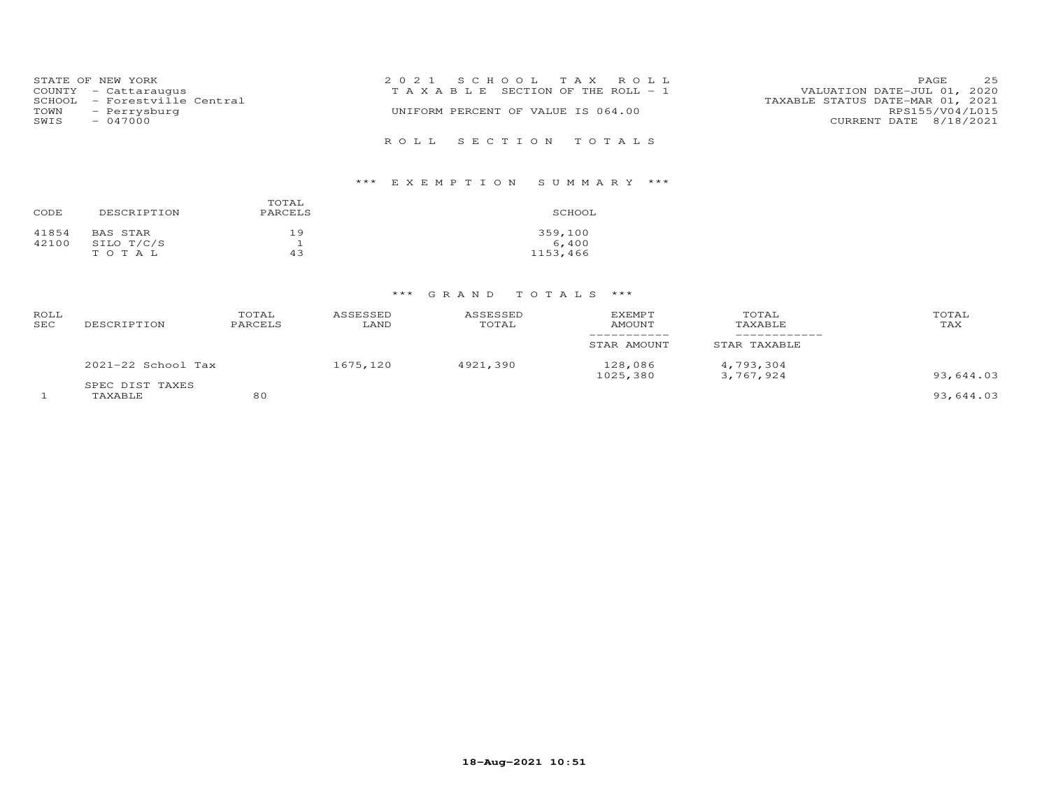STATE OF NEW YORK
COUNTY - Cattaraugus
SCHOOL - Forestville Central
TOWN - Perrysburg
SWIS - 047000

2021 SCHOOL TAX ROLL
TAXABLE SECTION OF THE ROLL - 1
UNIFORM PERCENT OF VALUE IS 064.00

VALUATION DATE-JUL 01, 2020
TAXABLE STATUS DATE-MAR 01, 2021
RPS155/V04/L015
CURRENT DATE 8/18/2021

## ROLL SECTION TOTALS

### *** EXEMPTION SUMMARY ***

| CODE | DESCRIPTION | TOTAL PARCELS | SCHOOL |
|---|---|---|---|
| 41854 | BAS STAR | 19 | 359,100 |
| 42100 | SILO T/C/S | 1 | 6,400 |
| | T O T A L | 43 | 1153,466 |

### *** GRAND TOTALS ***

| ROLL SEC | DESCRIPTION | TOTAL PARCELS | ASSESSED LAND | ASSESSED TOTAL | EXEMPT AMOUNT / STAR AMOUNT | TOTAL TAXABLE / STAR TAXABLE | TOTAL TAX |
|---|---|---|---|---|---|---|---|
| | 2021-22 School Tax | | 1675,120 | 4921,390 | 128,086 | 4,793,304 | |
| | | | | | 1025,380 | 3,767,924 | 93,644.03 |
| | SPEC DIST TAXES | | | | | | |
| 1 | TAXABLE | 80 | | | | | 93,644.03 |

18-Aug-2021 10:51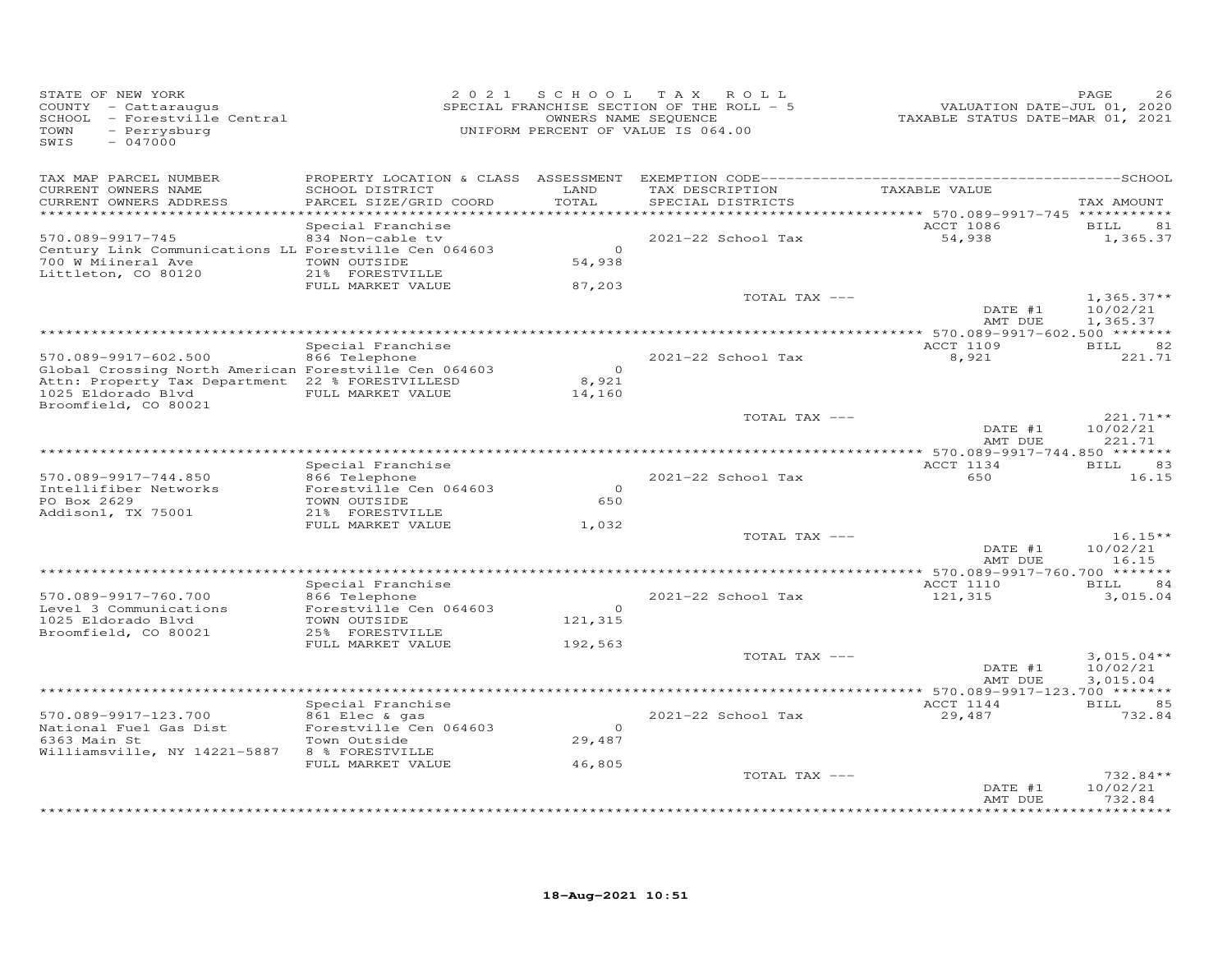STATE OF NEW YORK
COUNTY - Cattaraugus
SCHOOL - Forestville Central
TOWN - Perrysburg
SWIS - 047000

2 0 2 1 S C H O O L T A X R O L L
SPECIAL FRANCHISE SECTION OF THE ROLL - 5
OWNERS NAME SEQUENCE
UNIFORM PERCENT OF VALUE IS 064.00

VALUATION DATE-JUL 01, 2020
TAXABLE STATUS DATE-MAR 01, 2021

| TAX MAP PARCEL NUMBER / CURRENT OWNERS NAME / CURRENT OWNERS ADDRESS | PROPERTY LOCATION & CLASS / SCHOOL DISTRICT / PARCEL SIZE/GRID COORD | ASSESSMENT LAND / TOTAL | EXEMPTION CODE / TAX DESCRIPTION / SPECIAL DISTRICTS | TAXABLE VALUE | SCHOOL TAX AMOUNT |
|---|---|---|---|---|---|
| | Special Franchise | | | ACCT 1086 | BILL 81 |
| 570.089-9917-745 | 834 Non-cable tv | | 2021-22 School Tax | 54,938 | 1,365.37 |
| Century Link Communications LL | Forestville Cen 064603 | 0 | | | |
| 700 W Miineral Ave | TOWN OUTSIDE | 54,938 | | | |
| Littleton, CO 80120 | 21% FORESTVILLE | | | | |
| | FULL MARKET VALUE | 87,203 | | | |
| | | | TOTAL TAX --- | | 1,365.37** |
| | | | | DATE #1 | 10/02/21 |
| | | | | AMT DUE | 1,365.37 |
| | Special Franchise | | | ACCT 1109 | BILL 82 |
| 570.089-9917-602.500 | 866 Telephone | | 2021-22 School Tax | 8,921 | 221.71 |
| Global Crossing North American | Forestville Cen 064603 | 0 | | | |
| Attn: Property Tax Department | 22 % FORESTVILLESD | 8,921 | | | |
| 1025 Eldorado Blvd | FULL MARKET VALUE | 14,160 | | | |
| Broomfield, CO 80021 | | | | | |
| | | | TOTAL TAX --- | | 221.71** |
| | | | | DATE #1 | 10/02/21 |
| | | | | AMT DUE | 221.71 |
| | Special Franchise | | | ACCT 1134 | BILL 83 |
| 570.089-9917-744.850 | 866 Telephone | | 2021-22 School Tax | 650 | 16.15 |
| Intellifiber Networks | Forestville Cen 064603 | 0 | | | |
| PO Box 2629 | TOWN OUTSIDE | 650 | | | |
| Addison1, TX 75001 | 21% FORESTVILLE | | | | |
| | FULL MARKET VALUE | 1,032 | | | |
| | | | TOTAL TAX --- | | 16.15** |
| | | | | DATE #1 | 10/02/21 |
| | | | | AMT DUE | 16.15 |
| | Special Franchise | | | ACCT 1110 | BILL 84 |
| 570.089-9917-760.700 | 866 Telephone | | 2021-22 School Tax | 121,315 | 3,015.04 |
| Level 3 Communications | Forestville Cen 064603 | 0 | | | |
| 1025 Eldorado Blvd | TOWN OUTSIDE | 121,315 | | | |
| Broomfield, CO 80021 | 25% FORESTVILLE | | | | |
| | FULL MARKET VALUE | 192,563 | | | |
| | | | TOTAL TAX --- | | 3,015.04** |
| | | | | DATE #1 | 10/02/21 |
| | | | | AMT DUE | 3,015.04 |
| | Special Franchise | | | ACCT 1144 | BILL 85 |
| 570.089-9917-123.700 | 861 Elec & gas | | 2021-22 School Tax | 29,487 | 732.84 |
| National Fuel Gas Dist | Forestville Cen 064603 | 0 | | | |
| 6363 Main St | Town Outside | 29,487 | | | |
| Williamsville, NY 14221-5887 | 8 % FORESTVILLE | | | | |
| | FULL MARKET VALUE | 46,805 | | | |
| | | | TOTAL TAX --- | | 732.84** |
| | | | | DATE #1 | 10/02/21 |
| | | | | AMT DUE | 732.84 |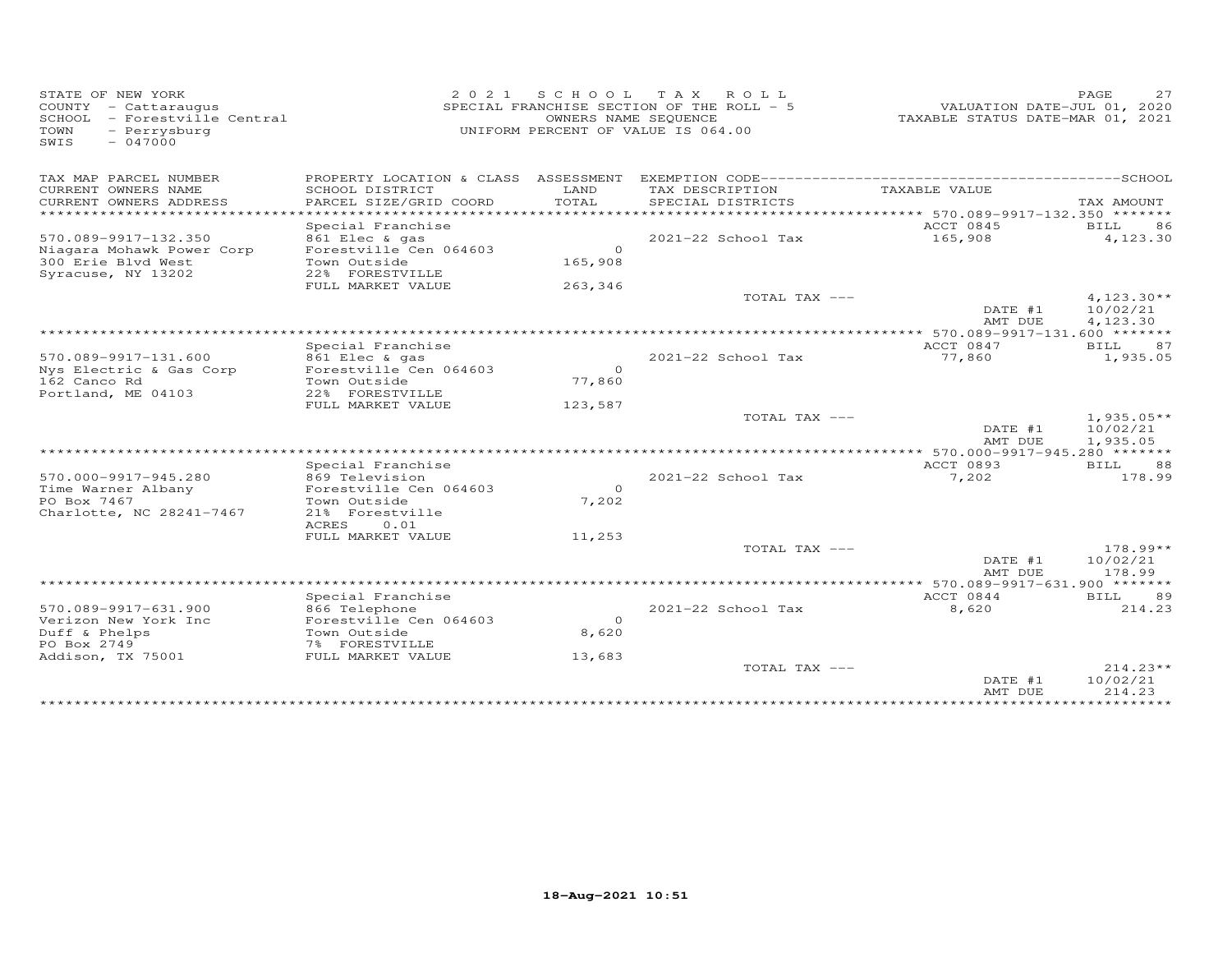STATE OF NEW YORK
COUNTY - Cattaraugus
SCHOOL - Forestville Central
TOWN - Perrysburg
SWIS - 047000

2 0 2 1 S C H O O L T A X R O L L
SPECIAL FRANCHISE SECTION OF THE ROLL - 5
OWNERS NAME SEQUENCE
UNIFORM PERCENT OF VALUE IS 064.00

VALUATION DATE-JUL 01, 2020
TAXABLE STATUS DATE-MAR 01, 2021

| TAX MAP PARCEL NUMBER / CURRENT OWNERS NAME / CURRENT OWNERS ADDRESS | PROPERTY LOCATION & CLASS / SCHOOL DISTRICT / PARCEL SIZE/GRID COORD | ASSESSMENT LAND / TOTAL | EXEMPTION CODE / TAX DESCRIPTION / SPECIAL DISTRICTS | TAXABLE VALUE | TAX AMOUNT |
|---|---|---|---|---|---|
| ******* 570.089-9917-132.350 ******* | | | | | |
| | Special Franchise | | | ACCT 0845 | BILL 86 |
| 570.089-9917-132.350 | 861 Elec & gas | | 2021-22 School Tax | 165,908 | 4,123.30 |
| Niagara Mohawk Power Corp | Forestville Cen 064603 | 0 | | | |
| 300 Erie Blvd West | Town Outside | 165,908 | | | |
| Syracuse, NY 13202 | 22% FORESTVILLE | | | | |
| | FULL MARKET VALUE | 263,346 | | | |
| | | | TOTAL TAX --- | | 4,123.30** |
| | | | | DATE #1 | 10/02/21 |
| | | | | AMT DUE | 4,123.30 |
| ******* 570.089-9917-131.600 ******* | | | | | |
| | Special Franchise | | | ACCT 0847 | BILL 87 |
| 570.089-9917-131.600 | 861 Elec & gas | | 2021-22 School Tax | 77,860 | 1,935.05 |
| Nys Electric & Gas Corp | Forestville Cen 064603 | 0 | | | |
| 162 Canco Rd | Town Outside | 77,860 | | | |
| Portland, ME 04103 | 22% FORESTVILLE | | | | |
| | FULL MARKET VALUE | 123,587 | | | |
| | | | TOTAL TAX --- | | 1,935.05** |
| | | | | DATE #1 | 10/02/21 |
| | | | | AMT DUE | 1,935.05 |
| ******* 570.000-9917-945.280 ******* | | | | | |
| | Special Franchise | | | ACCT 0893 | BILL 88 |
| 570.000-9917-945.280 | 869 Television | | 2021-22 School Tax | 7,202 | 178.99 |
| Time Warner Albany | Forestville Cen 064603 | 0 | | | |
| PO Box 7467 | Town Outside | 7,202 | | | |
| Charlotte, NC 28241-7467 | 21% Forestville | | | | |
| | ACRES 0.01 | | | | |
| | FULL MARKET VALUE | 11,253 | | | |
| | | | TOTAL TAX --- | | 178.99** |
| | | | | DATE #1 | 10/02/21 |
| | | | | AMT DUE | 178.99 |
| ******* 570.089-9917-631.900 ******* | | | | | |
| | Special Franchise | | | ACCT 0844 | BILL 89 |
| 570.089-9917-631.900 | 866 Telephone | | 2021-22 School Tax | 8,620 | 214.23 |
| Verizon New York Inc | Forestville Cen 064603 | 0 | | | |
| Duff & Phelps | Town Outside | 8,620 | | | |
| PO Box 2749 | 7% FORESTVILLE | | | | |
| Addison, TX 75001 | FULL MARKET VALUE | 13,683 | | | |
| | | | TOTAL TAX --- | | 214.23** |
| | | | | DATE #1 | 10/02/21 |
| | | | | AMT DUE | 214.23 |

18-Aug-2021 10:51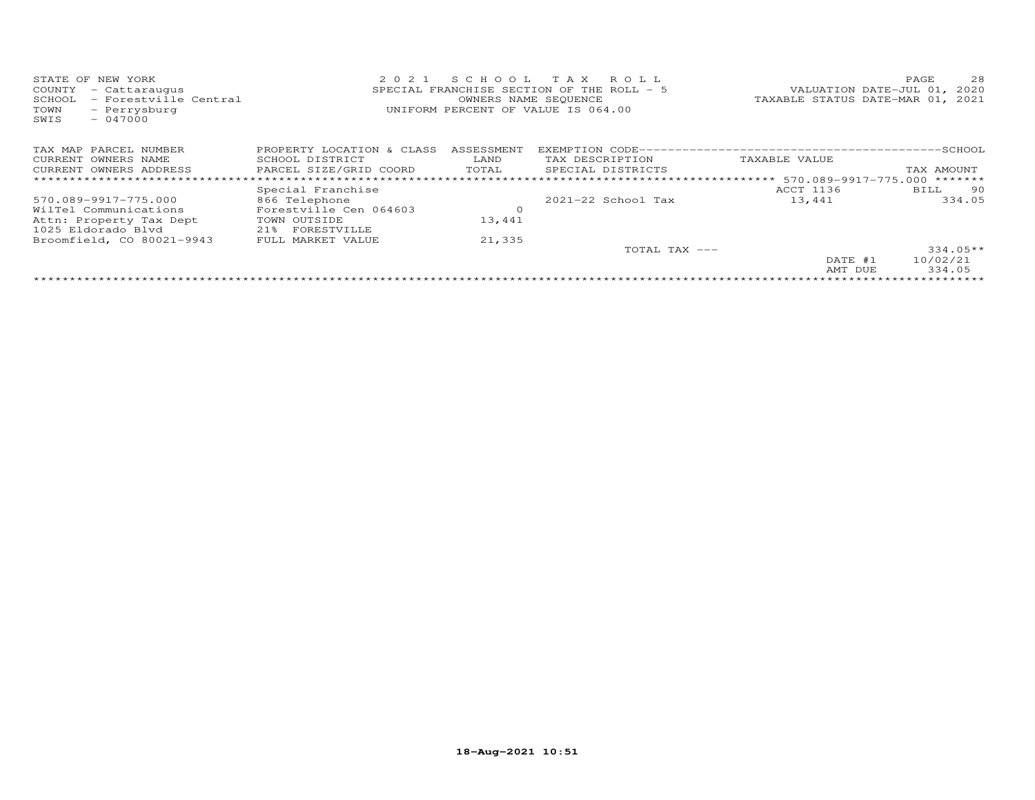STATE OF NEW YORK
COUNTY - Cattaraugus
SCHOOL - Forestville Central
TOWN - Perrysburg
SWIS - 047000

2 0 2 1 S C H O O L T A X R O L L
SPECIAL FRANCHISE SECTION OF THE ROLL - 5
OWNERS NAME SEQUENCE
UNIFORM PERCENT OF VALUE IS 064.00

VALUATION DATE-JUL 01, 2020
TAXABLE STATUS DATE-MAR 01, 2021

| TAX MAP PARCEL NUMBER<br>CURRENT OWNERS NAME<br>CURRENT OWNERS ADDRESS | PROPERTY LOCATION & CLASS<br>SCHOOL DISTRICT<br>PARCEL SIZE/GRID COORD | ASSESSMENT<br>LAND<br>TOTAL | EXEMPTION CODE-----SCHOOL<br>TAX DESCRIPTION<br>SPECIAL DISTRICTS | TAXABLE VALUE | TAX AMOUNT |
|---|---|---|---|---|---|
| ****************** 570.089-9917-775.000 ******* | | | | | |
| | Special Franchise | | | ACCT 1136 | BILL 90 |
| 570.089-9917-775.000 | 866 Telephone | | 2021-22 School Tax | 13,441 | 334.05 |
| WilTel Communications | Forestville Cen 064603 | 0 | | | |
| Attn: Property Tax Dept | TOWN OUTSIDE | 13,441 | | | |
| 1025 Eldorado Blvd | 21% FORESTVILLE | | | | |
| Broomfield, CO 80021-9943 | FULL MARKET VALUE | 21,335 | | | |
| | | | TOTAL TAX --- | | 334.05** |
| | | | | DATE #1 | 10/02/21 |
| | | | | AMT DUE | 334.05 |

18-Aug-2021 10:51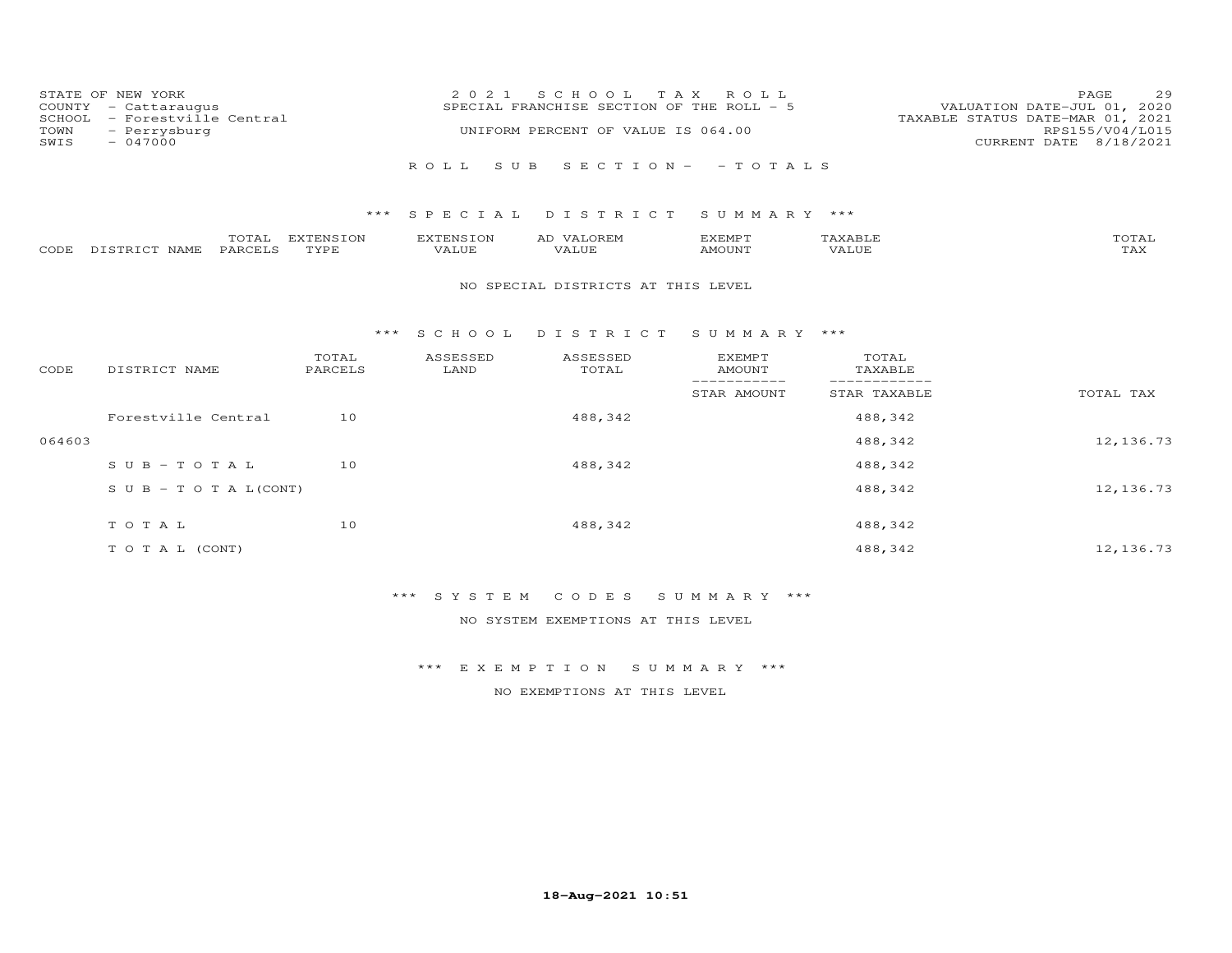STATE OF NEW YORK
COUNTY - Cattaraugus
SCHOOL - Forestville Central
TOWN - Perrysburg
SWIS - 047000

2021 SCHOOL TAX ROLL
SPECIAL FRANCHISE SECTION OF THE ROLL - 5
UNIFORM PERCENT OF VALUE IS 064.00

VALUATION DATE-JUL 01, 2020
TAXABLE STATUS DATE-MAR 01, 2021
RPS155/V04/L015
CURRENT DATE 8/18/2021

ROLL SUB SECTION - - TOTALS

### *** SPECIAL DISTRICT SUMMARY ***

| CODE | DISTRICT NAME | TOTAL PARCELS | EXTENSION TYPE | EXTENSION VALUE | AD VALOREM VALUE | EXEMPT AMOUNT | TAXABLE VALUE | TOTAL TAX |
|---|---|---|---|---|---|---|---|---|

NO SPECIAL DISTRICTS AT THIS LEVEL

### *** SCHOOL DISTRICT SUMMARY ***

| CODE | DISTRICT NAME | TOTAL PARCELS | ASSESSED LAND | ASSESSED TOTAL | EXEMPT AMOUNT / STAR AMOUNT | TOTAL TAXABLE / STAR TAXABLE | TOTAL TAX |
|---|---|---|---|---|---|---|---|
| | Forestville Central | 10 | | 488,342 | | 488,342 | |
| 064603 | | | | | | 488,342 | 12,136.73 |
| | SUB-TOTAL | 10 | | 488,342 | | 488,342 | |
| | SUB-TOTAL(CONT) | | | | | 488,342 | 12,136.73 |
| | TOTAL | 10 | | 488,342 | | 488,342 | |
| | TOTAL (CONT) | | | | | 488,342 | 12,136.73 |

### *** SYSTEM CODES SUMMARY ***

NO SYSTEM EXEMPTIONS AT THIS LEVEL

### *** EXEMPTION SUMMARY ***

NO EXEMPTIONS AT THIS LEVEL

18-Aug-2021 10:51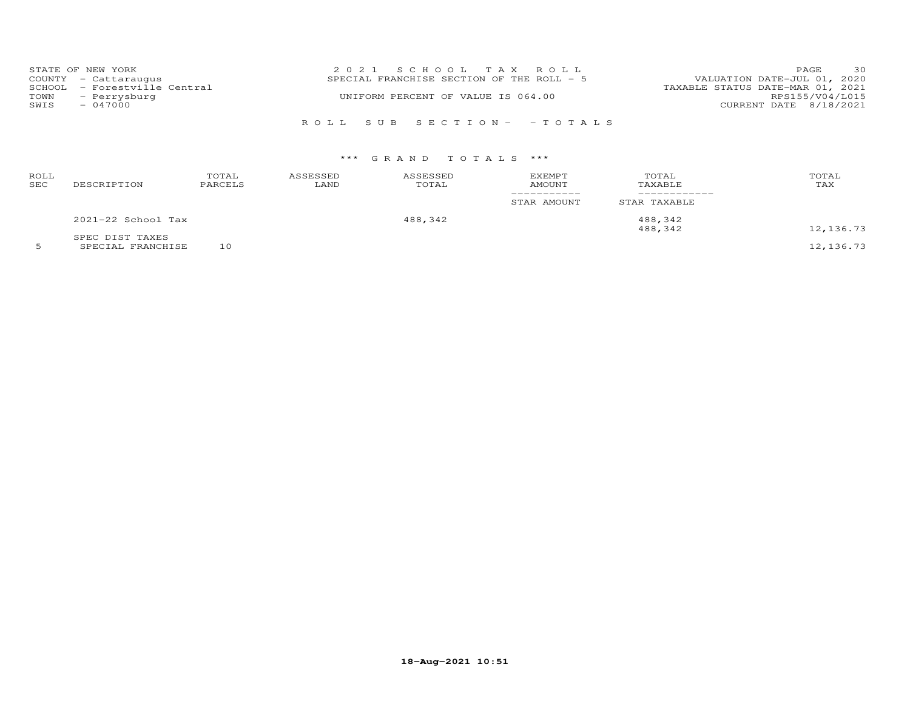STATE OF NEW YORK
COUNTY - Cattaraugus
SCHOOL - Forestville Central
TOWN - Perrysburg
SWIS - 047000

2021 SCHOOL TAX ROLL
SPECIAL FRANCHISE SECTION OF THE ROLL - 5
UNIFORM PERCENT OF VALUE IS 064.00

VALUATION DATE-JUL 01, 2020
TAXABLE STATUS DATE-MAR 01, 2021
RPS155/V04/L015
CURRENT DATE 8/18/2021

ROLL SUB SECTION- - TOTALS

*** GRAND TOTALS ***

| ROLL SEC | DESCRIPTION | TOTAL PARCELS | ASSESSED LAND | ASSESSED TOTAL | EXEMPT AMOUNT / STAR AMOUNT | TOTAL TAXABLE / STAR TAXABLE | TOTAL TAX |
|---|---|---|---|---|---|---|---|
| | 2021-22 School Tax | | | 488,342 | | 488,342 | |
| | | | | | | 488,342 | 12,136.73 |
| | SPEC DIST TAXES | | | | | | |
| 5 | SPECIAL FRANCHISE | 10 | | | | | 12,136.73 |

18-Aug-2021 10:51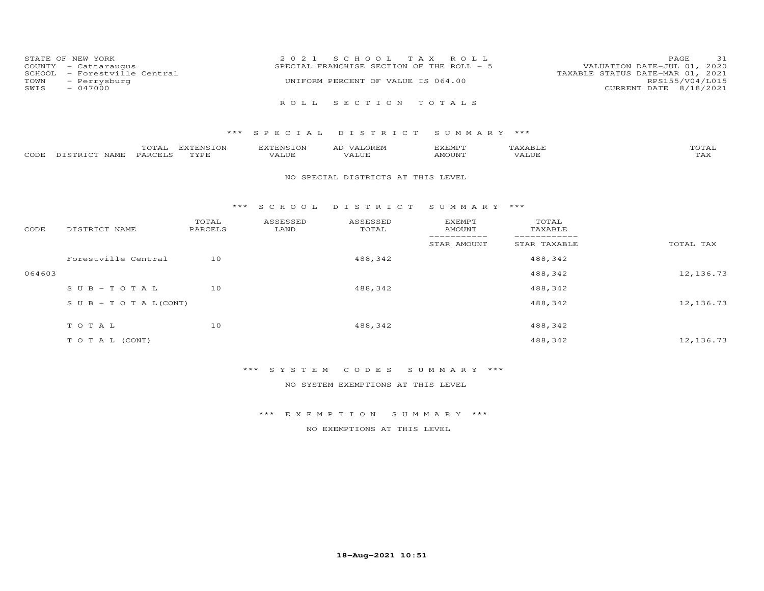STATE OF NEW YORK
COUNTY - Cattaraugus
SCHOOL - Forestville Central
TOWN - Perrysburg
SWIS - 047000

2021 SCHOOL TAX ROLL
SPECIAL FRANCHISE SECTION OF THE ROLL - 5
UNIFORM PERCENT OF VALUE IS 064.00

VALUATION DATE-JUL 01, 2020
TAXABLE STATUS DATE-MAR 01, 2021
RPS155/V04/L015
CURRENT DATE 8/18/2021

# ROLL SECTION TOTALS

## *** SPECIAL DISTRICT SUMMARY ***

| CODE | DISTRICT NAME | TOTAL PARCELS | EXTENSION TYPE | EXTENSION VALUE | AD VALOREM VALUE | EXEMPT AMOUNT | TAXABLE VALUE | TOTAL TAX |
|---|---|---|---|---|---|---|---|---|

NO SPECIAL DISTRICTS AT THIS LEVEL

## *** SCHOOL DISTRICT SUMMARY ***

| CODE | DISTRICT NAME | TOTAL PARCELS | ASSESSED LAND | ASSESSED TOTAL | EXEMPT AMOUNT / STAR AMOUNT | TOTAL TAXABLE / STAR TAXABLE | TOTAL TAX |
|---|---|---|---|---|---|---|---|
| | Forestville Central | 10 | | 488,342 | | 488,342 | |
| 064603 | | | | | | 488,342 | 12,136.73 |
| | SUB-TOTAL | 10 | | 488,342 | | 488,342 | |
| | SUB-TOTAL(CONT) | | | | | 488,342 | 12,136.73 |
| | TOTAL | 10 | | 488,342 | | 488,342 | |
| | TOTAL (CONT) | | | | | 488,342 | 12,136.73 |

## *** SYSTEM CODES SUMMARY ***

NO SYSTEM EXEMPTIONS AT THIS LEVEL

## *** EXEMPTION SUMMARY ***

NO EXEMPTIONS AT THIS LEVEL

18-Aug-2021 10:51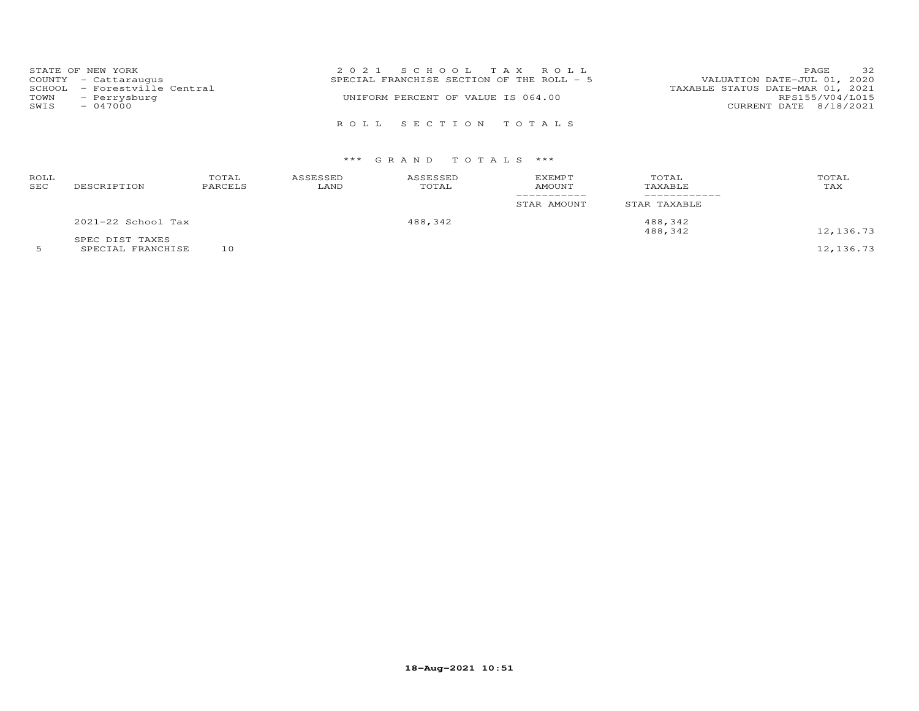STATE OF NEW YORK
COUNTY - Cattaraugus
SCHOOL - Forestville Central
TOWN - Perrysburg
SWIS - 047000

2021 SCHOOL TAX ROLL
SPECIAL FRANCHISE SECTION OF THE ROLL - 5
UNIFORM PERCENT OF VALUE IS 064.00

VALUATION DATE-JUL 01, 2020
TAXABLE STATUS DATE-MAR 01, 2021
RPS155/V04/L015
CURRENT DATE 8/18/2021

ROLL SECTION TOTALS

*** GRAND TOTALS ***

| ROLL SEC | DESCRIPTION | TOTAL PARCELS | ASSESSED LAND | ASSESSED TOTAL | EXEMPT AMOUNT / STAR AMOUNT | TOTAL TAXABLE / STAR TAXABLE | TOTAL TAX |
|---|---|---|---|---|---|---|---|
| | 2021-22 School Tax | | | 488,342 | | 488,342 | |
| | | | | | | 488,342 | 12,136.73 |
| | SPEC DIST TAXES | | | | | | |
| 5 | SPECIAL FRANCHISE | 10 | | | | | 12,136.73 |

18-Aug-2021 10:51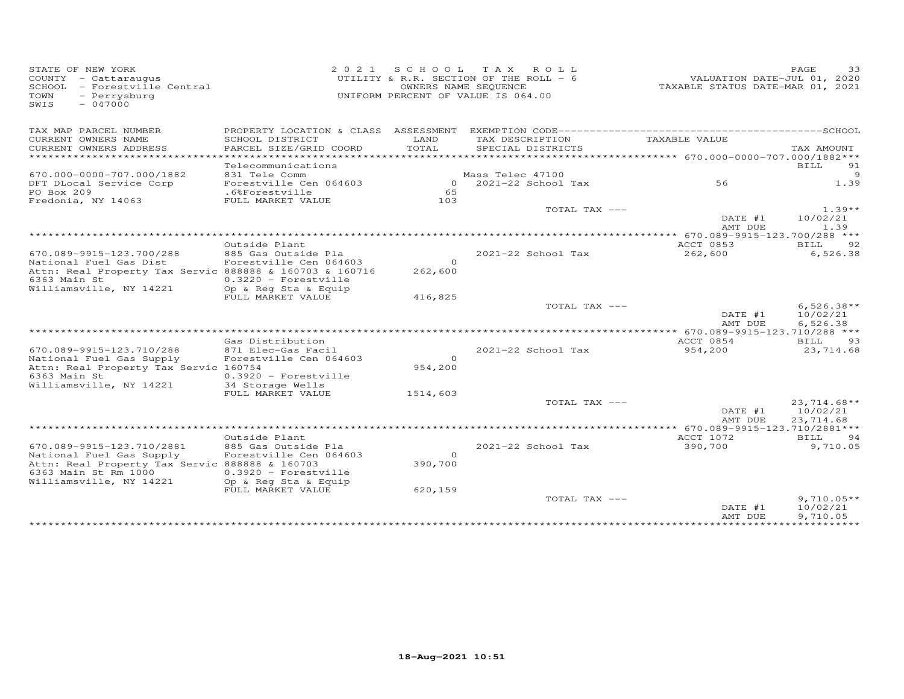STATE OF NEW YORK
COUNTY - Cattaraugus
SCHOOL - Forestville Central
TOWN - Perrysburg
SWIS - 047000

2 0 2 1 S C H O O L T A X R O L L
UTILITY & R.R. SECTION OF THE ROLL - 6
OWNERS NAME SEQUENCE
UNIFORM PERCENT OF VALUE IS 064.00

VALUATION DATE-JUL 01, 2020
TAXABLE STATUS DATE-MAR 01, 2021

| TAX MAP PARCEL NUMBER / CURRENT OWNERS NAME / CURRENT OWNERS ADDRESS | PROPERTY LOCATION & CLASS / SCHOOL DISTRICT / PARCEL SIZE/GRID COORD | ASSESSMENT LAND / TOTAL | EXEMPTION CODE / TAX DESCRIPTION / SPECIAL DISTRICTS | TAXABLE VALUE | SCHOOL TAX AMOUNT |
|---|---|---|---|---|---|
| **670.000-0000-707.000/1882** | Telecommunications | | | | BILL 91 |
| 670.000-0000-707.000/1882 | 831 Tele Comm | | Mass Telec 47100 | | 9 |
| DFT DLocal Service Corp | Forestville Cen 064603 | 0 | 2021-22 School Tax | 56 | 1.39 |
| PO Box 209 | .6%Forestville | 65 | | | |
| Fredonia, NY 14063 | FULL MARKET VALUE | 103 | | | |
| | | | TOTAL TAX --- | | 1.39** |
| | | | | DATE #1 | 10/02/21 |
| | | | | AMT DUE | 1.39 |
| **670.089-9915-123.700/288** | Outside Plant | | | ACCT 0853 | BILL 92 |
| 670.089-9915-123.700/288 | 885 Gas Outside Pla | | 2021-22 School Tax | 262,600 | 6,526.38 |
| National Fuel Gas Dist | Forestville Cen 064603 | 0 | | | |
| Attn: Real Property Tax Servic | 888888 & 160703 & 160716 | 262,600 | | | |
| 6363 Main St | 0.3220 - Forestville | | | | |
| Williamsville, NY 14221 | Op & Reg Sta & Equip | | | | |
| | FULL MARKET VALUE | 416,825 | | | |
| | | | TOTAL TAX --- | | 6,526.38** |
| | | | | DATE #1 | 10/02/21 |
| | | | | AMT DUE | 6,526.38 |
| **670.089-9915-123.710/288** | Gas Distribution | | | ACCT 0854 | BILL 93 |
| 670.089-9915-123.710/288 | 871 Elec-Gas Facil | | 2021-22 School Tax | 954,200 | 23,714.68 |
| National Fuel Gas Supply | Forestville Cen 064603 | 0 | | | |
| Attn: Real Property Tax Servic | 160754 | 954,200 | | | |
| 6363 Main St | 0.3920 - Forestville | | | | |
| Williamsville, NY 14221 | 34 Storage Wells | | | | |
| | FULL MARKET VALUE | 1514,603 | | | |
| | | | TOTAL TAX --- | | 23,714.68** |
| | | | | DATE #1 | 10/02/21 |
| | | | | AMT DUE | 23,714.68 |
| **670.089-9915-123.710/2881** | Outside Plant | | | ACCT 1072 | BILL 94 |
| 670.089-9915-123.710/2881 | 885 Gas Outside Pla | | 2021-22 School Tax | 390,700 | 9,710.05 |
| National Fuel Gas Supply | Forestville Cen 064603 | 0 | | | |
| Attn: Real Property Tax Servic | 888888 & 160703 | 390,700 | | | |
| 6363 Main St Rm 1000 | 0.3920 - Forestville | | | | |
| Williamsville, NY 14221 | Op & Reg Sta & Equip | | | | |
| | FULL MARKET VALUE | 620,159 | | | |
| | | | TOTAL TAX --- | | 9,710.05** |
| | | | | DATE #1 | 10/02/21 |
| | | | | AMT DUE | 9,710.05 |

18-Aug-2021 10:51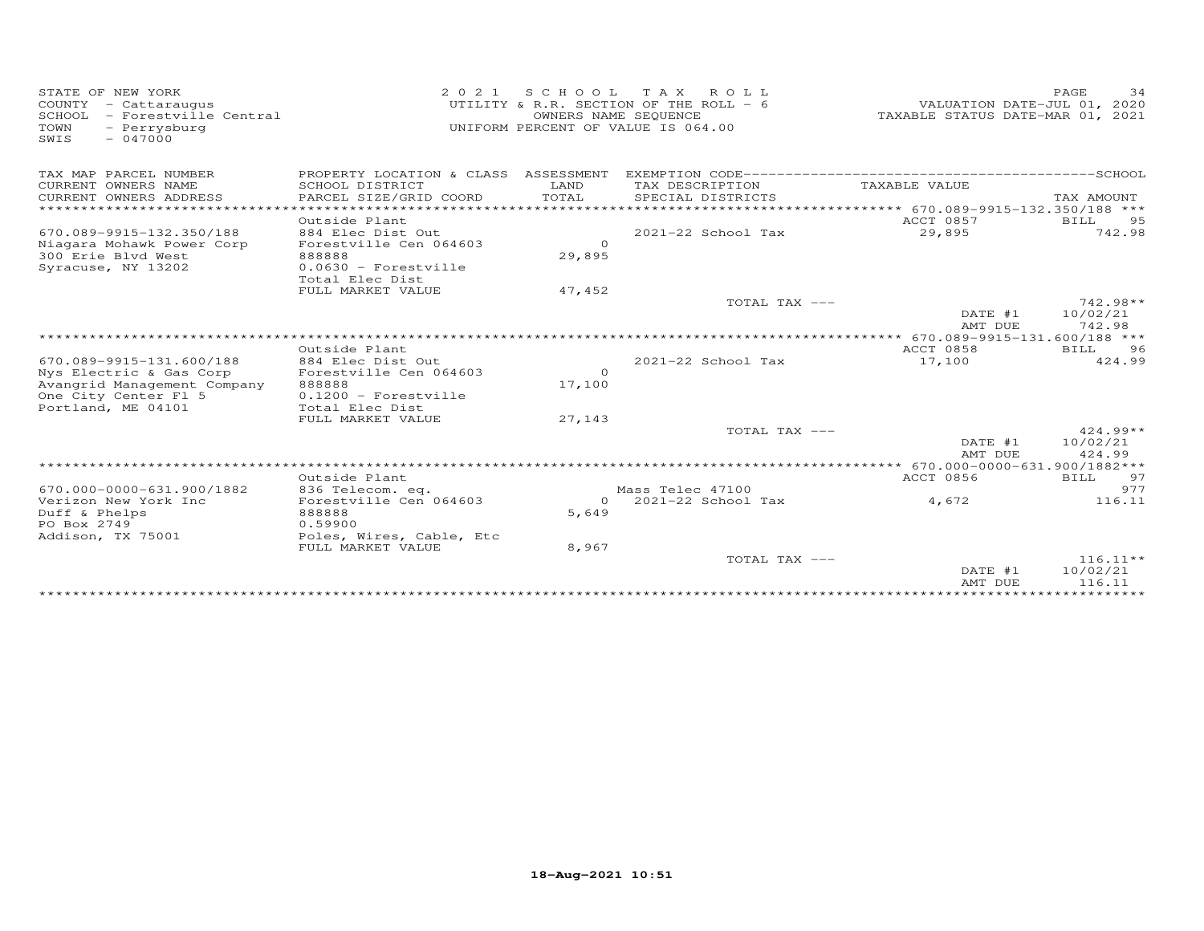STATE OF NEW YORK
COUNTY - Cattaraugus
SCHOOL - Forestville Central
TOWN - Perrysburg
SWIS - 047000

2021 SCHOOL TAX ROLL
UTILITY & R.R. SECTION OF THE ROLL - 6
OWNERS NAME SEQUENCE
UNIFORM PERCENT OF VALUE IS 064.00

VALUATION DATE-JUL 01, 2020
TAXABLE STATUS DATE-MAR 01, 2021

| TAX MAP PARCEL NUMBER / CURRENT OWNERS NAME / CURRENT OWNERS ADDRESS | PROPERTY LOCATION & CLASS / SCHOOL DISTRICT / PARCEL SIZE/GRID COORD | ASSESSMENT LAND / TOTAL | EXEMPTION CODE / TAX DESCRIPTION / SPECIAL DISTRICTS | TAXABLE VALUE | TAX AMOUNT |
|---|---|---|---|---|---|
| | Outside Plant | | | ACCT 0857 | BILL 95 |
| 670.089-9915-132.350/188 | 884 Elec Dist Out | | 2021-22 School Tax | 29,895 | 742.98 |
| Niagara Mohawk Power Corp | Forestville Cen 064603 | 0 | | | |
| 300 Erie Blvd West | 888888 | 29,895 | | | |
| Syracuse, NY 13202 | 0.0630 - Forestville | | | | |
| | Total Elec Dist | | | | |
| | FULL MARKET VALUE | 47,452 | | | |
| | | | TOTAL TAX --- | | 742.98** |
| | | | | DATE #1 | 10/02/21 |
| | | | | AMT DUE | 742.98 |
| | Outside Plant | | | ACCT 0858 | BILL 96 |
| 670.089-9915-131.600/188 | 884 Elec Dist Out | | 2021-22 School Tax | 17,100 | 424.99 |
| Nys Electric & Gas Corp | Forestville Cen 064603 | 0 | | | |
| Avangrid Management Company | 888888 | 17,100 | | | |
| One City Center Fl 5 | 0.1200 - Forestville | | | | |
| Portland, ME 04101 | Total Elec Dist | | | | |
| | FULL MARKET VALUE | 27,143 | | | |
| | | | TOTAL TAX --- | | 424.99** |
| | | | | DATE #1 | 10/02/21 |
| | | | | AMT DUE | 424.99 |
| | Outside Plant | | | ACCT 0856 | BILL 97 |
| 670.000-0000-631.900/1882 | 836 Telecom. eq. | | Mass Telec 47100 | | 977 |
| Verizon New York Inc | Forestville Cen 064603 | 0 | 2021-22 School Tax | 4,672 | 116.11 |
| Duff & Phelps | 888888 | 5,649 | | | |
| PO Box 2749 | 0.59900 | | | | |
| Addison, TX 75001 | Poles, Wires, Cable, Etc | | | | |
| | FULL MARKET VALUE | 8,967 | | | |
| | | | TOTAL TAX --- | | 116.11** |
| | | | | DATE #1 | 10/02/21 |
| | | | | AMT DUE | 116.11 |

18-Aug-2021 10:51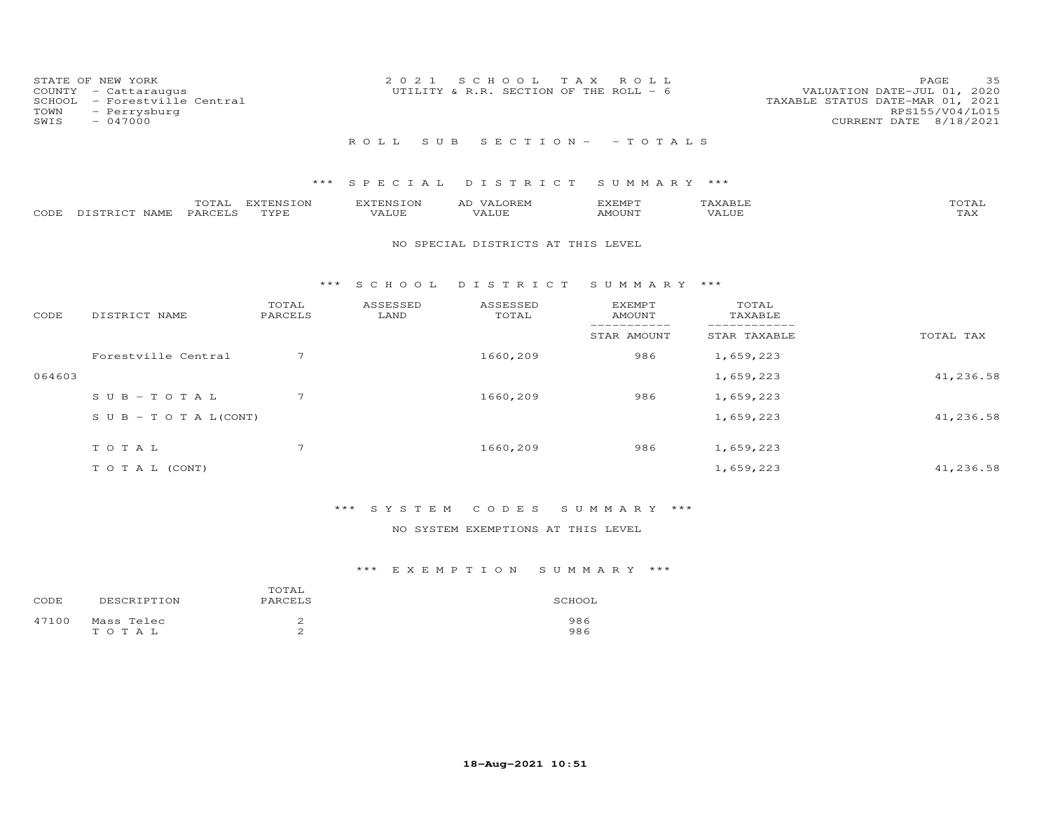STATE OF NEW YORK
COUNTY - Cattaraugus
SCHOOL - Forestville Central
TOWN - Perrysburg
SWIS - 047000

2 0 2 1 S C H O O L T A X R O L L
UTILITY & R.R. SECTION OF THE ROLL - 6

VALUATION DATE-JUL 01, 2020
TAXABLE STATUS DATE-MAR 01, 2021
RPS155/V04/L015
CURRENT DATE 8/18/2021

R O L L S U B S E C T I O N - - T O T A L S

*** S P E C I A L D I S T R I C T S U M M A R Y ***

| CODE | DISTRICT NAME | TOTAL PARCELS | EXTENSION TYPE | EXTENSION VALUE | AD VALOREM VALUE | EXEMPT AMOUNT | TAXABLE VALUE | TOTAL TAX |
|---|---|---|---|---|---|---|---|---|

NO SPECIAL DISTRICTS AT THIS LEVEL

*** S C H O O L D I S T R I C T S U M M A R Y ***

| CODE | DISTRICT NAME | TOTAL PARCELS | ASSESSED LAND | ASSESSED TOTAL | EXEMPT AMOUNT / STAR AMOUNT | TOTAL TAXABLE / STAR TAXABLE | TOTAL TAX |
|---|---|---|---|---|---|---|---|
| | Forestville Central | 7 | | 1660,209 | 986 | 1,659,223 | |
| 064603 | | | | | | 1,659,223 | 41,236.58 |
| | S U B - T O T A L | 7 | | 1660,209 | 986 | 1,659,223 | |
| | S U B - T O T A L(CONT) | | | | | 1,659,223 | 41,236.58 |
| | T O T A L | 7 | | 1660,209 | 986 | 1,659,223 | |
| | T O T A L (CONT) | | | | | 1,659,223 | 41,236.58 |

*** S Y S T E M C O D E S S U M M A R Y ***

NO SYSTEM EXEMPTIONS AT THIS LEVEL

*** E X E M P T I O N S U M M A R Y ***

| CODE | DESCRIPTION | TOTAL PARCELS | SCHOOL |
|---|---|---|---|
| 47100 | Mass Telec | 2 | 986 |
| | T O T A L | 2 | 986 |

18-Aug-2021 10:51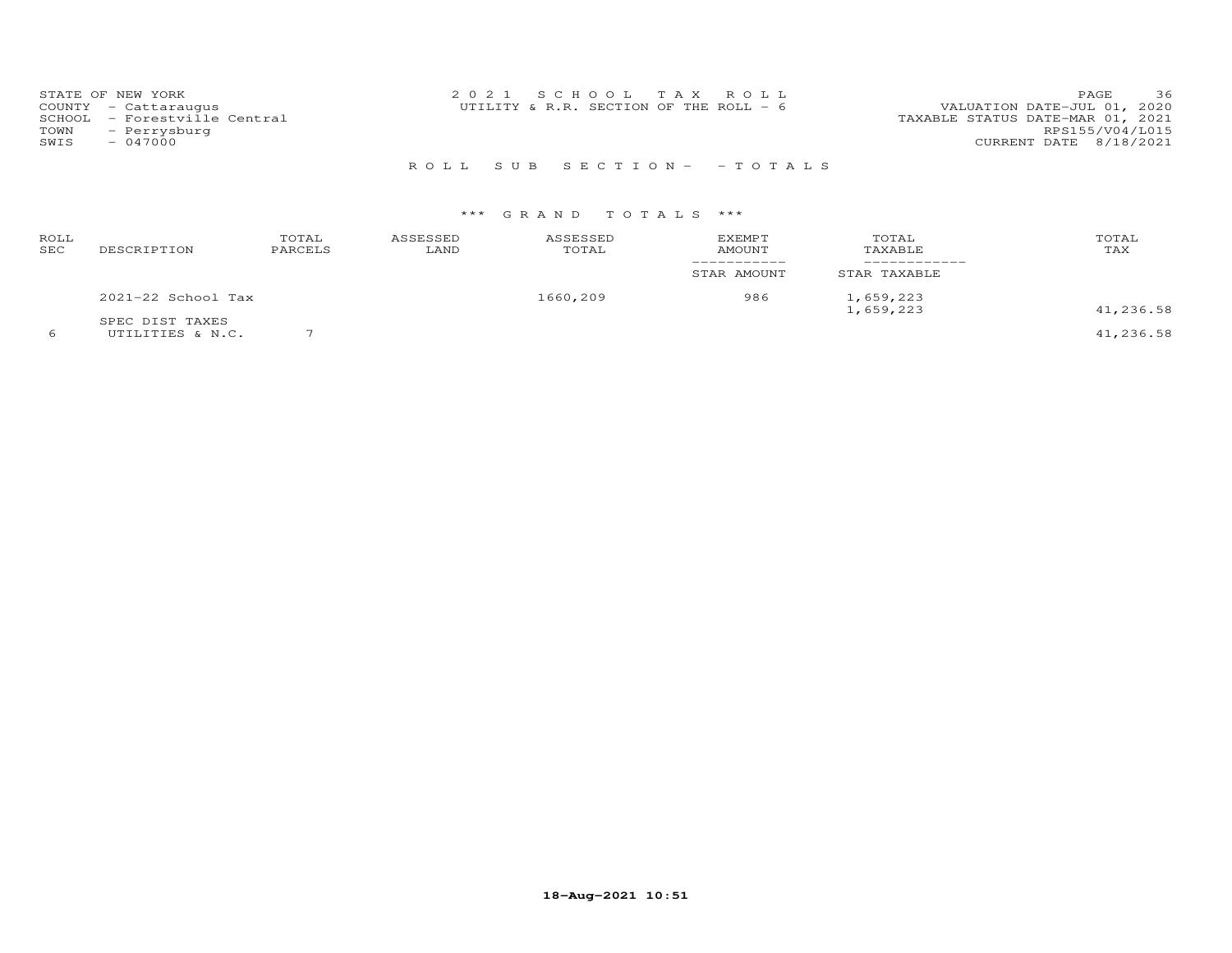STATE OF NEW YORK
COUNTY - Cattaraugus
SCHOOL - Forestville Central
TOWN - Perrysburg
SWIS - 047000

2021 SCHOOL TAX ROLL
UTILITY & R.R. SECTION OF THE ROLL - 6

VALUATION DATE-JUL 01, 2020
TAXABLE STATUS DATE-MAR 01, 2021
RPS155/V04/L015
CURRENT DATE 8/18/2021

ROLL SUB SECTION- - TOTALS

*** GRAND TOTALS ***

| ROLL SEC | DESCRIPTION | TOTAL PARCELS | ASSESSED LAND | ASSESSED TOTAL | EXEMPT AMOUNT / STAR AMOUNT | TOTAL TAXABLE / STAR TAXABLE | TOTAL TAX |
|---|---|---|---|---|---|---|---|
| | 2021-22 School Tax | | | 1660,209 | 986 | 1,659,223 | |
| | | | | | | 1,659,223 | 41,236.58 |
| | SPEC DIST TAXES | | | | | | |
| 6 | UTILITIES & N.C. | 7 | | | | | 41,236.58 |

18-Aug-2021 10:51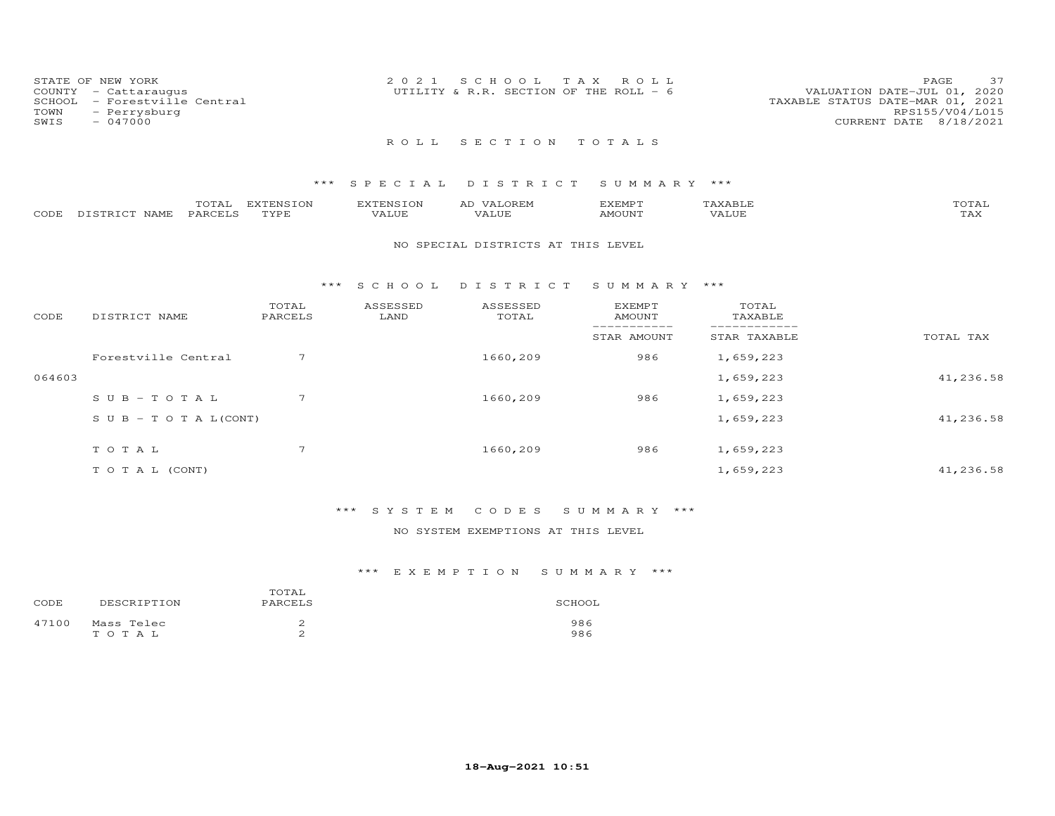STATE OF NEW YORK
COUNTY - Cattaraugus
SCHOOL - Forestville Central
TOWN - Perrysburg
SWIS - 047000

2021 SCHOOL TAX ROLL
UTILITY & R.R. SECTION OF THE ROLL - 6

VALUATION DATE-JUL 01, 2020
TAXABLE STATUS DATE-MAR 01, 2021
RPS155/V04/L015
CURRENT DATE 8/18/2021

## ROLL SECTION TOTALS

### *** SPECIAL DISTRICT SUMMARY ***

| CODE | DISTRICT NAME | TOTAL PARCELS | EXTENSION TYPE | EXTENSION VALUE | AD VALOREM VALUE | EXEMPT AMOUNT | TAXABLE VALUE | TOTAL TAX |
|---|---|---|---|---|---|---|---|---|

NO SPECIAL DISTRICTS AT THIS LEVEL

### *** SCHOOL DISTRICT SUMMARY ***

| CODE | DISTRICT NAME | TOTAL PARCELS | ASSESSED LAND | ASSESSED TOTAL | EXEMPT AMOUNT / STAR AMOUNT | TOTAL TAXABLE / STAR TAXABLE | TOTAL TAX |
|---|---|---|---|---|---|---|---|
| | Forestville Central | 7 | | 1660,209 | 986 | 1,659,223 | |
| 064603 | | | | | | 1,659,223 | 41,236.58 |
| | SUB-TOTAL | 7 | | 1660,209 | 986 | 1,659,223 | |
| | SUB-TOTAL(CONT) | | | | | 1,659,223 | 41,236.58 |
| | TOTAL | 7 | | 1660,209 | 986 | 1,659,223 | |
| | TOTAL (CONT) | | | | | 1,659,223 | 41,236.58 |

### *** SYSTEM CODES SUMMARY ***

NO SYSTEM EXEMPTIONS AT THIS LEVEL

### *** EXEMPTION SUMMARY ***

| CODE | DESCRIPTION | TOTAL PARCELS | SCHOOL |
|---|---|---|---|
| 47100 | Mass Telec | 2 | 986 |
| | TOTAL | 2 | 986 |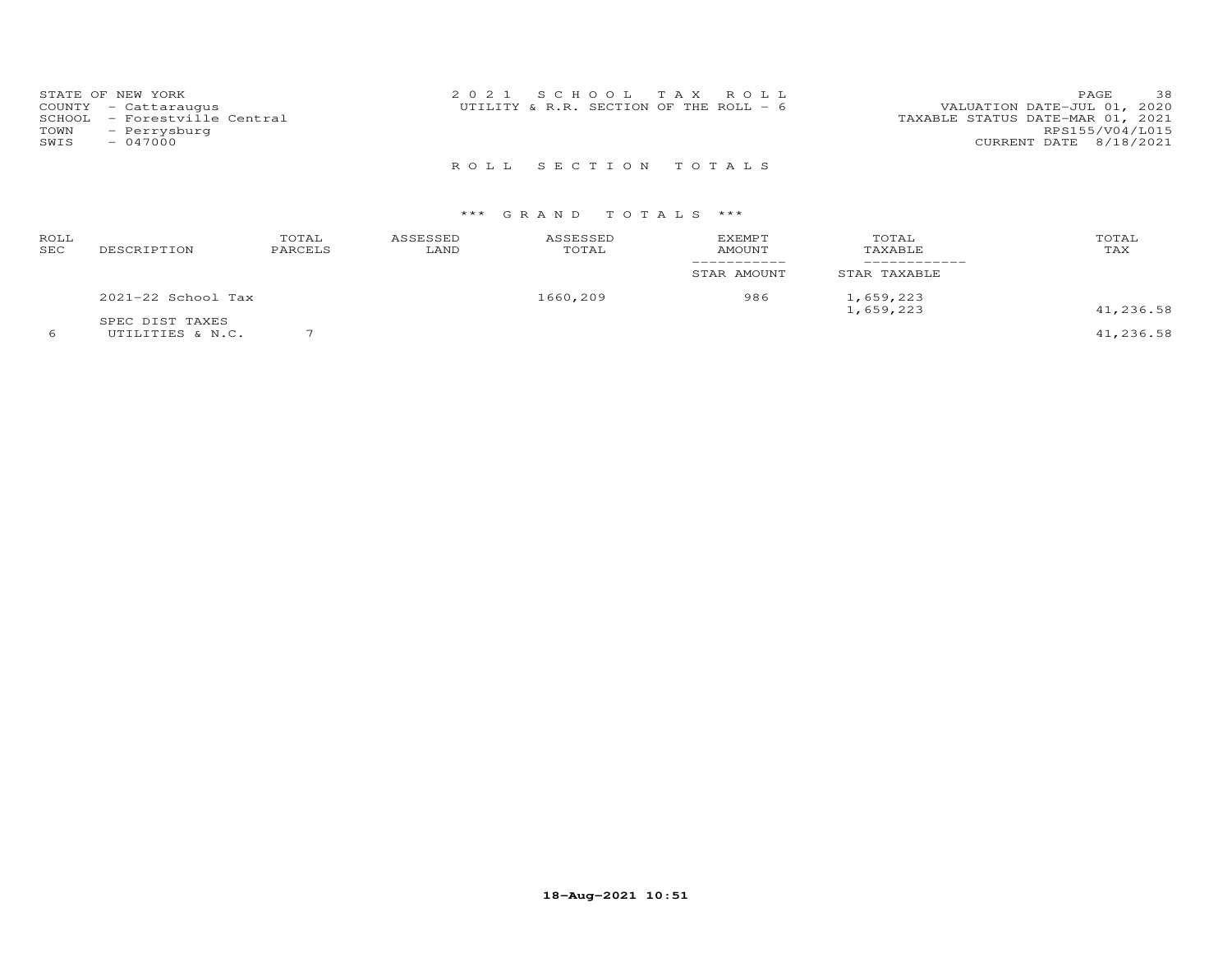STATE OF NEW YORK
COUNTY - Cattaraugus
SCHOOL - Forestville Central
TOWN - Perrysburg
SWIS - 047000

2021 SCHOOL TAX ROLL
UTILITY & R.R. SECTION OF THE ROLL - 6

VALUATION DATE-JUL 01, 2020
TAXABLE STATUS DATE-MAR 01, 2021
RPS155/V04/L015
CURRENT DATE 8/18/2021

## ROLL SECTION TOTALS

### *** GRAND TOTALS ***

| ROLL SEC | DESCRIPTION | TOTAL PARCELS | ASSESSED LAND | ASSESSED TOTAL | EXEMPT AMOUNT / STAR AMOUNT | TOTAL TAXABLE / STAR TAXABLE | TOTAL TAX |
|---|---|---|---|---|---|---|---|
| | 2021-22 School Tax | | | 1660,209 | 986 | 1,659,223 | |
| | | | | | | 1,659,223 | 41,236.58 |
| | SPEC DIST TAXES | | | | | | |
| 6 | UTILITIES & N.C. | 7 | | | | | 41,236.58 |

18-Aug-2021 10:51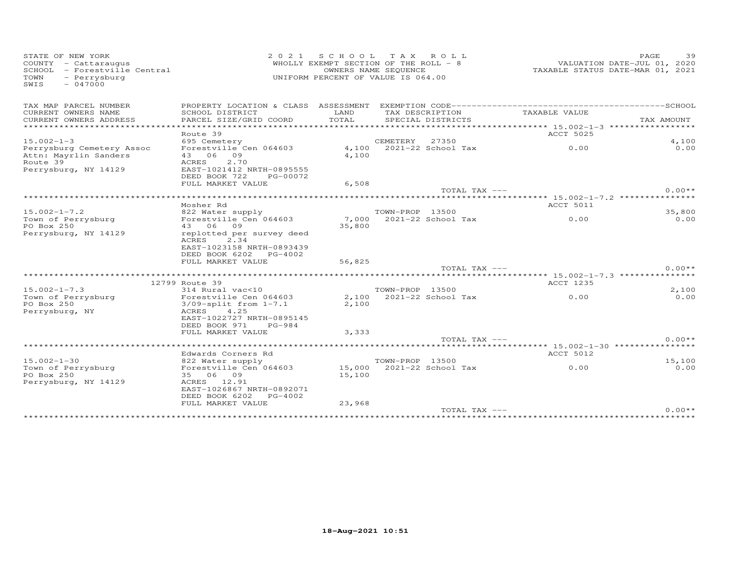STATE OF NEW YORK
COUNTY - Cattaraugus
SCHOOL - Forestville Central
TOWN - Perrysburg
SWIS - 047000

2021 SCHOOL TAX ROLL
WHOLLY EXEMPT SECTION OF THE ROLL - 8
OWNERS NAME SEQUENCE
UNIFORM PERCENT OF VALUE IS 064.00

VALUATION DATE-JUL 01, 2020
TAXABLE STATUS DATE-MAR 01, 2021

| TAX MAP PARCEL NUMBER / CURRENT OWNERS NAME / CURRENT OWNERS ADDRESS | PROPERTY LOCATION & CLASS / SCHOOL DISTRICT / PARCEL SIZE/GRID COORD | ASSESSMENT LAND / TOTAL | EXEMPTION CODE / TAX DESCRIPTION / SPECIAL DISTRICTS | TAXABLE VALUE | SCHOOL / TAX AMOUNT |
|---|---|---|---|---|---|
| | Route 39 | | | ACCT 5025 | |
| 15.002-1-3 | 695 Cemetery | | CEMETERY 27350 | | 4,100 |
| Perrysburg Cemetery Assoc | Forestville Cen 064603 | 4,100 | 2021-22 School Tax | 0.00 | 0.00 |
| Attn: Mayrlin Sanders | 43 06 09 | 4,100 | | | |
| Route 39 | ACRES 2.70 | | | | |
| Perrysburg, NY 14129 | EAST-1021412 NRTH-0895555 | | | | |
| | DEED BOOK 722 PG-00072 | | | | |
| | FULL MARKET VALUE | 6,508 | | | |
| | | | TOTAL TAX --- | | 0.00** |
| | Mosher Rd | | | ACCT 5011 | |
| 15.002-1-7.2 | 822 Water supply | | TOWN-PROP 13500 | | 35,800 |
| Town of Perrysburg | Forestville Cen 064603 | 7,000 | 2021-22 School Tax | 0.00 | 0.00 |
| PO Box 250 | 43 06 09 | 35,800 | | | |
| Perrysburg, NY 14129 | replotted per survey deed | | | | |
| | ACRES 2.34 | | | | |
| | EAST-1023158 NRTH-0893439 | | | | |
| | DEED BOOK 6202 PG-4002 | | | | |
| | FULL MARKET VALUE | 56,825 | | | |
| | | | TOTAL TAX --- | | 0.00** |
| | 12799 Route 39 | | | ACCT 1235 | |
| 15.002-1-7.3 | 314 Rural vac<10 | | TOWN-PROP 13500 | | 2,100 |
| Town of Perrysburg | Forestville Cen 064603 | 2,100 | 2021-22 School Tax | 0.00 | 0.00 |
| PO Box 250 | 3/09-split from 1-7.1 | 2,100 | | | |
| Perrysburg, NY | ACRES 4.25 | | | | |
| | EAST-1022727 NRTH-0895145 | | | | |
| | DEED BOOK 971 PG-984 | | | | |
| | FULL MARKET VALUE | 3,333 | | | |
| | | | TOTAL TAX --- | | 0.00** |
| | Edwards Corners Rd | | | ACCT 5012 | |
| 15.002-1-30 | 822 Water supply | | TOWN-PROP 13500 | | 15,100 |
| Town of Perrysburg | Forestville Cen 064603 | 15,000 | 2021-22 School Tax | 0.00 | 0.00 |
| PO Box 250 | 35 06 09 | 15,100 | | | |
| Perrysburg, NY 14129 | ACRES 12.91 | | | | |
| | EAST-1026867 NRTH-0892071 | | | | |
| | DEED BOOK 6202 PG-4002 | | | | |
| | FULL MARKET VALUE | 23,968 | | | |
| | | | TOTAL TAX --- | | 0.00** |

18-Aug-2021 10:51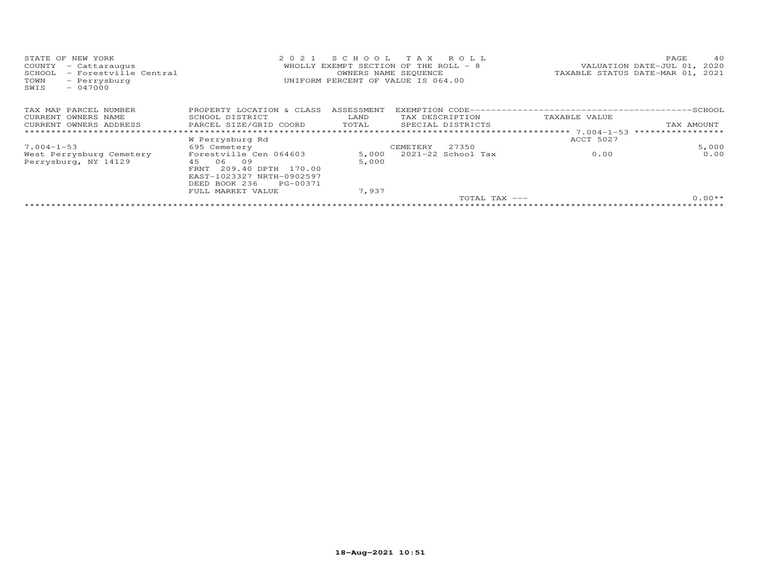STATE OF NEW YORK
COUNTY - Cattaraugus
SCHOOL - Forestville Central
TOWN - Perrysburg
SWIS - 047000

2021 SCHOOL TAX ROLL
WHOLLY EXEMPT SECTION OF THE ROLL - 8
OWNERS NAME SEQUENCE
UNIFORM PERCENT OF VALUE IS 064.00

VALUATION DATE-JUL 01, 2020
TAXABLE STATUS DATE-MAR 01, 2021

| TAX MAP PARCEL NUMBER<br>CURRENT OWNERS NAME<br>CURRENT OWNERS ADDRESS | PROPERTY LOCATION & CLASS<br>SCHOOL DISTRICT<br>PARCEL SIZE/GRID COORD | ASSESSMENT<br>LAND<br>TOTAL | EXEMPTION CODE<br>TAX DESCRIPTION<br>SPECIAL DISTRICTS | TAXABLE VALUE | SCHOOL<br>TAX AMOUNT |
|---|---|---|---|---|---|
| | W Perrysburg Rd | | | ACCT 5027 | |
| 7.004-1-53 | 695 Cemetery | | CEMETERY 27350 | | 5,000 |
| West Perrysburg Cemetery | Forestville Cen 064603 | 5,000 | 2021-22 School Tax | 0.00 | 0.00 |
| Perrysburg, NY 14129 | 45 06 09 | 5,000 | | | |
| | FRNT 209.40 DPTH 170.00 | | | | |
| | EAST-1023327 NRTH-0902597 | | | | |
| | DEED BOOK 236 PG-00371 | | | | |
| | FULL MARKET VALUE | 7,937 | | | |
| | | | TOTAL TAX --- | | 0.00** |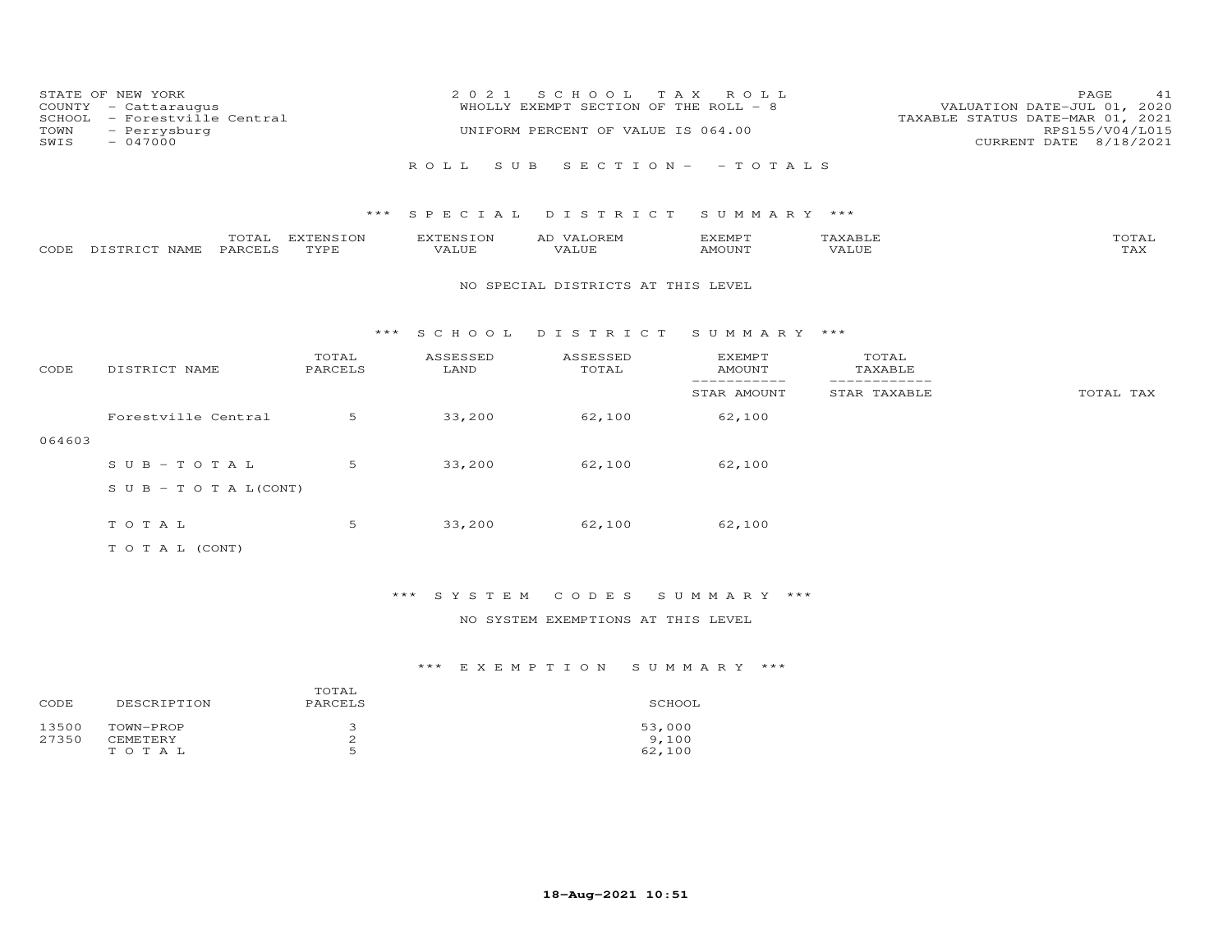STATE OF NEW YORK
COUNTY - Cattaraugus
SCHOOL - Forestville Central
TOWN - Perrysburg
SWIS - 047000

2021 SCHOOL TAX ROLL
WHOLLY EXEMPT SECTION OF THE ROLL - 8
UNIFORM PERCENT OF VALUE IS 064.00

VALUATION DATE-JUL 01, 2020
TAXABLE STATUS DATE-MAR 01, 2021
RPS155/V04/L015
CURRENT DATE 8/18/2021

ROLL SUB SECTION- - TOTALS

### *** SPECIAL DISTRICT SUMMARY ***

| CODE | DISTRICT NAME | TOTAL PARCELS | EXTENSION TYPE | EXTENSION VALUE | AD VALOREM VALUE | EXEMPT AMOUNT | TAXABLE VALUE | TOTAL TAX |
|---|---|---|---|---|---|---|---|---|

NO SPECIAL DISTRICTS AT THIS LEVEL

### *** SCHOOL DISTRICT SUMMARY ***

| CODE | DISTRICT NAME | TOTAL PARCELS | ASSESSED LAND | ASSESSED TOTAL | EXEMPT AMOUNT / STAR AMOUNT | TOTAL TAXABLE / STAR TAXABLE | TOTAL TAX |
|---|---|---|---|---|---|---|---|
| 064603 | Forestville Central | 5 | 33,200 | 62,100 | 62,100 | | |
| | SUB-TOTAL | 5 | 33,200 | 62,100 | 62,100 | | |
| | SUB-TOTAL(CONT) | | | | | | |
| | TOTAL | 5 | 33,200 | 62,100 | 62,100 | | |
| | TOTAL (CONT) | | | | | | |

### *** SYSTEM CODES SUMMARY ***

NO SYSTEM EXEMPTIONS AT THIS LEVEL

### *** EXEMPTION SUMMARY ***

| CODE | DESCRIPTION | TOTAL PARCELS | SCHOOL |
|---|---|---|---|
| 13500 | TOWN-PROP | 3 | 53,000 |
| 27350 | CEMETERY | 2 | 9,100 |
| | TOTAL | 5 | 62,100 |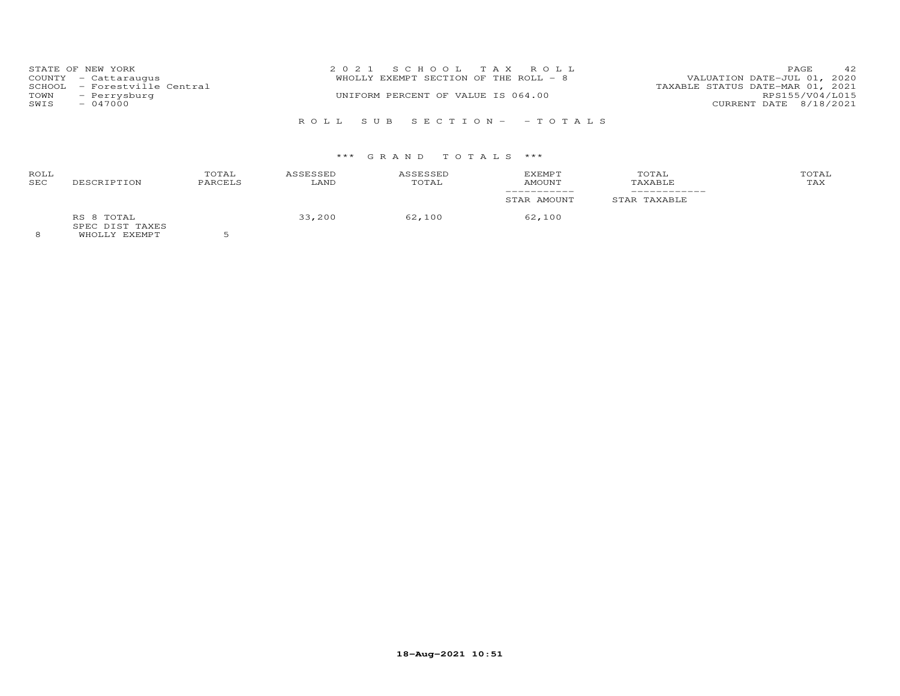STATE OF NEW YORK
COUNTY - Cattaraugus
SCHOOL - Forestville Central
TOWN - Perrysburg
SWIS - 047000

2 0 2 1 S C H O O L T A X R O L L
WHOLLY EXEMPT SECTION OF THE ROLL - 8
UNIFORM PERCENT OF VALUE IS 064.00

VALUATION DATE-JUL 01, 2020
TAXABLE STATUS DATE-MAR 01, 2021
RPS155/V04/L015
CURRENT DATE 8/18/2021

R O L L S U B S E C T I O N - - T O T A L S

\*\*\* G R A N D T O T A L S \*\*\*

| ROLL SEC | DESCRIPTION | TOTAL PARCELS | ASSESSED LAND | ASSESSED TOTAL | EXEMPT AMOUNT / STAR AMOUNT | TOTAL TAXABLE / STAR TAXABLE | TOTAL TAX |
|---|---|---|---|---|---|---|---|
| 8 | RS 8 TOTAL<br>SPEC DIST TAXES<br>WHOLLY EXEMPT | 5 | 33,200 | 62,100 | 62,100 | | |

18-Aug-2021 10:51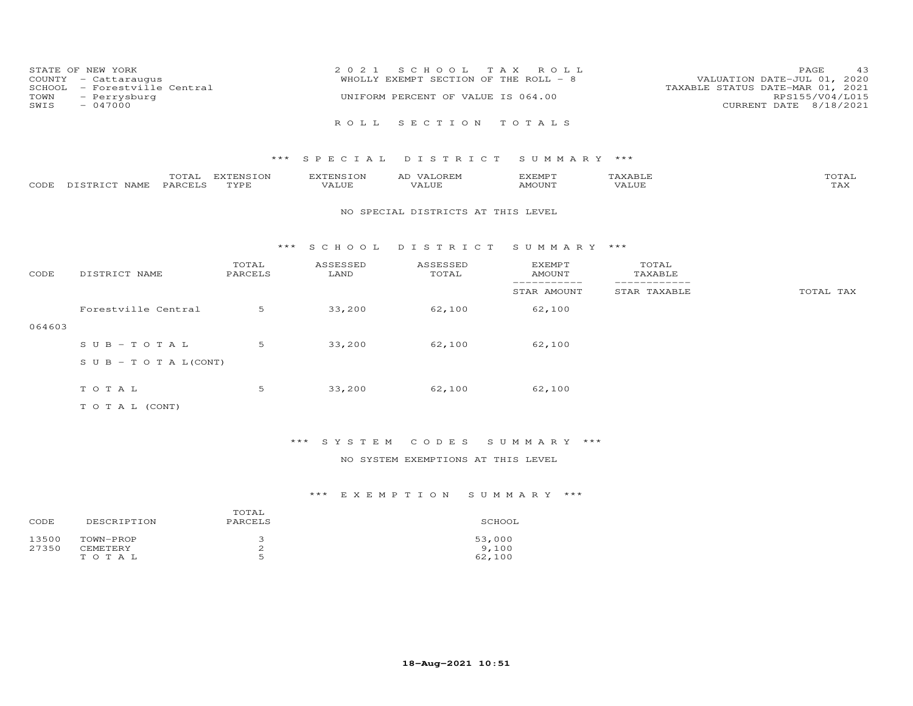STATE OF NEW YORK
COUNTY - Cattaraugus
SCHOOL - Forestville Central
TOWN - Perrysburg
SWIS - 047000

2 0 2 1 S C H O O L T A X R O L L
WHOLLY EXEMPT SECTION OF THE ROLL - 8
UNIFORM PERCENT OF VALUE IS 064.00

VALUATION DATE-JUL 01, 2020
TAXABLE STATUS DATE-MAR 01, 2021
RPS155/V04/L015
CURRENT DATE 8/18/2021

R O L L S E C T I O N T O T A L S

*** S P E C I A L D I S T R I C T S U M M A R Y ***

| CODE | DISTRICT NAME | TOTAL PARCELS | EXTENSION TYPE | EXTENSION VALUE | AD VALOREM VALUE | EXEMPT AMOUNT | TAXABLE VALUE | TOTAL TAX |
|---|---|---|---|---|---|---|---|---|

NO SPECIAL DISTRICTS AT THIS LEVEL

*** S C H O O L D I S T R I C T S U M M A R Y ***

| CODE | DISTRICT NAME | TOTAL PARCELS | ASSESSED LAND | ASSESSED TOTAL | EXEMPT AMOUNT / STAR AMOUNT | TOTAL TAXABLE / STAR TAXABLE | TOTAL TAX |
|---|---|---|---|---|---|---|---|
| 064603 | Forestville Central | 5 | 33,200 | 62,100 | 62,100 | | |
| | S U B - T O T A L | 5 | 33,200 | 62,100 | 62,100 | | |
| | S U B - T O T A L(CONT) | | | | | | |
| | T O T A L | 5 | 33,200 | 62,100 | 62,100 | | |
| | T O T A L (CONT) | | | | | | |

*** S Y S T E M C O D E S S U M M A R Y ***

NO SYSTEM EXEMPTIONS AT THIS LEVEL

*** E X E M P T I O N S U M M A R Y ***

| CODE | DESCRIPTION | TOTAL PARCELS | SCHOOL |
|---|---|---|---|
| 13500 | TOWN-PROP | 3 | 53,000 |
| 27350 | CEMETERY | 2 | 9,100 |
| | T O T A L | 5 | 62,100 |

18-Aug-2021 10:51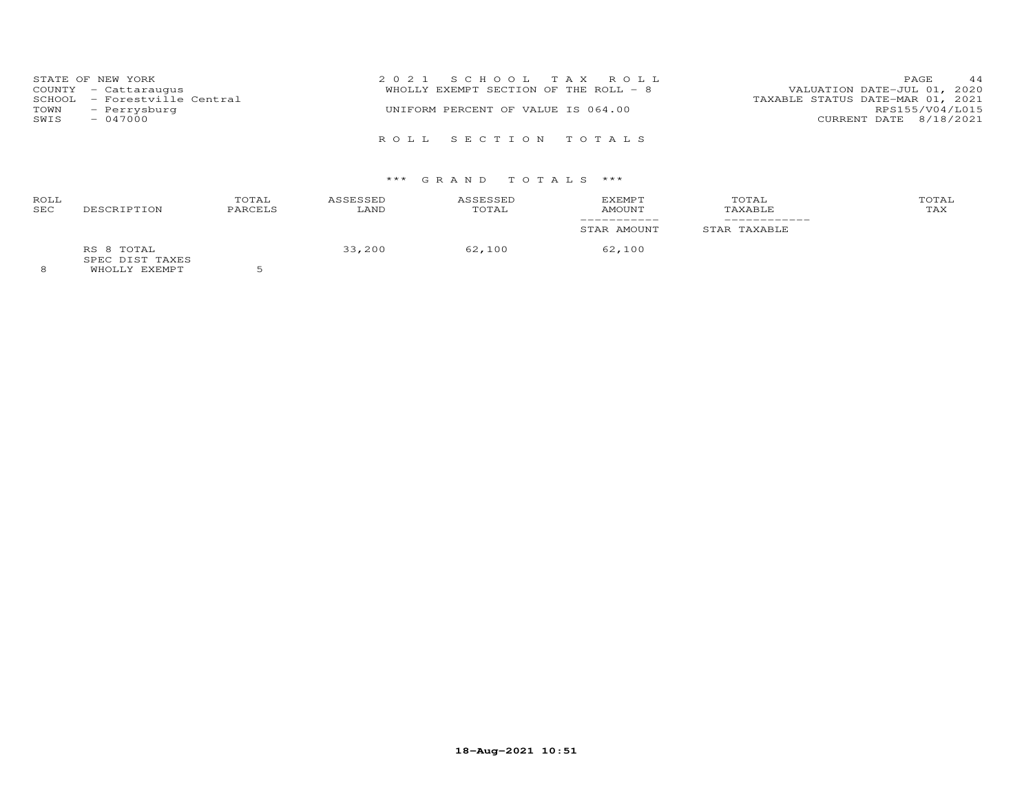STATE OF NEW YORK
COUNTY - Cattaraugus
SCHOOL - Forestville Central
TOWN - Perrysburg
SWIS - 047000

2 0 2 1 S C H O O L T A X R O L L
WHOLLY EXEMPT SECTION OF THE ROLL - 8

UNIFORM PERCENT OF VALUE IS 064.00

VALUATION DATE-JUL 01, 2020
TAXABLE STATUS DATE-MAR 01, 2021
RPS155/V04/L015
CURRENT DATE 8/18/2021

R O L L S E C T I O N T O T A L S

*** G R A N D T O T A L S ***

| ROLL SEC | DESCRIPTION | TOTAL PARCELS | ASSESSED LAND | ASSESSED TOTAL | EXEMPT AMOUNT / STAR AMOUNT | TOTAL TAXABLE / STAR TAXABLE | TOTAL TAX |
|---|---|---|---|---|---|---|---|
| | RS 8 TOTAL | | 33,200 | 62,100 | 62,100 | | |
| | SPEC DIST TAXES | | | | | | |
| 8 | WHOLLY EXEMPT | 5 | | | | | |

18-Aug-2021 10:51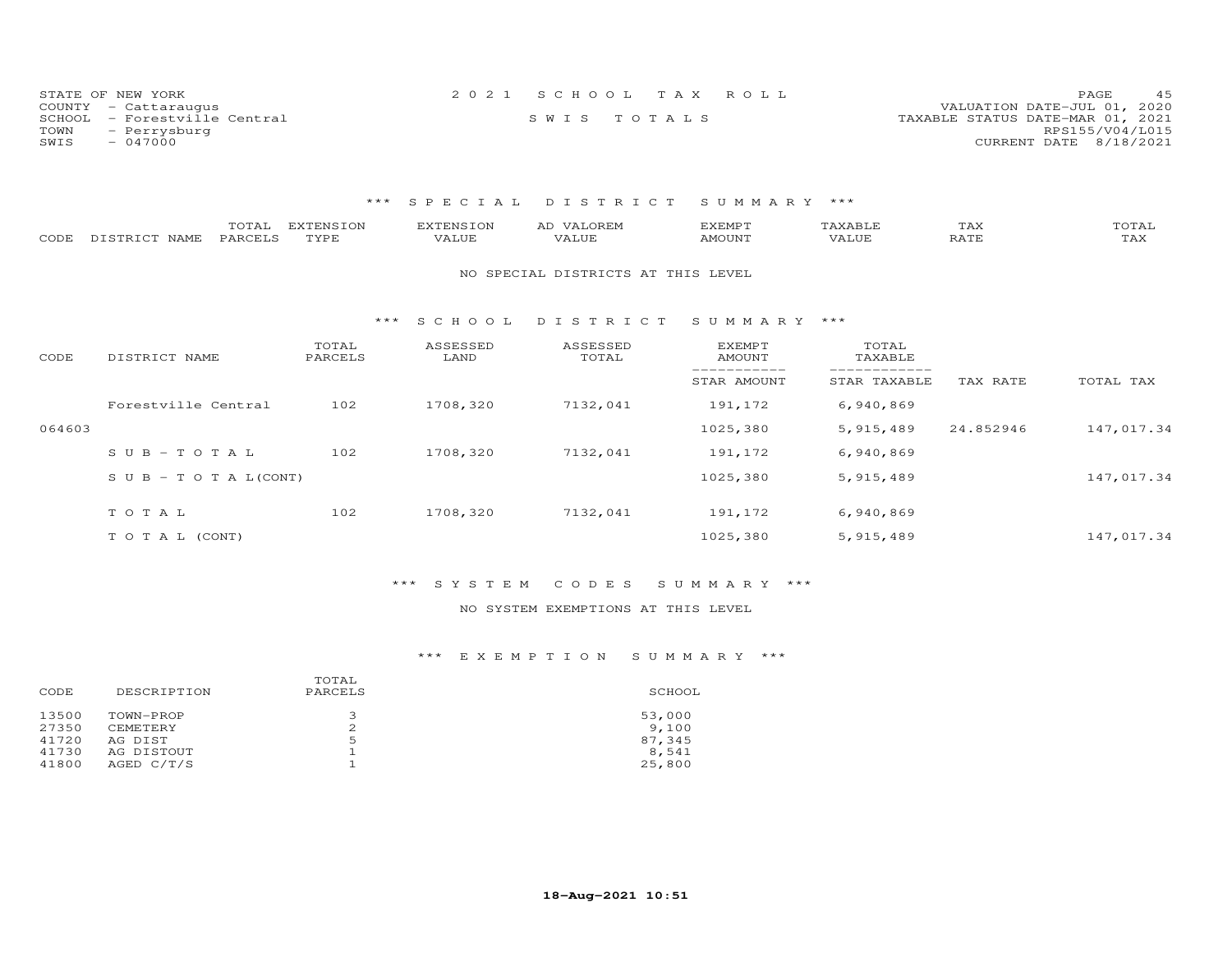STATE OF NEW YORK
COUNTY - Cattaraugus
SCHOOL - Forestville Central
TOWN - Perrysburg
SWIS - 047000

2 0 2 1 S C H O O L T A X R O L L
S W I S T O T A L S

VALUATION DATE-JUL 01, 2020
TAXABLE STATUS DATE-MAR 01, 2021
RPS155/V04/L015
CURRENT DATE 8/18/2021

### \*\*\* S P E C I A L D I S T R I C T S U M M A R Y \*\*\*

| CODE | DISTRICT NAME | TOTAL PARCELS | EXTENSION TYPE | EXTENSION VALUE | AD VALOREM VALUE | EXEMPT AMOUNT | TAXABLE VALUE | TAX RATE | TOTAL TAX |
|---|---|---|---|---|---|---|---|---|---|

NO SPECIAL DISTRICTS AT THIS LEVEL

### \*\*\* S C H O O L D I S T R I C T S U M M A R Y \*\*\*

| CODE | DISTRICT NAME | TOTAL PARCELS | ASSESSED LAND | ASSESSED TOTAL | EXEMPT AMOUNT / STAR AMOUNT | TOTAL TAXABLE / STAR TAXABLE | TAX RATE | TOTAL TAX |
|---|---|---|---|---|---|---|---|---|
| | Forestville Central | 102 | 1708,320 | 7132,041 | 191,172 | 6,940,869 | | |
| 064603 | | | | | 1025,380 | 5,915,489 | 24.852946 | 147,017.34 |
| | S U B - T O T A L | 102 | 1708,320 | 7132,041 | 191,172 | 6,940,869 | | |
| | S U B - T O T A L(CONT) | | | | 1025,380 | 5,915,489 | | 147,017.34 |
| | T O T A L | 102 | 1708,320 | 7132,041 | 191,172 | 6,940,869 | | |
| | T O T A L (CONT) | | | | 1025,380 | 5,915,489 | | 147,017.34 |

### \*\*\* S Y S T E M C O D E S S U M M A R Y \*\*\*

NO SYSTEM EXEMPTIONS AT THIS LEVEL

### \*\*\* E X E M P T I O N S U M M A R Y \*\*\*

| CODE | DESCRIPTION | TOTAL PARCELS | SCHOOL |
|---|---|---|---|
| 13500 | TOWN-PROP | 3 | 53,000 |
| 27350 | CEMETERY | 2 | 9,100 |
| 41720 | AG DIST | 5 | 87,345 |
| 41730 | AG DISTOUT | 1 | 8,541 |
| 41800 | AGED C/T/S | 1 | 25,800 |

18-Aug-2021 10:51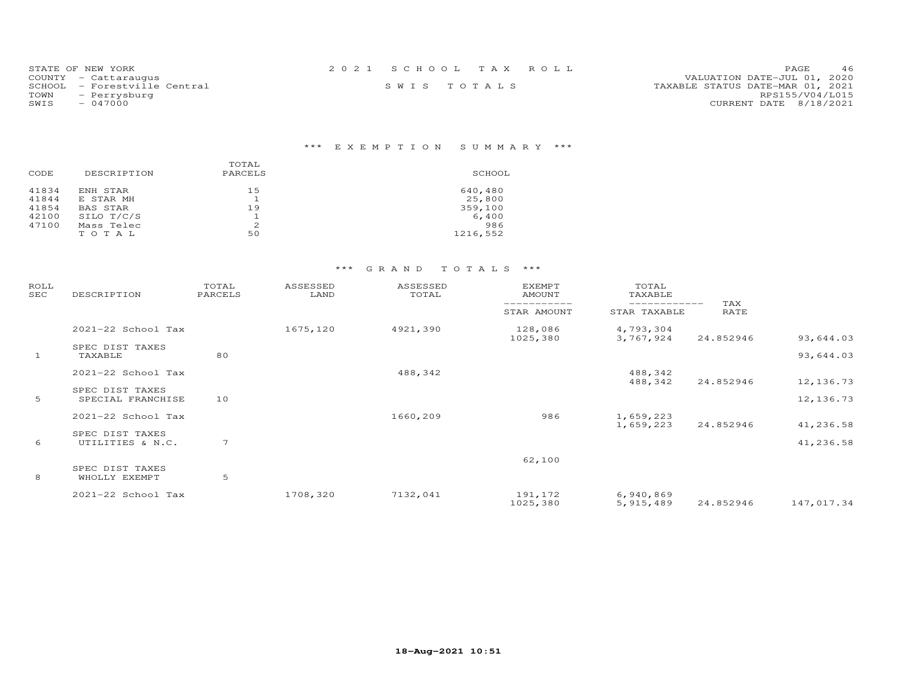STATE OF NEW YORK
COUNTY - Cattaraugus
SCHOOL - Forestville Central
TOWN - Perrysburg
SWIS - 047000

# 2021 SCHOOL TAX ROLL

SWIS TOTALS

VALUATION DATE-JUL 01, 2020
TAXABLE STATUS DATE-MAR 01, 2021
RPS155/V04/L015
CURRENT DATE 8/18/2021

## *** EXEMPTION SUMMARY ***

| CODE | DESCRIPTION | TOTAL PARCELS | SCHOOL |
|---|---|---|---|
| 41834 | ENH STAR | 15 | 640,480 |
| 41844 | E STAR MH | 1 | 25,800 |
| 41854 | BAS STAR | 19 | 359,100 |
| 42100 | SILO T/C/S | 1 | 6,400 |
| 47100 | Mass Telec | 2 | 986 |
| | TOTAL | 50 | 1216,552 |

## *** GRAND TOTALS ***

| ROLL SEC | DESCRIPTION | TOTAL PARCELS | ASSESSED LAND | ASSESSED TOTAL | EXEMPT AMOUNT / STAR AMOUNT | TOTAL TAXABLE / STAR TAXABLE | TAX RATE | |
|---|---|---|---|---|---|---|---|---|
| | 2021-22 School Tax | | 1675,120 | 4921,390 | 128,086 | 4,793,304 | | |
| | | | | | 1025,380 | 3,767,924 | 24.852946 | 93,644.03 |
| | SPEC DIST TAXES | | | | | | | |
| 1 | TAXABLE | 80 | | | | | | 93,644.03 |
| | 2021-22 School Tax | | | 488,342 | | 488,342 | | |
| | | | | | | 488,342 | 24.852946 | 12,136.73 |
| | SPEC DIST TAXES | | | | | | | |
| 5 | SPECIAL FRANCHISE | 10 | | | | | | 12,136.73 |
| | 2021-22 School Tax | | | 1660,209 | 986 | 1,659,223 | | |
| | | | | | | 1,659,223 | 24.852946 | 41,236.58 |
| | SPEC DIST TAXES | | | | | | | |
| 6 | UTILITIES & N.C. | 7 | | | | | | 41,236.58 |
| | | | | | 62,100 | | | |
| | SPEC DIST TAXES | | | | | | | |
| 8 | WHOLLY EXEMPT | 5 | | | | | | |
| | 2021-22 School Tax | | 1708,320 | 7132,041 | 191,172 | 6,940,869 | | |
| | | | | | 1025,380 | 5,915,489 | 24.852946 | 147,017.34 |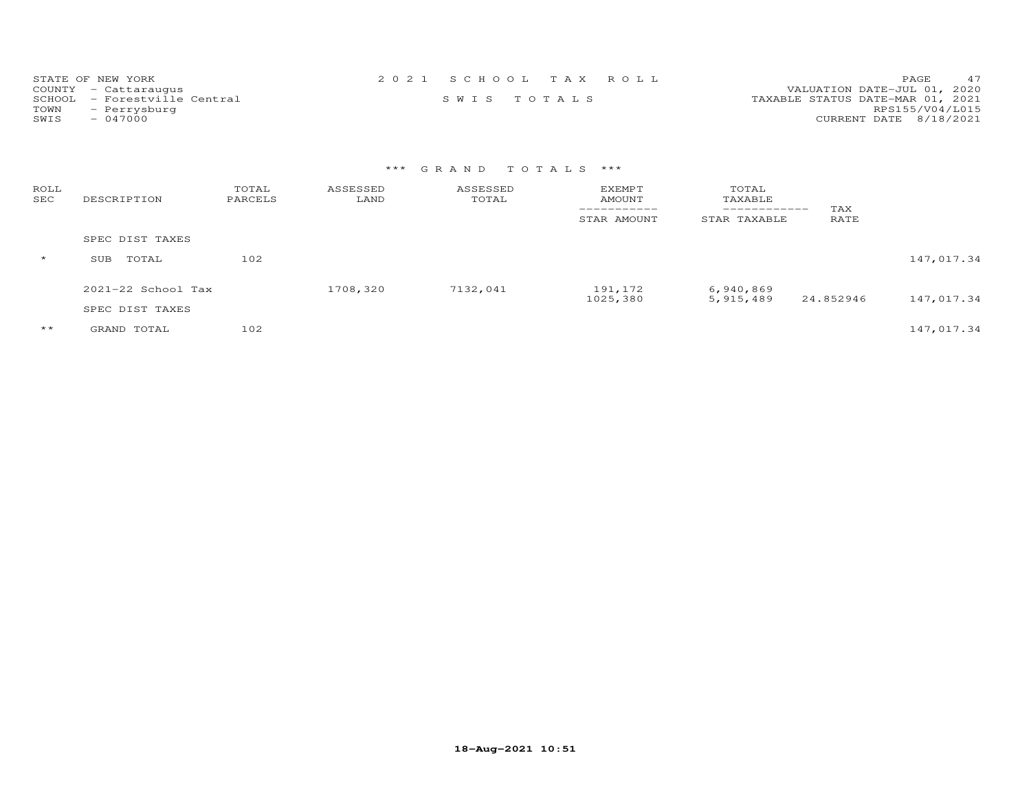STATE OF NEW YORK
COUNTY - Cattaraugus
SCHOOL - Forestville Central
TOWN - Perrysburg
SWIS - 047000

2 0 2 1 S C H O O L T A X R O L L
S W I S T O T A L S

VALUATION DATE-JUL 01, 2020
TAXABLE STATUS DATE-MAR 01, 2021
RPS155/V04/L015
CURRENT DATE 8/18/2021

### *** G R A N D T O T A L S ***

| ROLL SEC | DESCRIPTION | TOTAL PARCELS | ASSESSED LAND | ASSESSED TOTAL | EXEMPT AMOUNT / STAR AMOUNT | TOTAL TAXABLE / STAR TAXABLE | TAX RATE | |
|---|---|---|---|---|---|---|---|---|
| | SPEC DIST TAXES | | | | | | | |
| * | SUB TOTAL | 102 | | | | | | 147,017.34 |
| | 2021-22 School Tax | | 1708,320 | 7132,041 | 191,172 | 6,940,869 | | |
| | | | | | 1025,380 | 5,915,489 | 24.852946 | 147,017.34 |
| | SPEC DIST TAXES | | | | | | | |
| ** | GRAND TOTAL | 102 | | | | | | 147,017.34 |

18-Aug-2021 10:51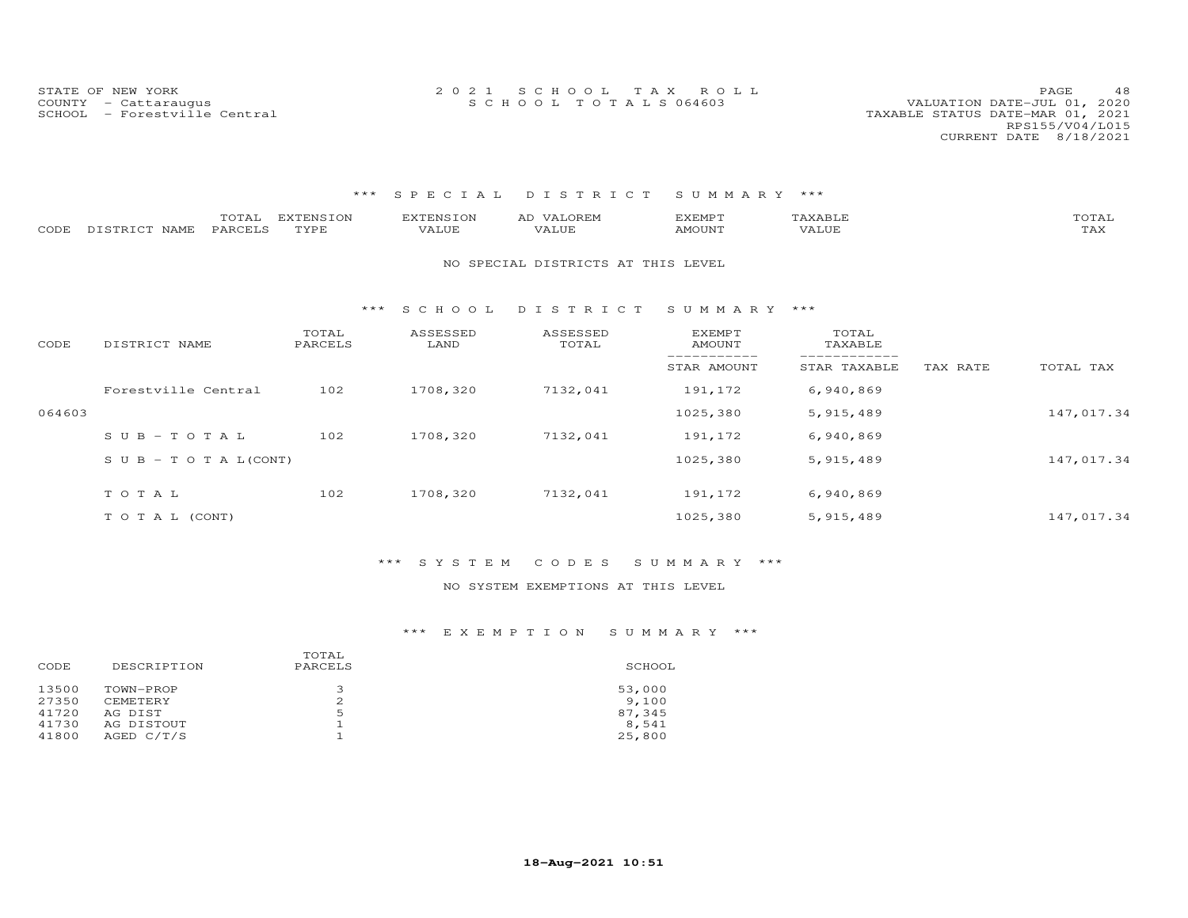STATE OF NEW YORK
COUNTY - Cattaraugus
SCHOOL - Forestville Central

# 2021 SCHOOL TAX ROLL
## SCHOOL TOTALS 064603

VALUATION DATE-JUL 01, 2020
TAXABLE STATUS DATE-MAR 01, 2021
RPS155/V04/L015
CURRENT DATE 8/18/2021

### *** SPECIAL DISTRICT SUMMARY ***

| CODE | DISTRICT NAME | TOTAL PARCELS | EXTENSION TYPE | EXTENSION VALUE | AD VALOREM VALUE | EXEMPT AMOUNT | TAXABLE VALUE | TOTAL TAX |
|---|---|---|---|---|---|---|---|---|

NO SPECIAL DISTRICTS AT THIS LEVEL

### *** SCHOOL DISTRICT SUMMARY ***

| CODE | DISTRICT NAME | TOTAL PARCELS | ASSESSED LAND | ASSESSED TOTAL | EXEMPT AMOUNT / STAR AMOUNT | TOTAL TAXABLE / STAR TAXABLE | TAX RATE | TOTAL TAX |
|---|---|---|---|---|---|---|---|---|
| | Forestville Central | 102 | 1708,320 | 7132,041 | 191,172 | 6,940,869 | | |
| 064603 | | | | | 1025,380 | 5,915,489 | | 147,017.34 |
| | S U B - T O T A L | 102 | 1708,320 | 7132,041 | 191,172 | 6,940,869 | | |
| | S U B - T O T A L(CONT) | | | | 1025,380 | 5,915,489 | | 147,017.34 |
| | T O T A L | 102 | 1708,320 | 7132,041 | 191,172 | 6,940,869 | | |
| | T O T A L (CONT) | | | | 1025,380 | 5,915,489 | | 147,017.34 |

### *** SYSTEM CODES SUMMARY ***

NO SYSTEM EXEMPTIONS AT THIS LEVEL

### *** EXEMPTION SUMMARY ***

| CODE | DESCRIPTION | TOTAL PARCELS | SCHOOL |
|---|---|---|---|
| 13500 | TOWN-PROP | 3 | 53,000 |
| 27350 | CEMETERY | 2 | 9,100 |
| 41720 | AG DIST | 5 | 87,345 |
| 41730 | AG DISTOUT | 1 | 8,541 |
| 41800 | AGED C/T/S | 1 | 25,800 |

18-Aug-2021 10:51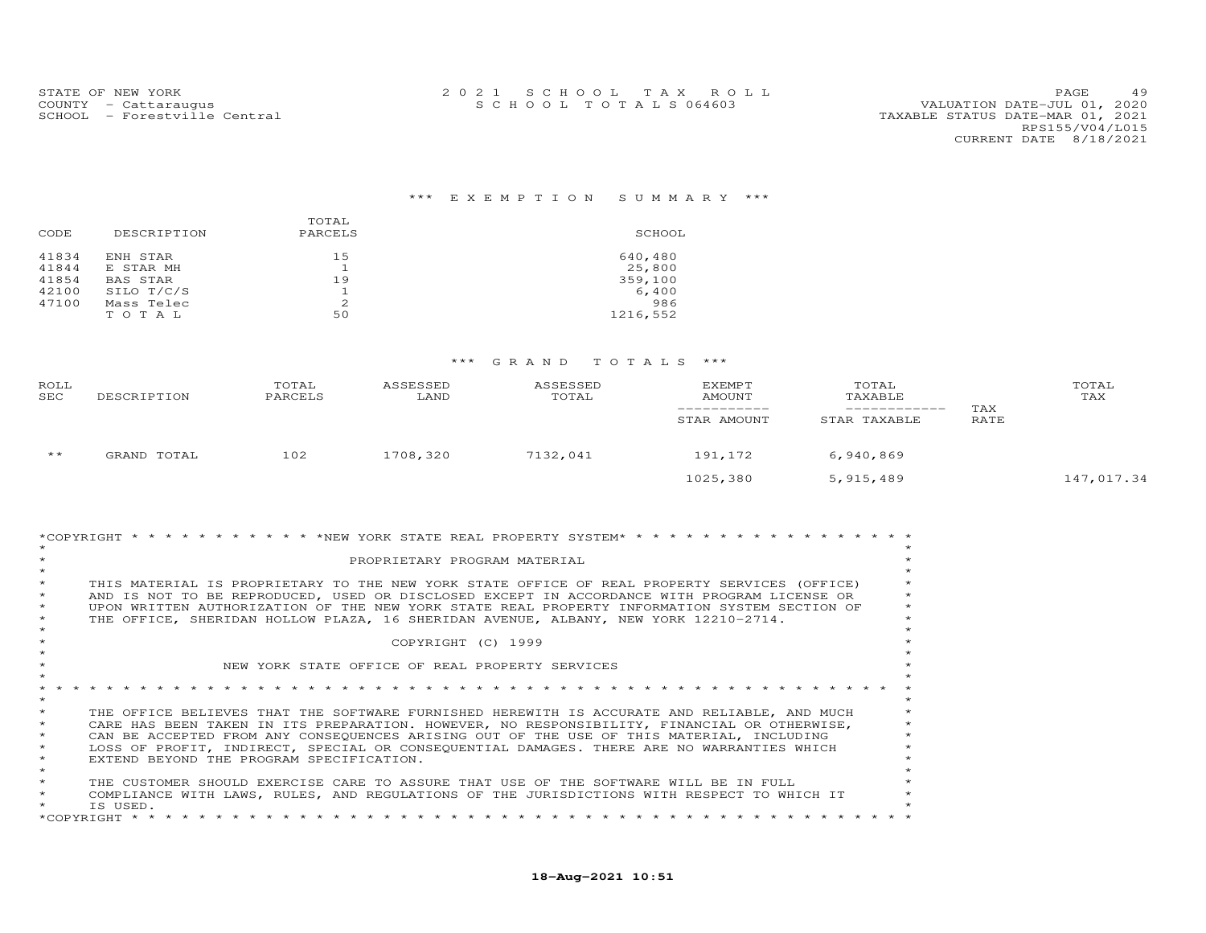STATE OF NEW YORK
COUNTY - Cattaraugus
SCHOOL - Forestville Central

2 0 2 1 S C H O O L T A X R O L L
S C H O O L T O T A L S 064603

VALUATION DATE-JUL 01, 2020
TAXABLE STATUS DATE-MAR 01, 2021
RPS155/V04/L015
CURRENT DATE 8/18/2021

### *** E X E M P T I O N S U M M A R Y ***

| CODE | DESCRIPTION | TOTAL PARCELS | SCHOOL |
|---|---|---|---|
| 41834 | ENH STAR | 15 | 640,480 |
| 41844 | E STAR MH | 1 | 25,800 |
| 41854 | BAS STAR | 19 | 359,100 |
| 42100 | SILO T/C/S | 1 | 6,400 |
| 47100 | Mass Telec | 2 | 986 |
| | T O T A L | 50 | 1216,552 |

### *** G R A N D T O T A L S ***

| ROLL SEC | DESCRIPTION | TOTAL PARCELS | ASSESSED LAND | ASSESSED TOTAL | EXEMPT AMOUNT / STAR AMOUNT | TOTAL TAXABLE / STAR TAXABLE | TAX RATE | TOTAL TAX |
|---|---|---|---|---|---|---|---|---|
| ** | GRAND TOTAL | 102 | 1708,320 | 7132,041 | 191,172 | 6,940,869 | | |
| | | | | | 1025,380 | 5,915,489 | | 147,017.34 |

*COPYRIGHT * * * * * * * * * * * *NEW YORK STATE REAL PROPERTY SYSTEM* * * * * * * * * * * * * * * * * *

PROPRIETARY PROGRAM MATERIAL

THIS MATERIAL IS PROPRIETARY TO THE NEW YORK STATE OFFICE OF REAL PROPERTY SERVICES (OFFICE) AND IS NOT TO BE REPRODUCED, USED OR DISCLOSED EXCEPT IN ACCORDANCE WITH PROGRAM LICENSE OR UPON WRITTEN AUTHORIZATION OF THE NEW YORK STATE REAL PROPERTY INFORMATION SYSTEM SECTION OF THE OFFICE, SHERIDAN HOLLOW PLAZA, 16 SHERIDAN AVENUE, ALBANY, NEW YORK 12210-2714.

COPYRIGHT (C) 1999

NEW YORK STATE OFFICE OF REAL PROPERTY SERVICES

THE OFFICE BELIEVES THAT THE SOFTWARE FURNISHED HEREWITH IS ACCURATE AND RELIABLE, AND MUCH CARE HAS BEEN TAKEN IN ITS PREPARATION. HOWEVER, NO RESPONSIBILITY, FINANCIAL OR OTHERWISE, CAN BE ACCEPTED FROM ANY CONSEQUENCES ARISING OUT OF THE USE OF THIS MATERIAL, INCLUDING LOSS OF PROFIT, INDIRECT, SPECIAL OR CONSEQUENTIAL DAMAGES. THERE ARE NO WARRANTIES WHICH EXTEND BEYOND THE PROGRAM SPECIFICATION.

THE CUSTOMER SHOULD EXERCISE CARE TO ASSURE THAT USE OF THE SOFTWARE WILL BE IN FULL COMPLIANCE WITH LAWS, RULES, AND REGULATIONS OF THE JURISDICTIONS WITH RESPECT TO WHICH IT IS USED.

*COPYRIGHT * * * * * * * * * * * * * * * * * * * * * * * * * * * * * * * * * * * * * * * * * * * * *

18-Aug-2021 10:51